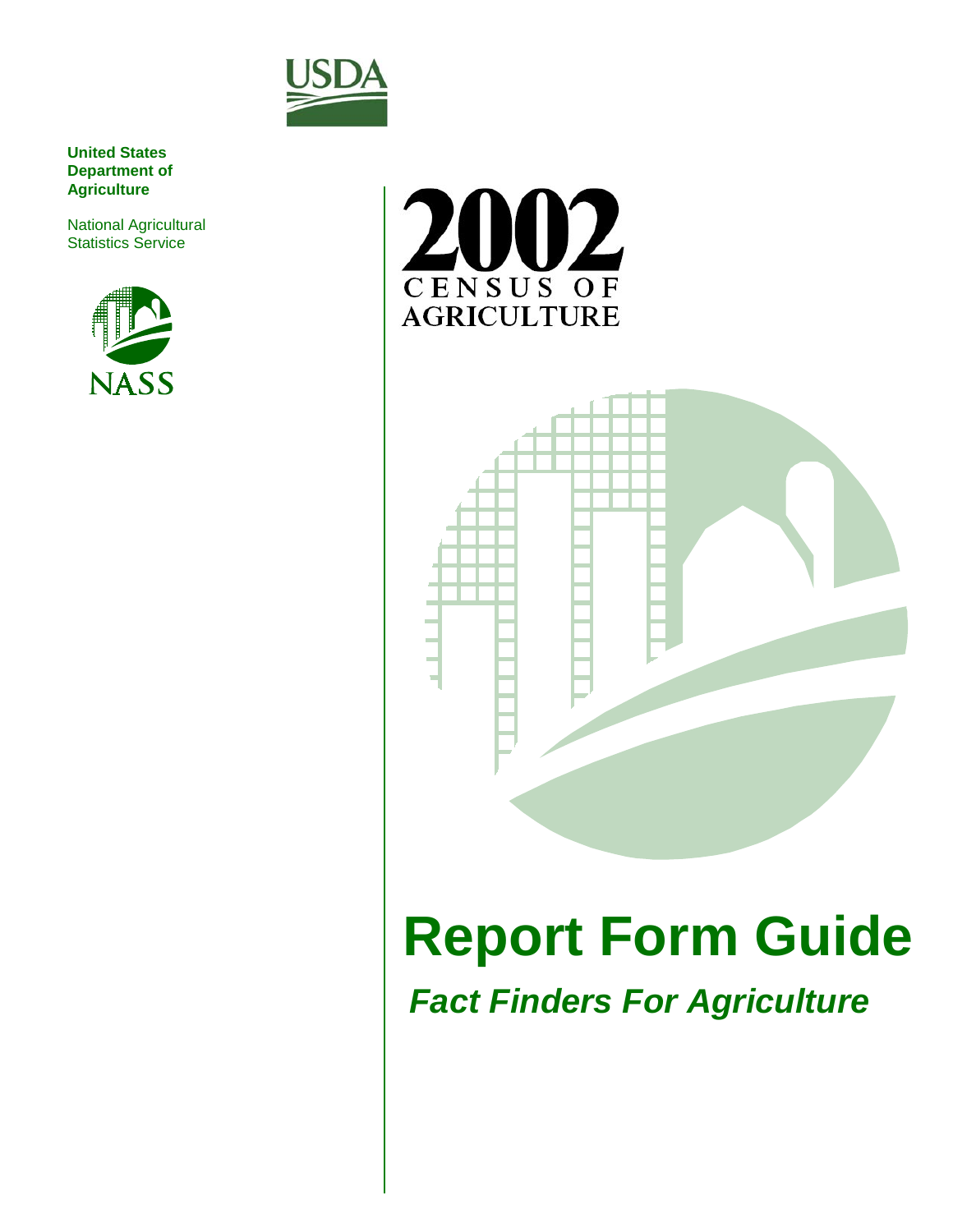USDA

**United States Department of Agriculture**

National Agricultural Statistics Service

NASS

# 2002 CENSUS OF AGRICULTURE

# Report Form Guide

## *Fact Finders For Agriculture*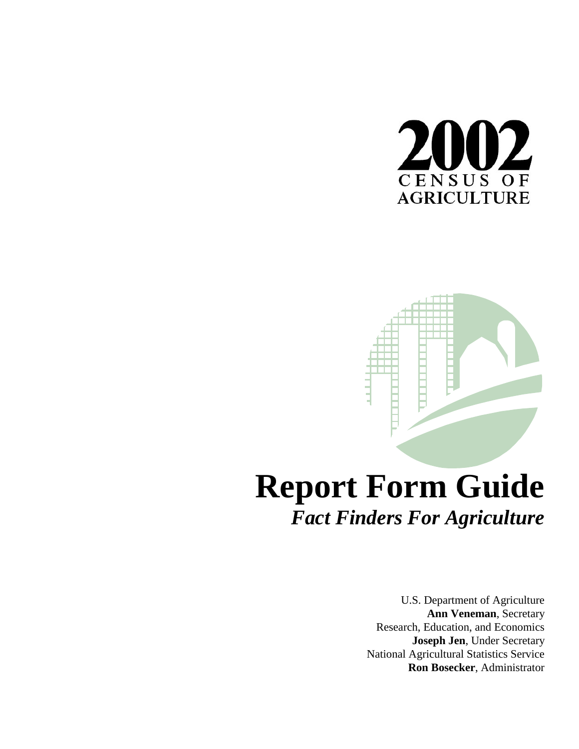# 2002

CENSUS OF
AGRICULTURE

# Report Form Guide

## *Fact Finders For Agriculture*

U.S. Department of Agriculture
**Ann Veneman**, Secretary
Research, Education, and Economics
**Joseph Jen**, Under Secretary
National Agricultural Statistics Service
**Ron Bosecker**, Administrator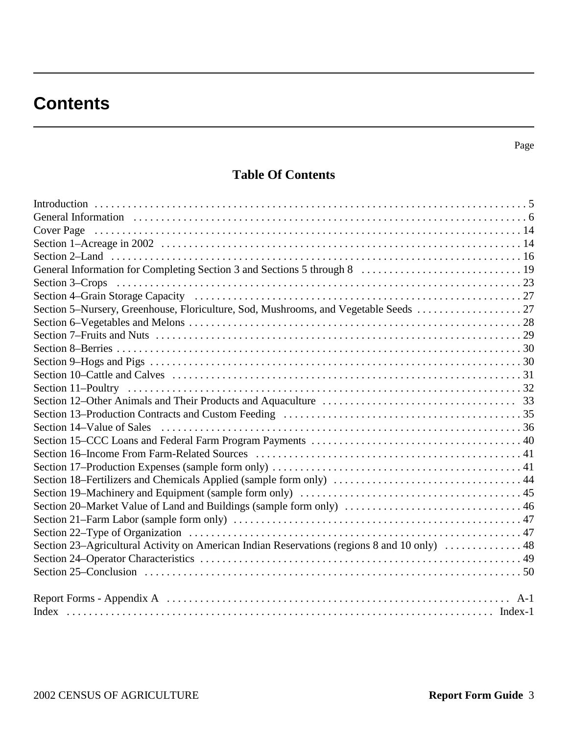# Contents

Page

## Table Of Contents

| | |
|---|---|
| Introduction | 5 |
| General Information | 6 |
| Cover Page | 14 |
| Section 1–Acreage in 2002 | 14 |
| Section 2–Land | 16 |
| General Information for Completing Section 3 and Sections 5 through 8 | 19 |
| Section 3–Crops | 23 |
| Section 4–Grain Storage Capacity | 27 |
| Section 5–Nursery, Greenhouse, Floriculture, Sod, Mushrooms, and Vegetable Seeds | 27 |
| Section 6–Vegetables and Melons | 28 |
| Section 7–Fruits and Nuts | 29 |
| Section 8–Berries | 30 |
| Section 9–Hogs and Pigs | 30 |
| Section 10–Cattle and Calves | 31 |
| Section 11–Poultry | 32 |
| Section 12–Other Animals and Their Products and Aquaculture | 33 |
| Section 13–Production Contracts and Custom Feeding | 35 |
| Section 14–Value of Sales | 36 |
| Section 15–CCC Loans and Federal Farm Program Payments | 40 |
| Section 16–Income From Farm-Related Sources | 41 |
| Section 17–Production Expenses (sample form only) | 41 |
| Section 18–Fertilizers and Chemicals Applied (sample form only) | 44 |
| Section 19–Machinery and Equipment (sample form only) | 45 |
| Section 20–Market Value of Land and Buildings (sample form only) | 46 |
| Section 21–Farm Labor (sample form only) | 47 |
| Section 22–Type of Organization | 47 |
| Section 23–Agricultural Activity on American Indian Reservations (regions 8 and 10 only) | 48 |
| Section 24–Operator Characteristics | 49 |
| Section 25–Conclusion | 50 |
| | |
| Report Forms - Appendix A | A-1 |
| Index | Index-1 |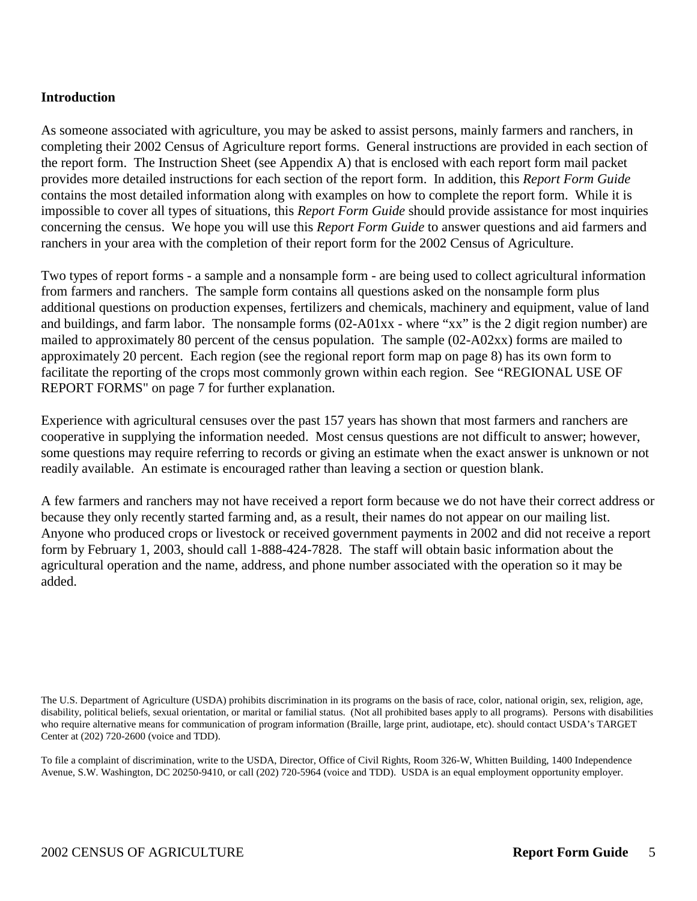**Introduction**

As someone associated with agriculture, you may be asked to assist persons, mainly farmers and ranchers, in completing their 2002 Census of Agriculture report forms. General instructions are provided in each section of the report form. The Instruction Sheet (see Appendix A) that is enclosed with each report form mail packet provides more detailed instructions for each section of the report form. In addition, this *Report Form Guide* contains the most detailed information along with examples on how to complete the report form. While it is impossible to cover all types of situations, this *Report Form Guide* should provide assistance for most inquiries concerning the census. We hope you will use this *Report Form Guide* to answer questions and aid farmers and ranchers in your area with the completion of their report form for the 2002 Census of Agriculture.

Two types of report forms - a sample and a nonsample form - are being used to collect agricultural information from farmers and ranchers. The sample form contains all questions asked on the nonsample form plus additional questions on production expenses, fertilizers and chemicals, machinery and equipment, value of land and buildings, and farm labor. The nonsample forms (02-A01xx - where "xx" is the 2 digit region number) are mailed to approximately 80 percent of the census population. The sample (02-A02xx) forms are mailed to approximately 20 percent. Each region (see the regional report form map on page 8) has its own form to facilitate the reporting of the crops most commonly grown within each region. See "REGIONAL USE OF REPORT FORMS" on page 7 for further explanation.

Experience with agricultural censuses over the past 157 years has shown that most farmers and ranchers are cooperative in supplying the information needed. Most census questions are not difficult to answer; however, some questions may require referring to records or giving an estimate when the exact answer is unknown or not readily available. An estimate is encouraged rather than leaving a section or question blank.

A few farmers and ranchers may not have received a report form because we do not have their correct address or because they only recently started farming and, as a result, their names do not appear on our mailing list. Anyone who produced crops or livestock or received government payments in 2002 and did not receive a report form by February 1, 2003, should call 1-888-424-7828. The staff will obtain basic information about the agricultural operation and the name, address, and phone number associated with the operation so it may be added.

The U.S. Department of Agriculture (USDA) prohibits discrimination in its programs on the basis of race, color, national origin, sex, religion, age, disability, political beliefs, sexual orientation, or marital or familial status. (Not all prohibited bases apply to all programs). Persons with disabilities who require alternative means for communication of program information (Braille, large print, audiotape, etc). should contact USDA's TARGET Center at (202) 720-2600 (voice and TDD).

To file a complaint of discrimination, write to the USDA, Director, Office of Civil Rights, Room 326-W, Whitten Building, 1400 Independence Avenue, S.W. Washington, DC 20250-9410, or call (202) 720-5964 (voice and TDD). USDA is an equal employment opportunity employer.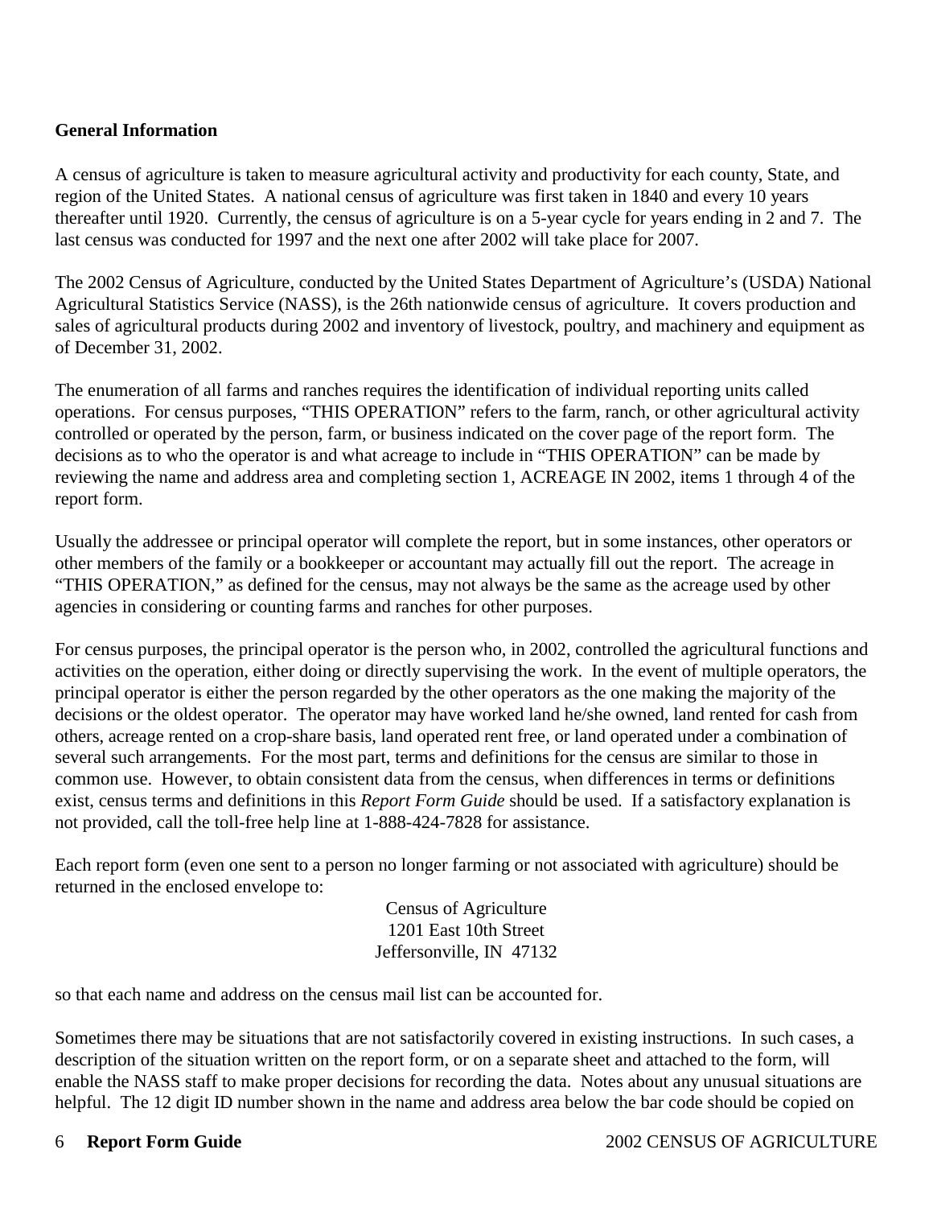## General Information

A census of agriculture is taken to measure agricultural activity and productivity for each county, State, and region of the United States. A national census of agriculture was first taken in 1840 and every 10 years thereafter until 1920. Currently, the census of agriculture is on a 5-year cycle for years ending in 2 and 7. The last census was conducted for 1997 and the next one after 2002 will take place for 2007.

The 2002 Census of Agriculture, conducted by the United States Department of Agriculture's (USDA) National Agricultural Statistics Service (NASS), is the 26th nationwide census of agriculture. It covers production and sales of agricultural products during 2002 and inventory of livestock, poultry, and machinery and equipment as of December 31, 2002.

The enumeration of all farms and ranches requires the identification of individual reporting units called operations. For census purposes, "THIS OPERATION" refers to the farm, ranch, or other agricultural activity controlled or operated by the person, farm, or business indicated on the cover page of the report form. The decisions as to who the operator is and what acreage to include in "THIS OPERATION" can be made by reviewing the name and address area and completing section 1, ACREAGE IN 2002, items 1 through 4 of the report form.

Usually the addressee or principal operator will complete the report, but in some instances, other operators or other members of the family or a bookkeeper or accountant may actually fill out the report. The acreage in "THIS OPERATION," as defined for the census, may not always be the same as the acreage used by other agencies in considering or counting farms and ranches for other purposes.

For census purposes, the principal operator is the person who, in 2002, controlled the agricultural functions and activities on the operation, either doing or directly supervising the work. In the event of multiple operators, the principal operator is either the person regarded by the other operators as the one making the majority of the decisions or the oldest operator. The operator may have worked land he/she owned, land rented for cash from others, acreage rented on a crop-share basis, land operated rent free, or land operated under a combination of several such arrangements. For the most part, terms and definitions for the census are similar to those in common use. However, to obtain consistent data from the census, when differences in terms or definitions exist, census terms and definitions in this *Report Form Guide* should be used. If a satisfactory explanation is not provided, call the toll-free help line at 1-888-424-7828 for assistance.

Each report form (even one sent to a person no longer farming or not associated with agriculture) should be returned in the enclosed envelope to:

Census of Agriculture
1201 East 10th Street
Jeffersonville, IN 47132

so that each name and address on the census mail list can be accounted for.

Sometimes there may be situations that are not satisfactorily covered in existing instructions. In such cases, a description of the situation written on the report form, or on a separate sheet and attached to the form, will enable the NASS staff to make proper decisions for recording the data. Notes about any unusual situations are helpful. The 12 digit ID number shown in the name and address area below the bar code should be copied on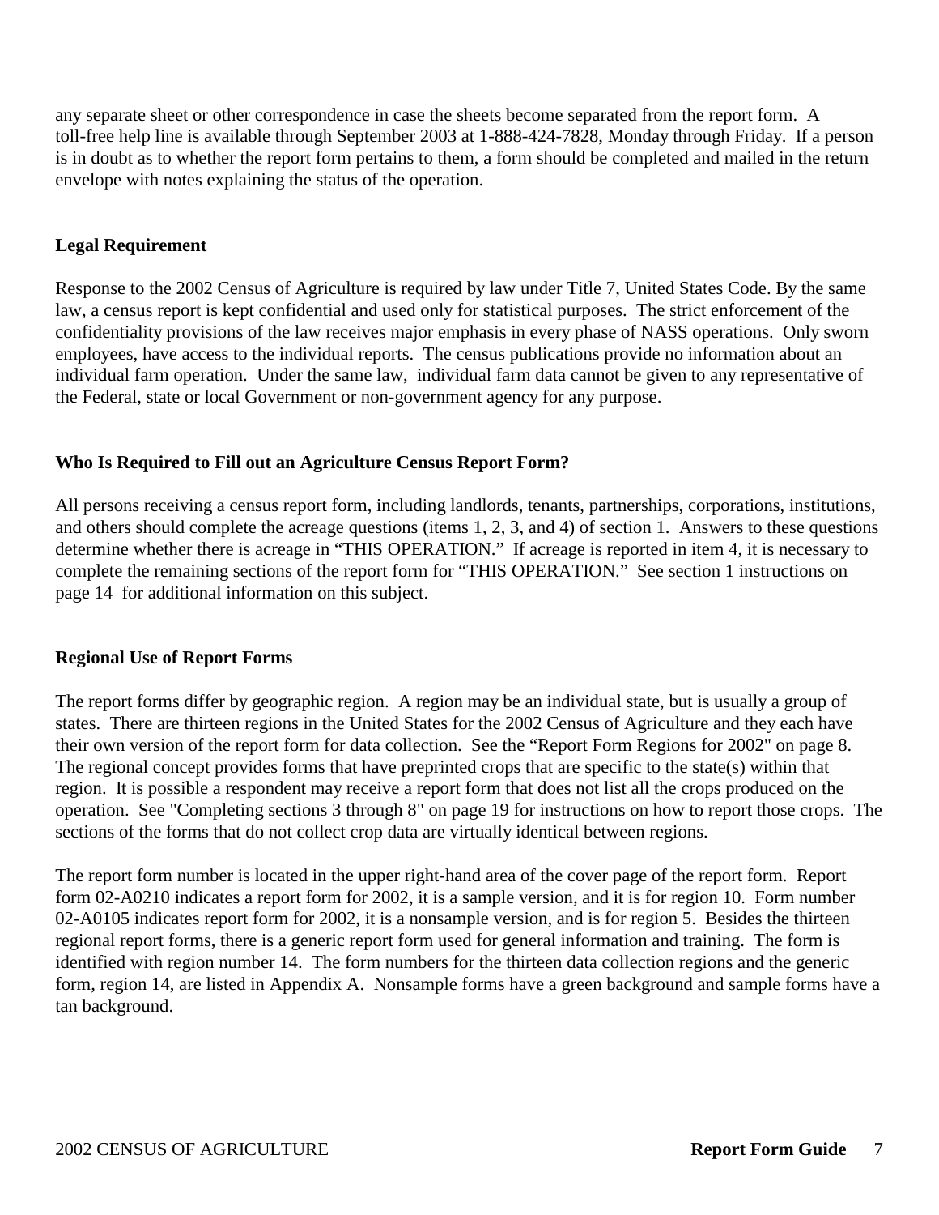any separate sheet or other correspondence in case the sheets become separated from the report form. A toll-free help line is available through September 2003 at 1-888-424-7828, Monday through Friday. If a person is in doubt as to whether the report form pertains to them, a form should be completed and mailed in the return envelope with notes explaining the status of the operation.

### Legal Requirement

Response to the 2002 Census of Agriculture is required by law under Title 7, United States Code. By the same law, a census report is kept confidential and used only for statistical purposes. The strict enforcement of the confidentiality provisions of the law receives major emphasis in every phase of NASS operations. Only sworn employees, have access to the individual reports. The census publications provide no information about an individual farm operation. Under the same law, individual farm data cannot be given to any representative of the Federal, state or local Government or non-government agency for any purpose.

### Who Is Required to Fill out an Agriculture Census Report Form?

All persons receiving a census report form, including landlords, tenants, partnerships, corporations, institutions, and others should complete the acreage questions (items 1, 2, 3, and 4) of section 1. Answers to these questions determine whether there is acreage in "THIS OPERATION." If acreage is reported in item 4, it is necessary to complete the remaining sections of the report form for "THIS OPERATION." See section 1 instructions on page 14 for additional information on this subject.

### Regional Use of Report Forms

The report forms differ by geographic region. A region may be an individual state, but is usually a group of states. There are thirteen regions in the United States for the 2002 Census of Agriculture and they each have their own version of the report form for data collection. See the "Report Form Regions for 2002" on page 8. The regional concept provides forms that have preprinted crops that are specific to the state(s) within that region. It is possible a respondent may receive a report form that does not list all the crops produced on the operation. See "Completing sections 3 through 8" on page 19 for instructions on how to report those crops. The sections of the forms that do not collect crop data are virtually identical between regions.

The report form number is located in the upper right-hand area of the cover page of the report form. Report form 02-A0210 indicates a report form for 2002, it is a sample version, and it is for region 10. Form number 02-A0105 indicates report form for 2002, it is a nonsample version, and is for region 5. Besides the thirteen regional report forms, there is a generic report form used for general information and training. The form is identified with region number 14. The form numbers for the thirteen data collection regions and the generic form, region 14, are listed in Appendix A. Nonsample forms have a green background and sample forms have a tan background.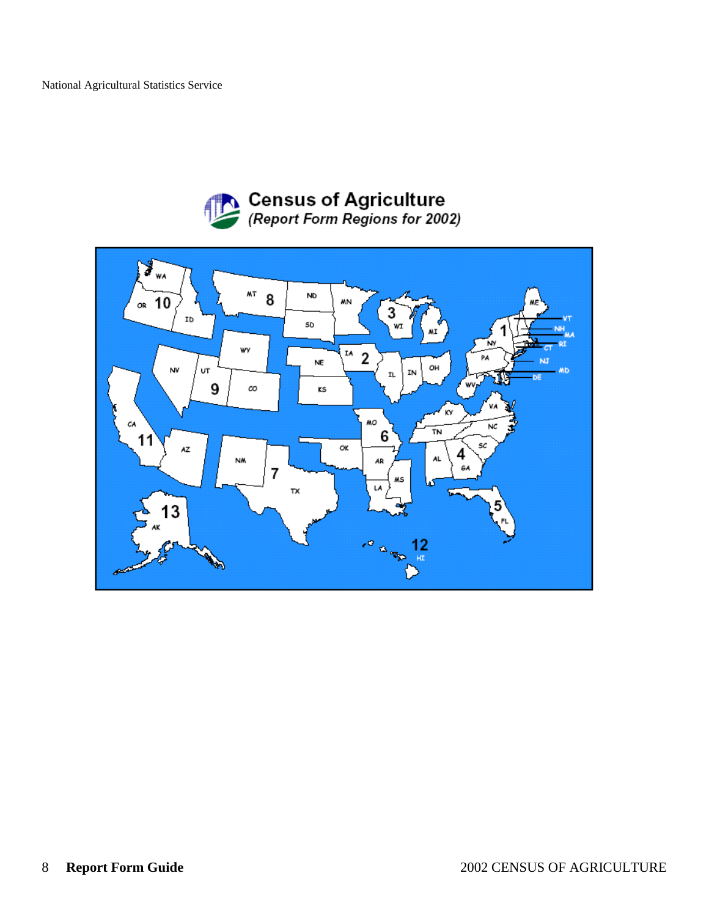# Census of Agriculture

*(Report Form Regions for 2002)*

WA OR 10 ID MT 8 ND MN SD WY NV UT 9 CO NE KS IA 2 WI 3 MI IL IN OH CA 11 AZ NM 7 TX OK MO 6 AR LA MS KY TN AL 4 GA SC NC VA WV PA NY 1 ME VT NH MA RI CT NJ MD DE FL 5 AK 13 HI 12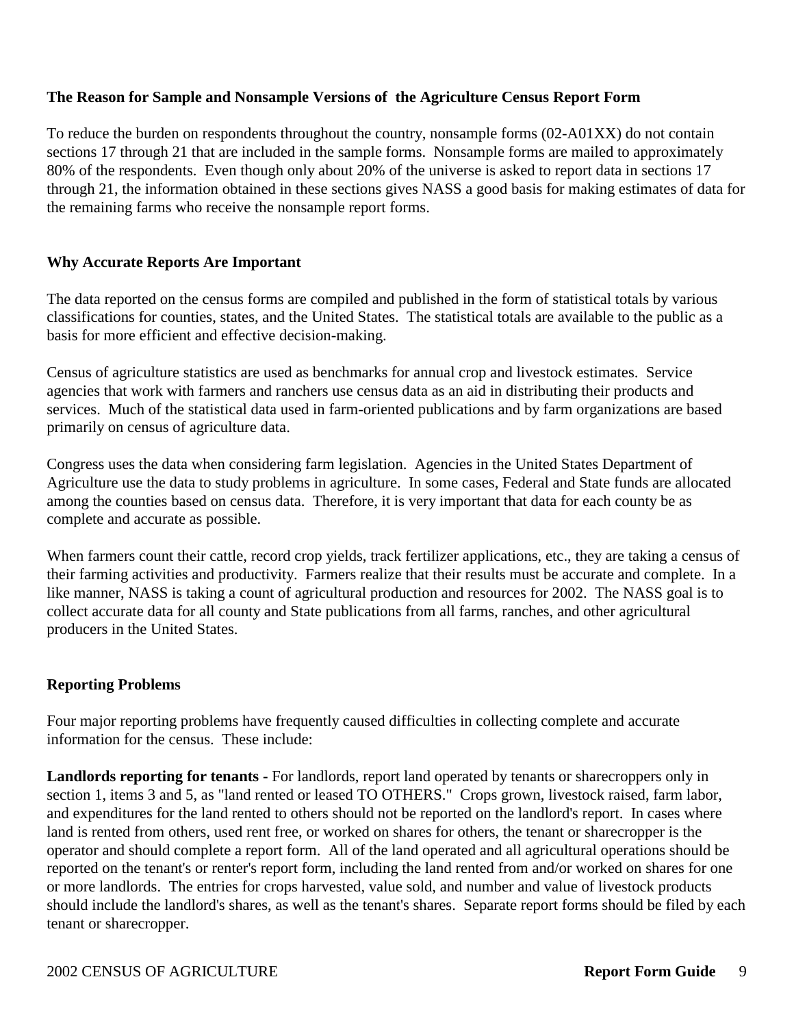### The Reason for Sample and Nonsample Versions of the Agriculture Census Report Form

To reduce the burden on respondents throughout the country, nonsample forms (02-A01XX) do not contain sections 17 through 21 that are included in the sample forms. Nonsample forms are mailed to approximately 80% of the respondents. Even though only about 20% of the universe is asked to report data in sections 17 through 21, the information obtained in these sections gives NASS a good basis for making estimates of data for the remaining farms who receive the nonsample report forms.

### Why Accurate Reports Are Important

The data reported on the census forms are compiled and published in the form of statistical totals by various classifications for counties, states, and the United States. The statistical totals are available to the public as a basis for more efficient and effective decision-making.

Census of agriculture statistics are used as benchmarks for annual crop and livestock estimates. Service agencies that work with farmers and ranchers use census data as an aid in distributing their products and services. Much of the statistical data used in farm-oriented publications and by farm organizations are based primarily on census of agriculture data.

Congress uses the data when considering farm legislation. Agencies in the United States Department of Agriculture use the data to study problems in agriculture. In some cases, Federal and State funds are allocated among the counties based on census data. Therefore, it is very important that data for each county be as complete and accurate as possible.

When farmers count their cattle, record crop yields, track fertilizer applications, etc., they are taking a census of their farming activities and productivity. Farmers realize that their results must be accurate and complete. In a like manner, NASS is taking a count of agricultural production and resources for 2002. The NASS goal is to collect accurate data for all county and State publications from all farms, ranches, and other agricultural producers in the United States.

### Reporting Problems

Four major reporting problems have frequently caused difficulties in collecting complete and accurate information for the census. These include:

**Landlords reporting for tenants -** For landlords, report land operated by tenants or sharecroppers only in section 1, items 3 and 5, as "land rented or leased TO OTHERS." Crops grown, livestock raised, farm labor, and expenditures for the land rented to others should not be reported on the landlord's report. In cases where land is rented from others, used rent free, or worked on shares for others, the tenant or sharecropper is the operator and should complete a report form. All of the land operated and all agricultural operations should be reported on the tenant's or renter's report form, including the land rented from and/or worked on shares for one or more landlords. The entries for crops harvested, value sold, and number and value of livestock products should include the landlord's shares, as well as the tenant's shares. Separate report forms should be filed by each tenant or sharecropper.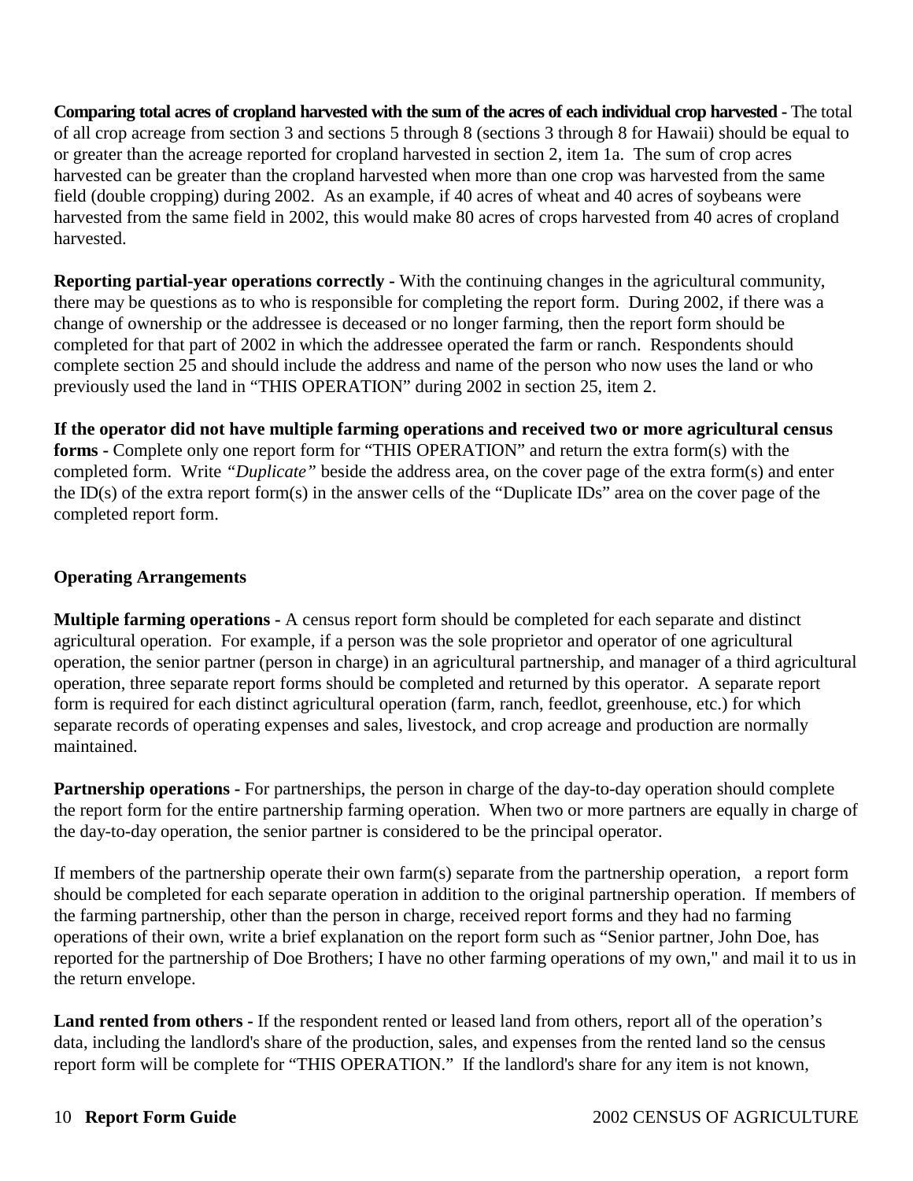**Comparing total acres of cropland harvested with the sum of the acres of each individual crop harvested -** The total of all crop acreage from section 3 and sections 5 through 8 (sections 3 through 8 for Hawaii) should be equal to or greater than the acreage reported for cropland harvested in section 2, item 1a. The sum of crop acres harvested can be greater than the cropland harvested when more than one crop was harvested from the same field (double cropping) during 2002. As an example, if 40 acres of wheat and 40 acres of soybeans were harvested from the same field in 2002, this would make 80 acres of crops harvested from 40 acres of cropland harvested.

**Reporting partial-year operations correctly -** With the continuing changes in the agricultural community, there may be questions as to who is responsible for completing the report form. During 2002, if there was a change of ownership or the addressee is deceased or no longer farming, then the report form should be completed for that part of 2002 in which the addressee operated the farm or ranch. Respondents should complete section 25 and should include the address and name of the person who now uses the land or who previously used the land in "THIS OPERATION" during 2002 in section 25, item 2.

**If the operator did not have multiple farming operations and received two or more agricultural census forms -** Complete only one report form for "THIS OPERATION" and return the extra form(s) with the completed form. Write *"Duplicate"* beside the address area, on the cover page of the extra form(s) and enter the ID(s) of the extra report form(s) in the answer cells of the "Duplicate IDs" area on the cover page of the completed report form.

**Operating Arrangements**

**Multiple farming operations -** A census report form should be completed for each separate and distinct agricultural operation. For example, if a person was the sole proprietor and operator of one agricultural operation, the senior partner (person in charge) in an agricultural partnership, and manager of a third agricultural operation, three separate report forms should be completed and returned by this operator. A separate report form is required for each distinct agricultural operation (farm, ranch, feedlot, greenhouse, etc.) for which separate records of operating expenses and sales, livestock, and crop acreage and production are normally maintained.

**Partnership operations -** For partnerships, the person in charge of the day-to-day operation should complete the report form for the entire partnership farming operation. When two or more partners are equally in charge of the day-to-day operation, the senior partner is considered to be the principal operator.

If members of the partnership operate their own farm(s) separate from the partnership operation, a report form should be completed for each separate operation in addition to the original partnership operation. If members of the farming partnership, other than the person in charge, received report forms and they had no farming operations of their own, write a brief explanation on the report form such as "Senior partner, John Doe, has reported for the partnership of Doe Brothers; I have no other farming operations of my own," and mail it to us in the return envelope.

**Land rented from others -** If the respondent rented or leased land from others, report all of the operation's data, including the landlord's share of the production, sales, and expenses from the rented land so the census report form will be complete for "THIS OPERATION." If the landlord's share for any item is not known,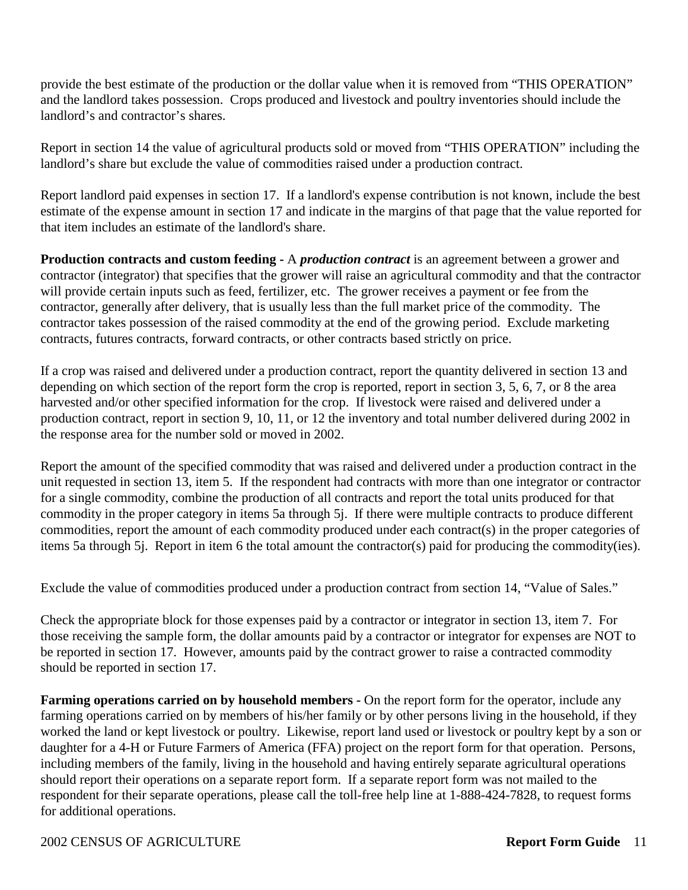provide the best estimate of the production or the dollar value when it is removed from "THIS OPERATION" and the landlord takes possession. Crops produced and livestock and poultry inventories should include the landlord's and contractor's shares.

Report in section 14 the value of agricultural products sold or moved from "THIS OPERATION" including the landlord's share but exclude the value of commodities raised under a production contract.

Report landlord paid expenses in section 17. If a landlord's expense contribution is not known, include the best estimate of the expense amount in section 17 and indicate in the margins of that page that the value reported for that item includes an estimate of the landlord's share.

**Production contracts and custom feeding -** A ***production contract*** is an agreement between a grower and contractor (integrator) that specifies that the grower will raise an agricultural commodity and that the contractor will provide certain inputs such as feed, fertilizer, etc. The grower receives a payment or fee from the contractor, generally after delivery, that is usually less than the full market price of the commodity. The contractor takes possession of the raised commodity at the end of the growing period. Exclude marketing contracts, futures contracts, forward contracts, or other contracts based strictly on price.

If a crop was raised and delivered under a production contract, report the quantity delivered in section 13 and depending on which section of the report form the crop is reported, report in section 3, 5, 6, 7, or 8 the area harvested and/or other specified information for the crop. If livestock were raised and delivered under a production contract, report in section 9, 10, 11, or 12 the inventory and total number delivered during 2002 in the response area for the number sold or moved in 2002.

Report the amount of the specified commodity that was raised and delivered under a production contract in the unit requested in section 13, item 5. If the respondent had contracts with more than one integrator or contractor for a single commodity, combine the production of all contracts and report the total units produced for that commodity in the proper category in items 5a through 5j. If there were multiple contracts to produce different commodities, report the amount of each commodity produced under each contract(s) in the proper categories of items 5a through 5j. Report in item 6 the total amount the contractor(s) paid for producing the commodity(ies).

Exclude the value of commodities produced under a production contract from section 14, "Value of Sales."

Check the appropriate block for those expenses paid by a contractor or integrator in section 13, item 7. For those receiving the sample form, the dollar amounts paid by a contractor or integrator for expenses are NOT to be reported in section 17. However, amounts paid by the contract grower to raise a contracted commodity should be reported in section 17.

**Farming operations carried on by household members -** On the report form for the operator, include any farming operations carried on by members of his/her family or by other persons living in the household, if they worked the land or kept livestock or poultry. Likewise, report land used or livestock or poultry kept by a son or daughter for a 4-H or Future Farmers of America (FFA) project on the report form for that operation. Persons, including members of the family, living in the household and having entirely separate agricultural operations should report their operations on a separate report form. If a separate report form was not mailed to the respondent for their separate operations, please call the toll-free help line at 1-888-424-7828, to request forms for additional operations.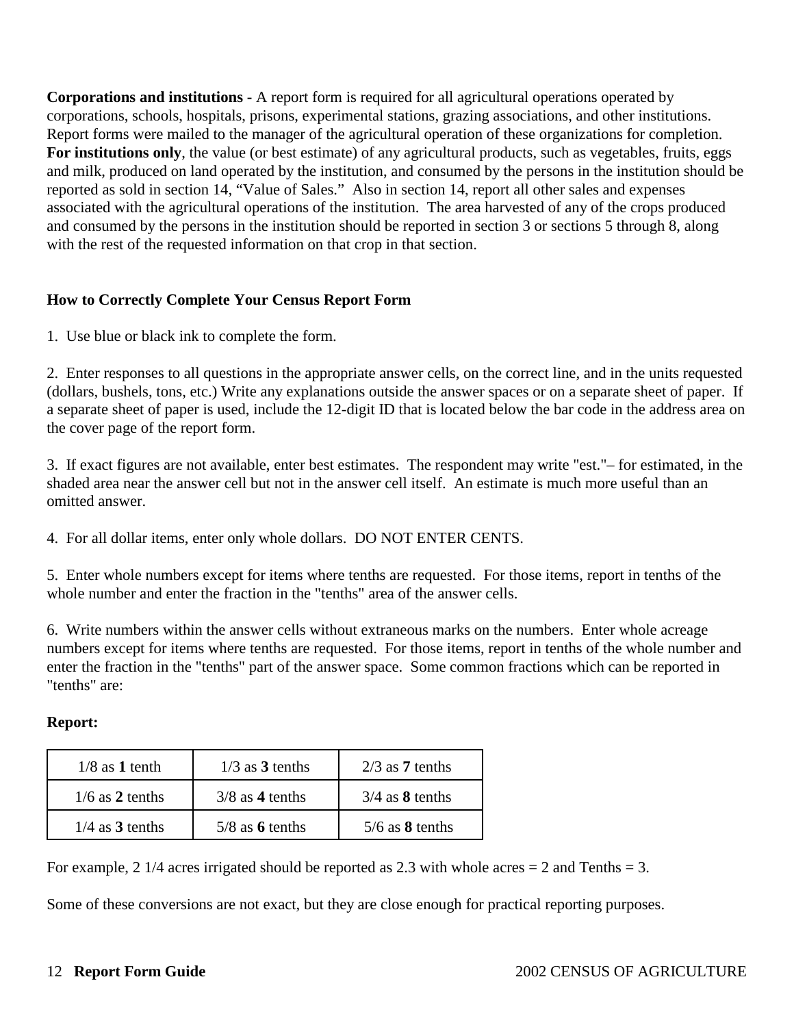**Corporations and institutions -** A report form is required for all agricultural operations operated by corporations, schools, hospitals, prisons, experimental stations, grazing associations, and other institutions. Report forms were mailed to the manager of the agricultural operation of these organizations for completion. **For institutions only**, the value (or best estimate) of any agricultural products, such as vegetables, fruits, eggs and milk, produced on land operated by the institution, and consumed by the persons in the institution should be reported as sold in section 14, "Value of Sales." Also in section 14, report all other sales and expenses associated with the agricultural operations of the institution. The area harvested of any of the crops produced and consumed by the persons in the institution should be reported in section 3 or sections 5 through 8, along with the rest of the requested information on that crop in that section.

## How to Correctly Complete Your Census Report Form

1. Use blue or black ink to complete the form.

2. Enter responses to all questions in the appropriate answer cells, on the correct line, and in the units requested (dollars, bushels, tons, etc.) Write any explanations outside the answer spaces or on a separate sheet of paper. If a separate sheet of paper is used, include the 12-digit ID that is located below the bar code in the address area on the cover page of the report form.

3. If exact figures are not available, enter best estimates. The respondent may write "est."– for estimated, in the shaded area near the answer cell but not in the answer cell itself. An estimate is much more useful than an omitted answer.

4. For all dollar items, enter only whole dollars. DO NOT ENTER CENTS.

5. Enter whole numbers except for items where tenths are requested. For those items, report in tenths of the whole number and enter the fraction in the "tenths" area of the answer cells.

6. Write numbers within the answer cells without extraneous marks on the numbers. Enter whole acreage numbers except for items where tenths are requested. For those items, report in tenths of the whole number and enter the fraction in the "tenths" part of the answer space. Some common fractions which can be reported in "tenths" are:

**Report:**

| | | |
|---|---|---|
| 1/8 as **1** tenth | 1/3 as **3** tenths | 2/3 as **7** tenths |
| 1/6 as **2** tenths | 3/8 as **4** tenths | 3/4 as **8** tenths |
| 1/4 as **3** tenths | 5/8 as **6** tenths | 5/6 as **8** tenths |

For example, 2 1/4 acres irrigated should be reported as 2.3 with whole acres = 2 and Tenths = 3.

Some of these conversions are not exact, but they are close enough for practical reporting purposes.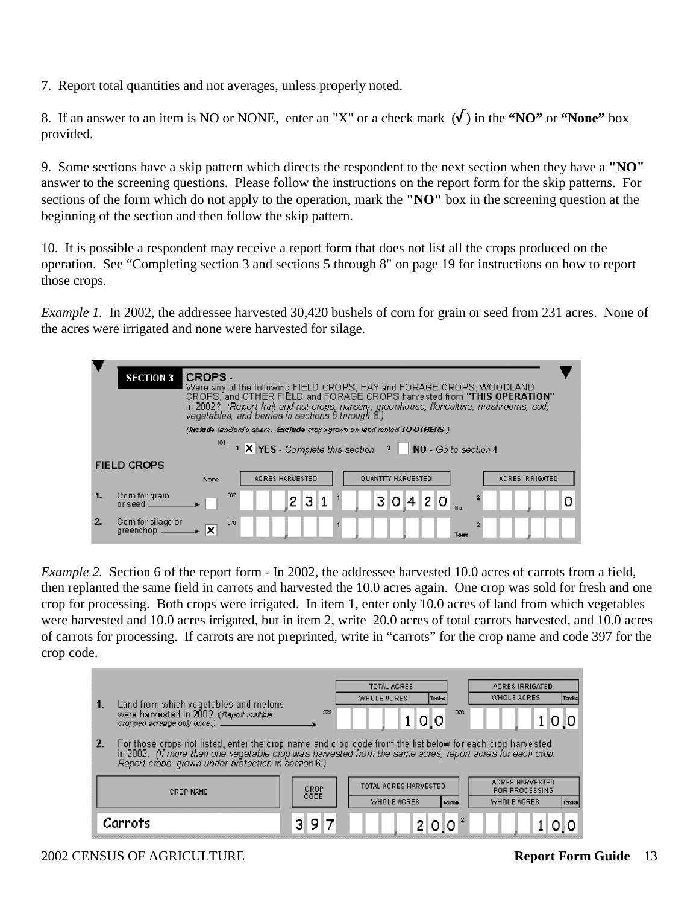7. Report total quantities and not averages, unless properly noted.

8. If an answer to an item is NO or NONE, enter an "X" or a check mark (√) in the **"NO"** or **"None"** box provided.

9. Some sections have a skip pattern which directs the respondent to the next section when they have a **"NO"** answer to the screening questions. Please follow the instructions on the report form for the skip patterns. For sections of the form which do not apply to the operation, mark the **"NO"** box in the screening question at the beginning of the section and then follow the skip pattern.

10. It is possible a respondent may receive a report form that does not list all the crops produced on the operation. See "Completing section 3 and sections 5 through 8" on page 19 for instructions on how to report those crops.

*Example 1.* In 2002, the addressee harvested 30,420 bushels of corn for grain or seed from 231 acres. None of the acres were irrigated and none were harvested for silage.

**SECTION 3** **CROPS** - Were any of the following FIELD CROPS, HAY and FORAGE CROPS, WOODLAND CROPS, and OTHER FIELD and FORAGE CROPS harvested from **"THIS OPERATION"** in 2002? *(Report fruit and nut crops, nursery, greenhouse, floriculture, mushrooms, sod, vegetables, and berries in sections 5 through 8.)*

*(**Include** landlord's share. **Exclude** crops grown on land rented **TO OTHERS**.)*

0111 1 [X] YES - *Complete this section* 3 [ ] NO - *Go to section 4*

**FIELD CROPS**

| | | None | | Acres Harvested | | Quantity Harvested | | | Acres Irrigated |
|---|---|---|---|---|---|---|---|---|---|
| 1. | Corn for grain or seed | [ ] | 067 | 231 | 1 | 30420 | Bu. | 2 | 0 |
| 2. | Corn for silage or greenchop | [X] | 070 | | 1 | | Tons | 2 | |

*Example 2.* Section 6 of the report form - In 2002, the addressee harvested 10.0 acres of carrots from a field, then replanted the same field in carrots and harvested the 10.0 acres again. One crop was sold for fresh and one crop for processing. Both crops were irrigated. In item 1, enter only 10.0 acres of land from which vegetables were harvested and 10.0 acres irrigated, but in item 2, write 20.0 acres of total carrots harvested, and 10.0 acres of carrots for processing. If carrots are not preprinted, write in "carrots" for the crop name and code 397 for the crop code.

| | | | Total Acres (Whole Acres . Tenths) | | Acres Irrigated (Whole Acres . Tenths) |
|---|---|---|---|---|---|
| 1. | Land from which vegetables and melons were harvested in 2002 *(Report multiple cropped acreage only once.)* | 375 | 10.0 | 376 | 10.0 |

2. For those crops not listed, enter the crop name and crop code from the list below for each crop harvested in 2002. *(If more than one vegetable crop was harvested from the same acres, report acres for each crop. Report crops grown under protection in section 6.)*

| Crop Name | Crop Code | Total Acres Harvested (Whole Acres . Tenths) | | Acres Harvested for Processing (Whole Acres . Tenths) |
|---|---|---|---|---|
| Carrots | 397 | 20.0 | 2 | 10.0 |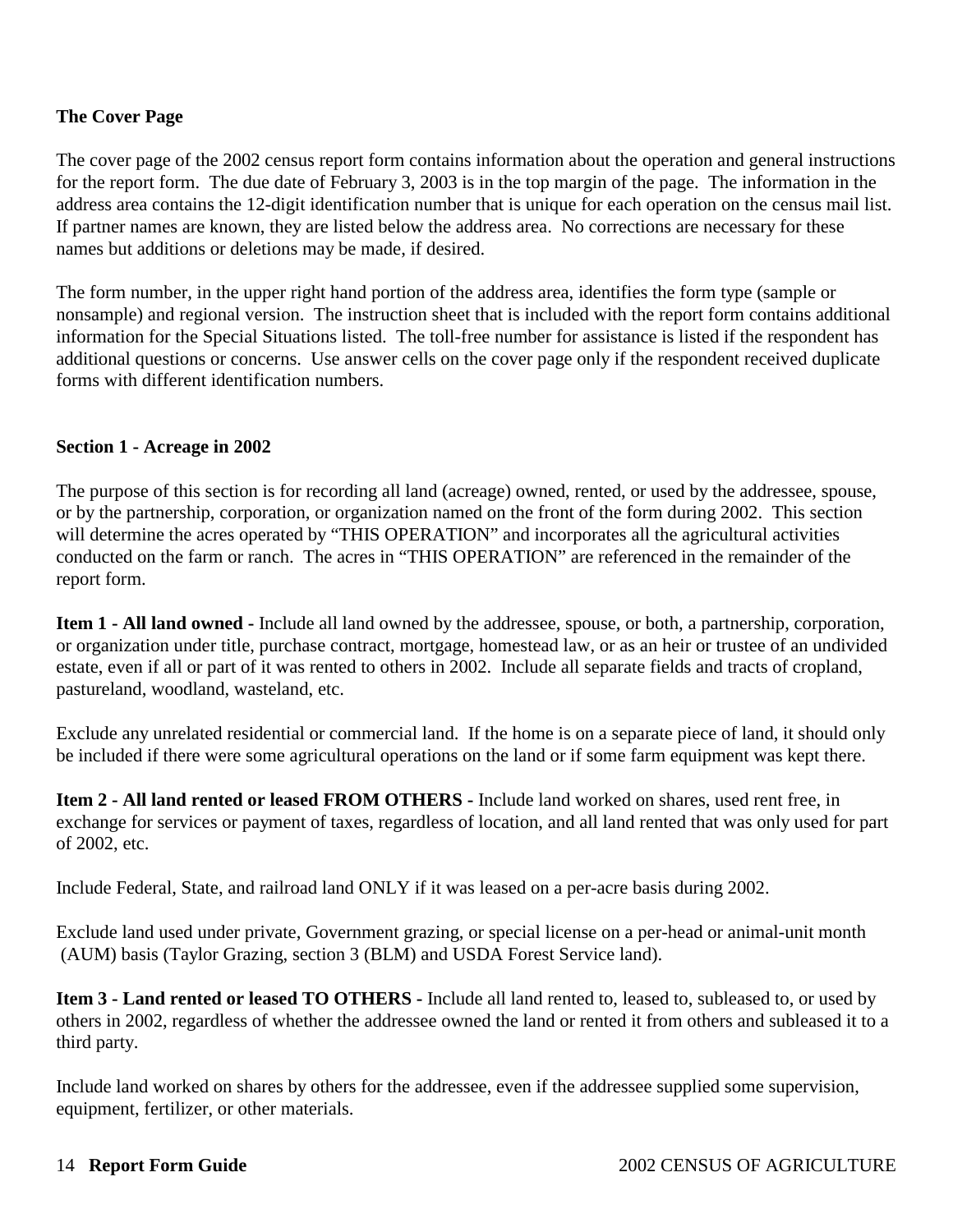**The Cover Page**

The cover page of the 2002 census report form contains information about the operation and general instructions for the report form. The due date of February 3, 2003 is in the top margin of the page. The information in the address area contains the 12-digit identification number that is unique for each operation on the census mail list. If partner names are known, they are listed below the address area. No corrections are necessary for these names but additions or deletions may be made, if desired.

The form number, in the upper right hand portion of the address area, identifies the form type (sample or nonsample) and regional version. The instruction sheet that is included with the report form contains additional information for the Special Situations listed. The toll-free number for assistance is listed if the respondent has additional questions or concerns. Use answer cells on the cover page only if the respondent received duplicate forms with different identification numbers.

**Section 1 - Acreage in 2002**

The purpose of this section is for recording all land (acreage) owned, rented, or used by the addressee, spouse, or by the partnership, corporation, or organization named on the front of the form during 2002. This section will determine the acres operated by “THIS OPERATION” and incorporates all the agricultural activities conducted on the farm or ranch. The acres in “THIS OPERATION” are referenced in the remainder of the report form.

**Item 1 - All land owned -** Include all land owned by the addressee, spouse, or both, a partnership, corporation, or organization under title, purchase contract, mortgage, homestead law, or as an heir or trustee of an undivided estate, even if all or part of it was rented to others in 2002. Include all separate fields and tracts of cropland, pastureland, woodland, wasteland, etc.

Exclude any unrelated residential or commercial land. If the home is on a separate piece of land, it should only be included if there were some agricultural operations on the land or if some farm equipment was kept there.

**Item 2 - All land rented or leased FROM OTHERS -** Include land worked on shares, used rent free, in exchange for services or payment of taxes, regardless of location, and all land rented that was only used for part of 2002, etc.

Include Federal, State, and railroad land ONLY if it was leased on a per-acre basis during 2002.

Exclude land used under private, Government grazing, or special license on a per-head or animal-unit month (AUM) basis (Taylor Grazing, section 3 (BLM) and USDA Forest Service land).

**Item 3 - Land rented or leased TO OTHERS -** Include all land rented to, leased to, subleased to, or used by others in 2002, regardless of whether the addressee owned the land or rented it from others and subleased it to a third party.

Include land worked on shares by others for the addressee, even if the addressee supplied some supervision, equipment, fertilizer, or other materials.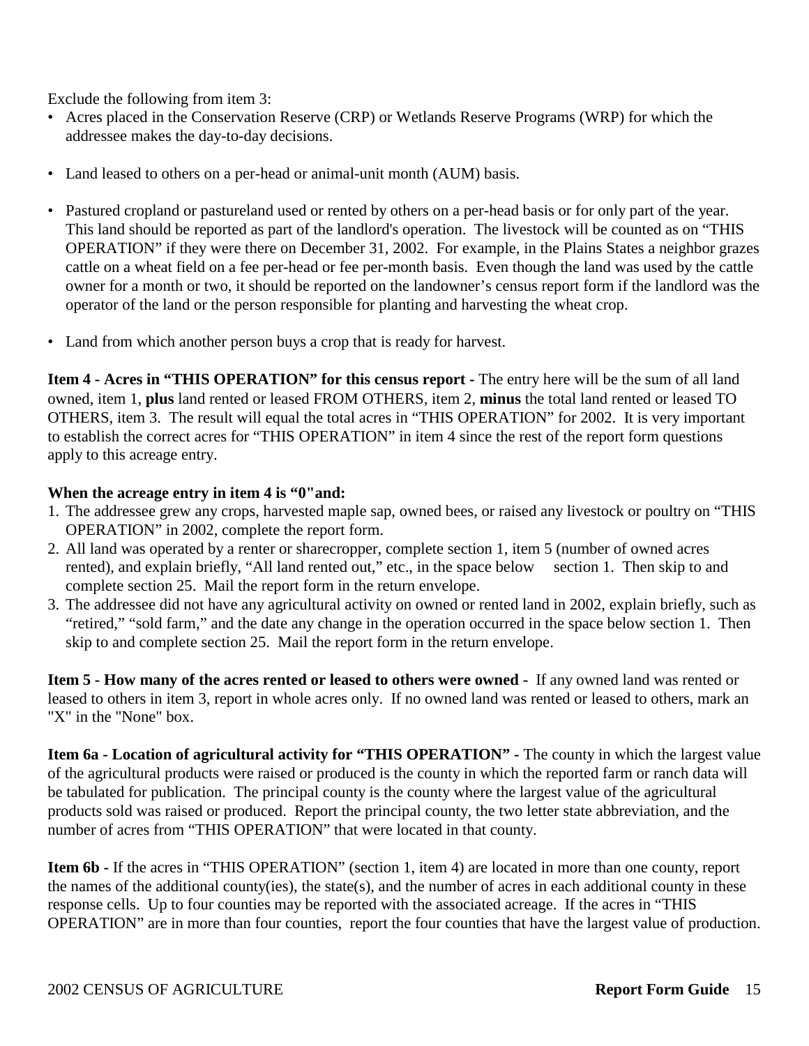Exclude the following from item 3:

- Acres placed in the Conservation Reserve (CRP) or Wetlands Reserve Programs (WRP) for which the addressee makes the day-to-day decisions.
- Land leased to others on a per-head or animal-unit month (AUM) basis.
- Pastured cropland or pastureland used or rented by others on a per-head basis or for only part of the year. This land should be reported as part of the landlord's operation. The livestock will be counted as on "THIS OPERATION" if they were there on December 31, 2002. For example, in the Plains States a neighbor grazes cattle on a wheat field on a fee per-head or fee per-month basis. Even though the land was used by the cattle owner for a month or two, it should be reported on the landowner's census report form if the landlord was the operator of the land or the person responsible for planting and harvesting the wheat crop.
- Land from which another person buys a crop that is ready for harvest.

**Item 4 - Acres in "THIS OPERATION" for this census report -** The entry here will be the sum of all land owned, item 1, **plus** land rented or leased FROM OTHERS, item 2, **minus** the total land rented or leased TO OTHERS, item 3. The result will equal the total acres in "THIS OPERATION" for 2002. It is very important to establish the correct acres for "THIS OPERATION" in item 4 since the rest of the report form questions apply to this acreage entry.

**When the acreage entry in item 4 is "0"and:**

1. The addressee grew any crops, harvested maple sap, owned bees, or raised any livestock or poultry on "THIS OPERATION" in 2002, complete the report form.
2. All land was operated by a renter or sharecropper, complete section 1, item 5 (number of owned acres rented), and explain briefly, "All land rented out," etc., in the space below section 1. Then skip to and complete section 25. Mail the report form in the return envelope.
3. The addressee did not have any agricultural activity on owned or rented land in 2002, explain briefly, such as "retired," "sold farm," and the date any change in the operation occurred in the space below section 1. Then skip to and complete section 25. Mail the report form in the return envelope.

**Item 5 - How many of the acres rented or leased to others were owned -** If any owned land was rented or leased to others in item 3, report in whole acres only. If no owned land was rented or leased to others, mark an "X" in the "None" box.

**Item 6a - Location of agricultural activity for "THIS OPERATION" -** The county in which the largest value of the agricultural products were raised or produced is the county in which the reported farm or ranch data will be tabulated for publication. The principal county is the county where the largest value of the agricultural products sold was raised or produced. Report the principal county, the two letter state abbreviation, and the number of acres from "THIS OPERATION" that were located in that county.

**Item 6b -** If the acres in "THIS OPERATION" (section 1, item 4) are located in more than one county, report the names of the additional county(ies), the state(s), and the number of acres in each additional county in these response cells. Up to four counties may be reported with the associated acreage. If the acres in "THIS OPERATION" are in more than four counties, report the four counties that have the largest value of production.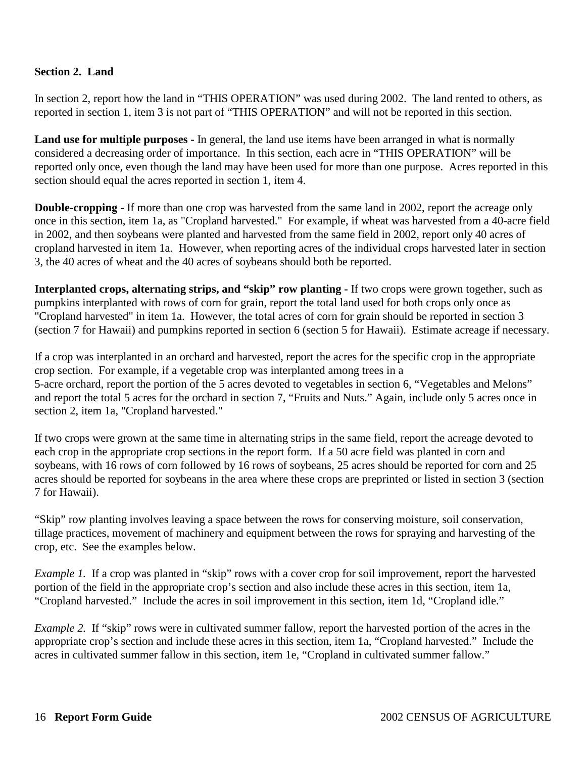## Section 2. Land

In section 2, report how the land in "THIS OPERATION" was used during 2002. The land rented to others, as reported in section 1, item 3 is not part of "THIS OPERATION" and will not be reported in this section.

**Land use for multiple purposes -** In general, the land use items have been arranged in what is normally considered a decreasing order of importance. In this section, each acre in "THIS OPERATION" will be reported only once, even though the land may have been used for more than one purpose. Acres reported in this section should equal the acres reported in section 1, item 4.

**Double-cropping -** If more than one crop was harvested from the same land in 2002, report the acreage only once in this section, item 1a, as "Cropland harvested." For example, if wheat was harvested from a 40-acre field in 2002, and then soybeans were planted and harvested from the same field in 2002, report only 40 acres of cropland harvested in item 1a. However, when reporting acres of the individual crops harvested later in section 3, the 40 acres of wheat and the 40 acres of soybeans should both be reported.

**Interplanted crops, alternating strips, and "skip" row planting -** If two crops were grown together, such as pumpkins interplanted with rows of corn for grain, report the total land used for both crops only once as "Cropland harvested" in item 1a. However, the total acres of corn for grain should be reported in section 3 (section 7 for Hawaii) and pumpkins reported in section 6 (section 5 for Hawaii). Estimate acreage if necessary.

If a crop was interplanted in an orchard and harvested, report the acres for the specific crop in the appropriate crop section. For example, if a vegetable crop was interplanted among trees in a 5-acre orchard, report the portion of the 5 acres devoted to vegetables in section 6, "Vegetables and Melons" and report the total 5 acres for the orchard in section 7, "Fruits and Nuts." Again, include only 5 acres once in section 2, item 1a, "Cropland harvested."

If two crops were grown at the same time in alternating strips in the same field, report the acreage devoted to each crop in the appropriate crop sections in the report form. If a 50 acre field was planted in corn and soybeans, with 16 rows of corn followed by 16 rows of soybeans, 25 acres should be reported for corn and 25 acres should be reported for soybeans in the area where these crops are preprinted or listed in section 3 (section 7 for Hawaii).

"Skip" row planting involves leaving a space between the rows for conserving moisture, soil conservation, tillage practices, movement of machinery and equipment between the rows for spraying and harvesting of the crop, etc. See the examples below.

*Example 1.* If a crop was planted in "skip" rows with a cover crop for soil improvement, report the harvested portion of the field in the appropriate crop's section and also include these acres in this section, item 1a, "Cropland harvested." Include the acres in soil improvement in this section, item 1d, "Cropland idle."

*Example 2.* If "skip" rows were in cultivated summer fallow, report the harvested portion of the acres in the appropriate crop's section and include these acres in this section, item 1a, "Cropland harvested." Include the acres in cultivated summer fallow in this section, item 1e, "Cropland in cultivated summer fallow."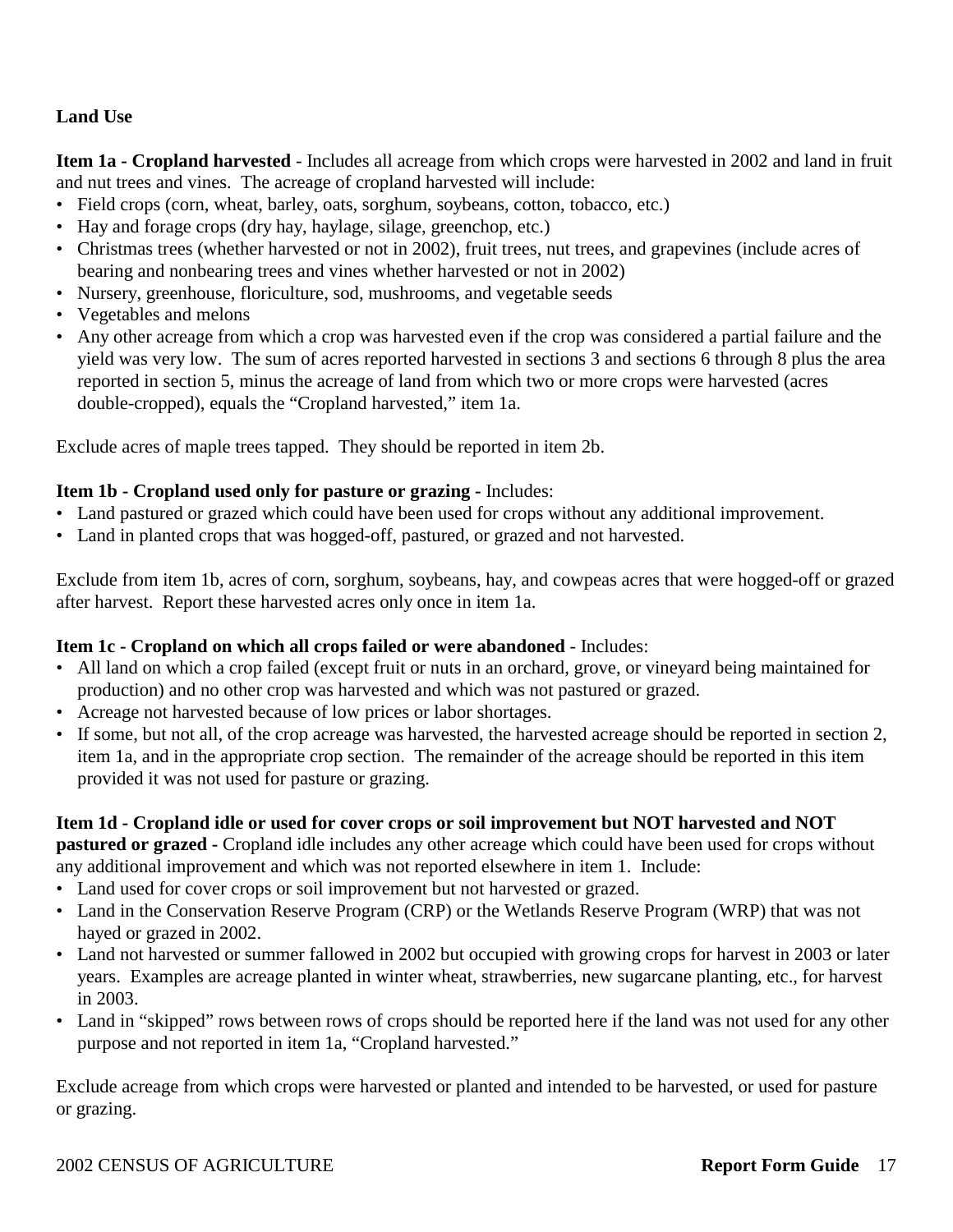## Land Use

**Item 1a - Cropland harvested** - Includes all acreage from which crops were harvested in 2002 and land in fruit and nut trees and vines. The acreage of cropland harvested will include:

- Field crops (corn, wheat, barley, oats, sorghum, soybeans, cotton, tobacco, etc.)
- Hay and forage crops (dry hay, haylage, silage, greenchop, etc.)
- Christmas trees (whether harvested or not in 2002), fruit trees, nut trees, and grapevines (include acres of bearing and nonbearing trees and vines whether harvested or not in 2002)
- Nursery, greenhouse, floriculture, sod, mushrooms, and vegetable seeds
- Vegetables and melons
- Any other acreage from which a crop was harvested even if the crop was considered a partial failure and the yield was very low. The sum of acres reported harvested in sections 3 and sections 6 through 8 plus the area reported in section 5, minus the acreage of land from which two or more crops were harvested (acres double-cropped), equals the "Cropland harvested," item 1a.

Exclude acres of maple trees tapped. They should be reported in item 2b.

**Item 1b - Cropland used only for pasture or grazing -** Includes:

- Land pastured or grazed which could have been used for crops without any additional improvement.
- Land in planted crops that was hogged-off, pastured, or grazed and not harvested.

Exclude from item 1b, acres of corn, sorghum, soybeans, hay, and cowpeas acres that were hogged-off or grazed after harvest. Report these harvested acres only once in item 1a.

**Item 1c - Cropland on which all crops failed or were abandoned** - Includes:

- All land on which a crop failed (except fruit or nuts in an orchard, grove, or vineyard being maintained for production) and no other crop was harvested and which was not pastured or grazed.
- Acreage not harvested because of low prices or labor shortages.
- If some, but not all, of the crop acreage was harvested, the harvested acreage should be reported in section 2, item 1a, and in the appropriate crop section. The remainder of the acreage should be reported in this item provided it was not used for pasture or grazing.

**Item 1d - Cropland idle or used for cover crops or soil improvement but NOT harvested and NOT pastured or grazed -** Cropland idle includes any other acreage which could have been used for crops without any additional improvement and which was not reported elsewhere in item 1. Include:

- Land used for cover crops or soil improvement but not harvested or grazed.
- Land in the Conservation Reserve Program (CRP) or the Wetlands Reserve Program (WRP) that was not hayed or grazed in 2002.
- Land not harvested or summer fallowed in 2002 but occupied with growing crops for harvest in 2003 or later years. Examples are acreage planted in winter wheat, strawberries, new sugarcane planting, etc., for harvest in 2003.
- Land in "skipped" rows between rows of crops should be reported here if the land was not used for any other purpose and not reported in item 1a, "Cropland harvested."

Exclude acreage from which crops were harvested or planted and intended to be harvested, or used for pasture or grazing.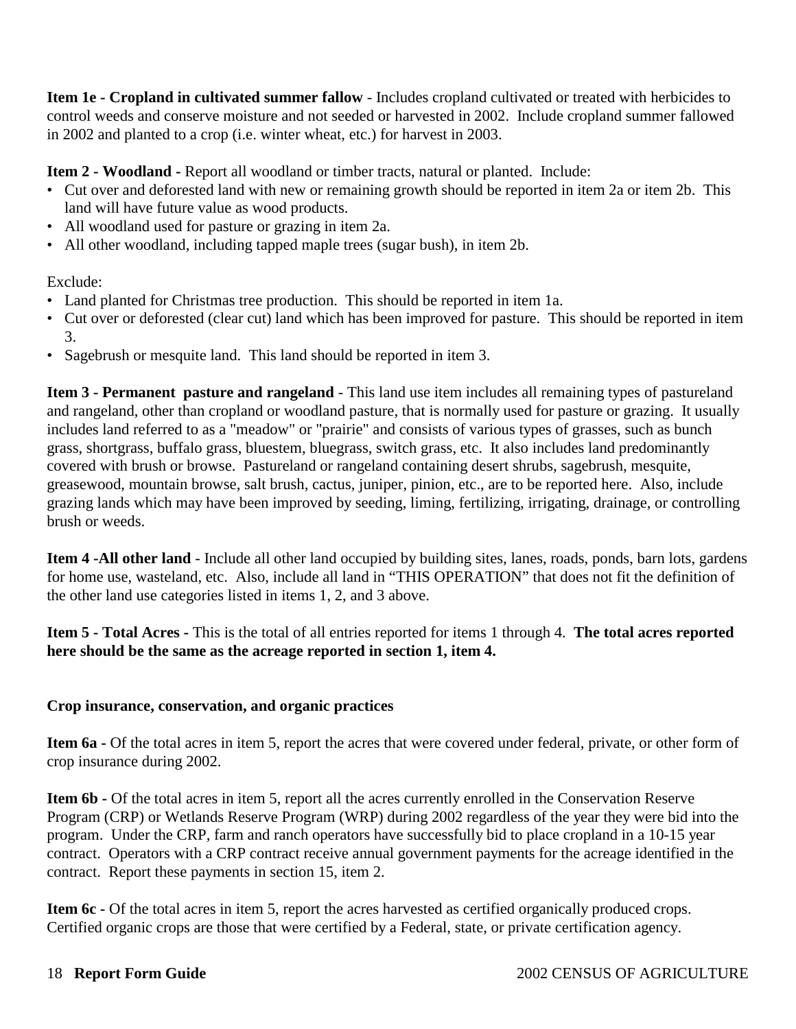**Item 1e - Cropland in cultivated summer fallow** - Includes cropland cultivated or treated with herbicides to control weeds and conserve moisture and not seeded or harvested in 2002. Include cropland summer fallowed in 2002 and planted to a crop (i.e. winter wheat, etc.) for harvest in 2003.

**Item 2 - Woodland -** Report all woodland or timber tracts, natural or planted. Include:

- Cut over and deforested land with new or remaining growth should be reported in item 2a or item 2b. This land will have future value as wood products.
- All woodland used for pasture or grazing in item 2a.
- All other woodland, including tapped maple trees (sugar bush), in item 2b.

Exclude:

- Land planted for Christmas tree production. This should be reported in item 1a.
- Cut over or deforested (clear cut) land which has been improved for pasture. This should be reported in item 3.
- Sagebrush or mesquite land. This land should be reported in item 3.

**Item 3 - Permanent pasture and rangeland** - This land use item includes all remaining types of pastureland and rangeland, other than cropland or woodland pasture, that is normally used for pasture or grazing. It usually includes land referred to as a "meadow" or "prairie" and consists of various types of grasses, such as bunch grass, shortgrass, buffalo grass, bluestem, bluegrass, switch grass, etc. It also includes land predominantly covered with brush or browse. Pastureland or rangeland containing desert shrubs, sagebrush, mesquite, greasewood, mountain browse, salt brush, cactus, juniper, pinion, etc., are to be reported here. Also, include grazing lands which may have been improved by seeding, liming, fertilizing, irrigating, drainage, or controlling brush or weeds.

**Item 4 -All other land** - Include all other land occupied by building sites, lanes, roads, ponds, barn lots, gardens for home use, wasteland, etc. Also, include all land in "THIS OPERATION" that does not fit the definition of the other land use categories listed in items 1, 2, and 3 above.

**Item 5 - Total Acres -** This is the total of all entries reported for items 1 through 4. **The total acres reported here should be the same as the acreage reported in section 1, item 4.**

**Crop insurance, conservation, and organic practices**

**Item 6a -** Of the total acres in item 5, report the acres that were covered under federal, private, or other form of crop insurance during 2002.

**Item 6b -** Of the total acres in item 5, report all the acres currently enrolled in the Conservation Reserve Program (CRP) or Wetlands Reserve Program (WRP) during 2002 regardless of the year they were bid into the program. Under the CRP, farm and ranch operators have successfully bid to place cropland in a 10-15 year contract. Operators with a CRP contract receive annual government payments for the acreage identified in the contract. Report these payments in section 15, item 2.

**Item 6c -** Of the total acres in item 5, report the acres harvested as certified organically produced crops. Certified organic crops are those that were certified by a Federal, state, or private certification agency.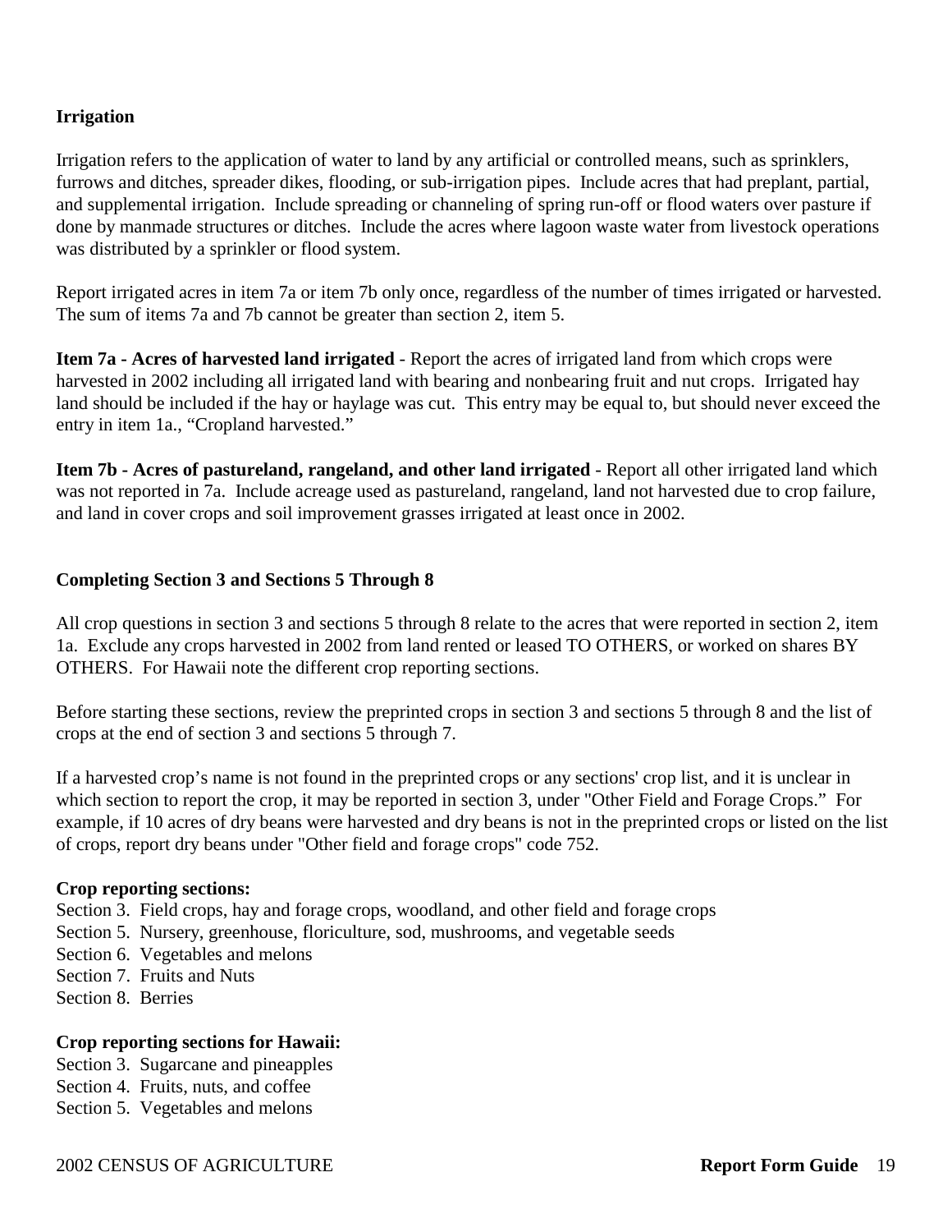## Irrigation

Irrigation refers to the application of water to land by any artificial or controlled means, such as sprinklers, furrows and ditches, spreader dikes, flooding, or sub-irrigation pipes. Include acres that had preplant, partial, and supplemental irrigation. Include spreading or channeling of spring run-off or flood waters over pasture if done by manmade structures or ditches. Include the acres where lagoon waste water from livestock operations was distributed by a sprinkler or flood system.

Report irrigated acres in item 7a or item 7b only once, regardless of the number of times irrigated or harvested. The sum of items 7a and 7b cannot be greater than section 2, item 5.

**Item 7a - Acres of harvested land irrigated** - Report the acres of irrigated land from which crops were harvested in 2002 including all irrigated land with bearing and nonbearing fruit and nut crops. Irrigated hay land should be included if the hay or haylage was cut. This entry may be equal to, but should never exceed the entry in item 1a., "Cropland harvested."

**Item 7b - Acres of pastureland, rangeland, and other land irrigated** - Report all other irrigated land which was not reported in 7a. Include acreage used as pastureland, rangeland, land not harvested due to crop failure, and land in cover crops and soil improvement grasses irrigated at least once in 2002.

## Completing Section 3 and Sections 5 Through 8

All crop questions in section 3 and sections 5 through 8 relate to the acres that were reported in section 2, item 1a. Exclude any crops harvested in 2002 from land rented or leased TO OTHERS, or worked on shares BY OTHERS. For Hawaii note the different crop reporting sections.

Before starting these sections, review the preprinted crops in section 3 and sections 5 through 8 and the list of crops at the end of section 3 and sections 5 through 7.

If a harvested crop's name is not found in the preprinted crops or any sections' crop list, and it is unclear in which section to report the crop, it may be reported in section 3, under "Other Field and Forage Crops." For example, if 10 acres of dry beans were harvested and dry beans is not in the preprinted crops or listed on the list of crops, report dry beans under "Other field and forage crops" code 752.

**Crop reporting sections:**

Section 3. Field crops, hay and forage crops, woodland, and other field and forage crops
Section 5. Nursery, greenhouse, floriculture, sod, mushrooms, and vegetable seeds
Section 6. Vegetables and melons
Section 7. Fruits and Nuts
Section 8. Berries

**Crop reporting sections for Hawaii:**

Section 3. Sugarcane and pineapples
Section 4. Fruits, nuts, and coffee
Section 5. Vegetables and melons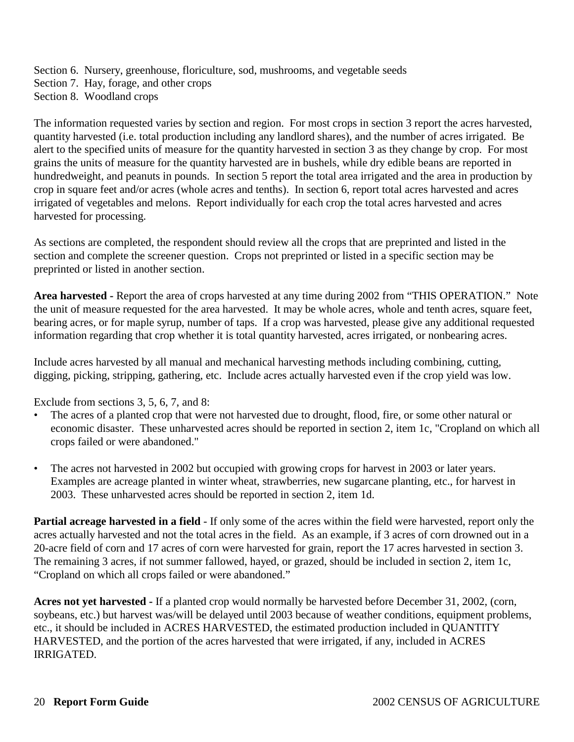Section 6. Nursery, greenhouse, floriculture, sod, mushrooms, and vegetable seeds
Section 7. Hay, forage, and other crops
Section 8. Woodland crops

The information requested varies by section and region. For most crops in section 3 report the acres harvested, quantity harvested (i.e. total production including any landlord shares), and the number of acres irrigated. Be alert to the specified units of measure for the quantity harvested in section 3 as they change by crop. For most grains the units of measure for the quantity harvested are in bushels, while dry edible beans are reported in hundredweight, and peanuts in pounds. In section 5 report the total area irrigated and the area in production by crop in square feet and/or acres (whole acres and tenths). In section 6, report total acres harvested and acres irrigated of vegetables and melons. Report individually for each crop the total acres harvested and acres harvested for processing.

As sections are completed, the respondent should review all the crops that are preprinted and listed in the section and complete the screener question. Crops not preprinted or listed in a specific section may be preprinted or listed in another section.

**Area harvested** - Report the area of crops harvested at any time during 2002 from "THIS OPERATION." Note the unit of measure requested for the area harvested. It may be whole acres, whole and tenth acres, square feet, bearing acres, or for maple syrup, number of taps. If a crop was harvested, please give any additional requested information regarding that crop whether it is total quantity harvested, acres irrigated, or nonbearing acres.

Include acres harvested by all manual and mechanical harvesting methods including combining, cutting, digging, picking, stripping, gathering, etc. Include acres actually harvested even if the crop yield was low.

Exclude from sections 3, 5, 6, 7, and 8:

- The acres of a planted crop that were not harvested due to drought, flood, fire, or some other natural or economic disaster. These unharvested acres should be reported in section 2, item 1c, "Cropland on which all crops failed or were abandoned."
- The acres not harvested in 2002 but occupied with growing crops for harvest in 2003 or later years. Examples are acreage planted in winter wheat, strawberries, new sugarcane planting, etc., for harvest in 2003. These unharvested acres should be reported in section 2, item 1d.

**Partial acreage harvested in a field** - If only some of the acres within the field were harvested, report only the acres actually harvested and not the total acres in the field. As an example, if 3 acres of corn drowned out in a 20-acre field of corn and 17 acres of corn were harvested for grain, report the 17 acres harvested in section 3. The remaining 3 acres, if not summer fallowed, hayed, or grazed, should be included in section 2, item 1c, "Cropland on which all crops failed or were abandoned."

**Acres not yet harvested** - If a planted crop would normally be harvested before December 31, 2002, (corn, soybeans, etc.) but harvest was/will be delayed until 2003 because of weather conditions, equipment problems, etc., it should be included in ACRES HARVESTED, the estimated production included in QUANTITY HARVESTED, and the portion of the acres harvested that were irrigated, if any, included in ACRES IRRIGATED.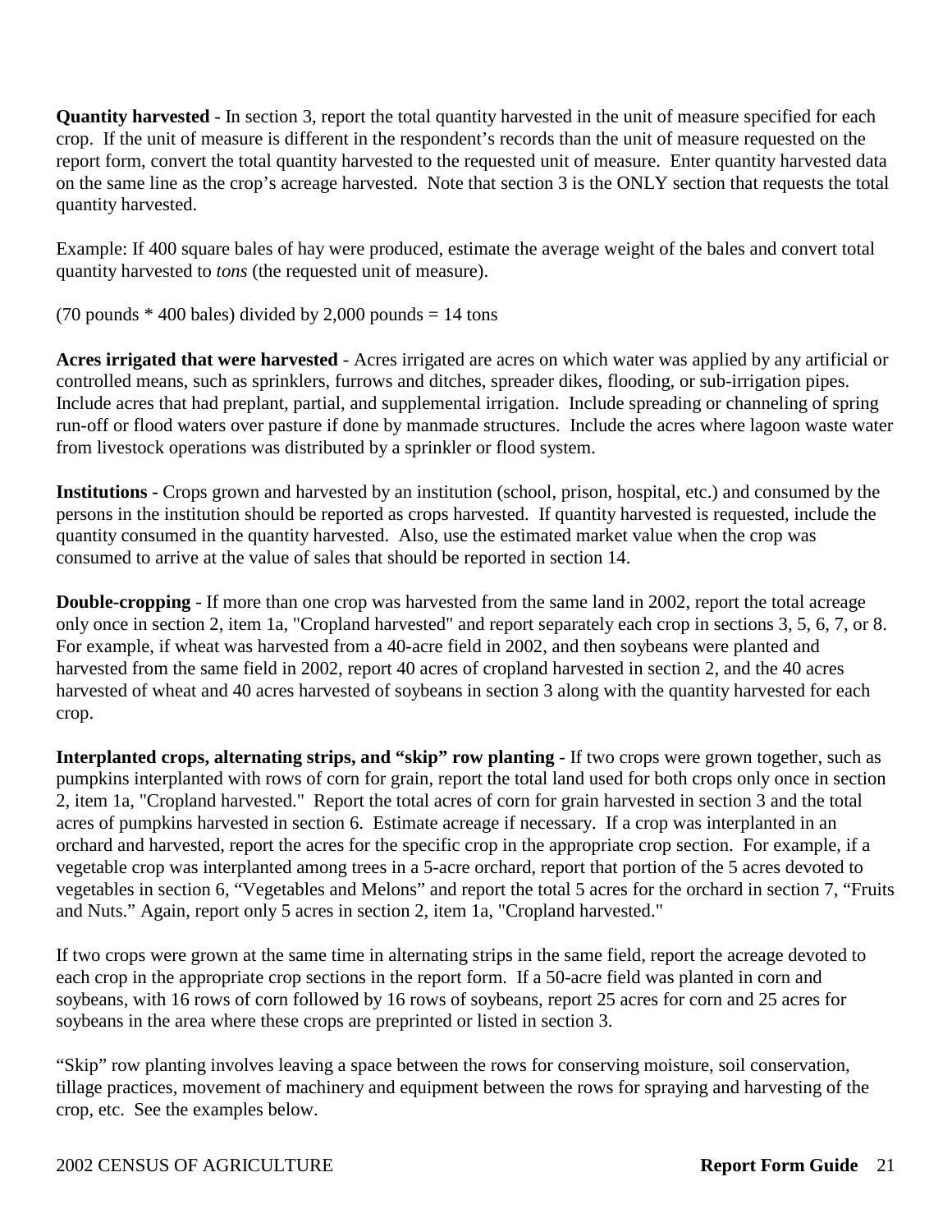**Quantity harvested** - In section 3, report the total quantity harvested in the unit of measure specified for each crop. If the unit of measure is different in the respondent's records than the unit of measure requested on the report form, convert the total quantity harvested to the requested unit of measure. Enter quantity harvested data on the same line as the crop's acreage harvested. Note that section 3 is the ONLY section that requests the total quantity harvested.

Example: If 400 square bales of hay were produced, estimate the average weight of the bales and convert total quantity harvested to *tons* (the requested unit of measure).

(70 pounds * 400 bales) divided by 2,000 pounds = 14 tons

**Acres irrigated that were harvested** - Acres irrigated are acres on which water was applied by any artificial or controlled means, such as sprinklers, furrows and ditches, spreader dikes, flooding, or sub-irrigation pipes. Include acres that had preplant, partial, and supplemental irrigation. Include spreading or channeling of spring run-off or flood waters over pasture if done by manmade structures. Include the acres where lagoon waste water from livestock operations was distributed by a sprinkler or flood system.

**Institutions -** Crops grown and harvested by an institution (school, prison, hospital, etc.) and consumed by the persons in the institution should be reported as crops harvested. If quantity harvested is requested, include the quantity consumed in the quantity harvested. Also, use the estimated market value when the crop was consumed to arrive at the value of sales that should be reported in section 14.

**Double-cropping** - If more than one crop was harvested from the same land in 2002, report the total acreage only once in section 2, item 1a, "Cropland harvested" and report separately each crop in sections 3, 5, 6, 7, or 8. For example, if wheat was harvested from a 40-acre field in 2002, and then soybeans were planted and harvested from the same field in 2002, report 40 acres of cropland harvested in section 2, and the 40 acres harvested of wheat and 40 acres harvested of soybeans in section 3 along with the quantity harvested for each crop.

**Interplanted crops, alternating strips, and "skip" row planting -** If two crops were grown together, such as pumpkins interplanted with rows of corn for grain, report the total land used for both crops only once in section 2, item 1a, "Cropland harvested." Report the total acres of corn for grain harvested in section 3 and the total acres of pumpkins harvested in section 6. Estimate acreage if necessary. If a crop was interplanted in an orchard and harvested, report the acres for the specific crop in the appropriate crop section. For example, if a vegetable crop was interplanted among trees in a 5-acre orchard, report that portion of the 5 acres devoted to vegetables in section 6, "Vegetables and Melons" and report the total 5 acres for the orchard in section 7, "Fruits and Nuts." Again, report only 5 acres in section 2, item 1a, "Cropland harvested."

If two crops were grown at the same time in alternating strips in the same field, report the acreage devoted to each crop in the appropriate crop sections in the report form. If a 50-acre field was planted in corn and soybeans, with 16 rows of corn followed by 16 rows of soybeans, report 25 acres for corn and 25 acres for soybeans in the area where these crops are preprinted or listed in section 3.

"Skip" row planting involves leaving a space between the rows for conserving moisture, soil conservation, tillage practices, movement of machinery and equipment between the rows for spraying and harvesting of the crop, etc. See the examples below.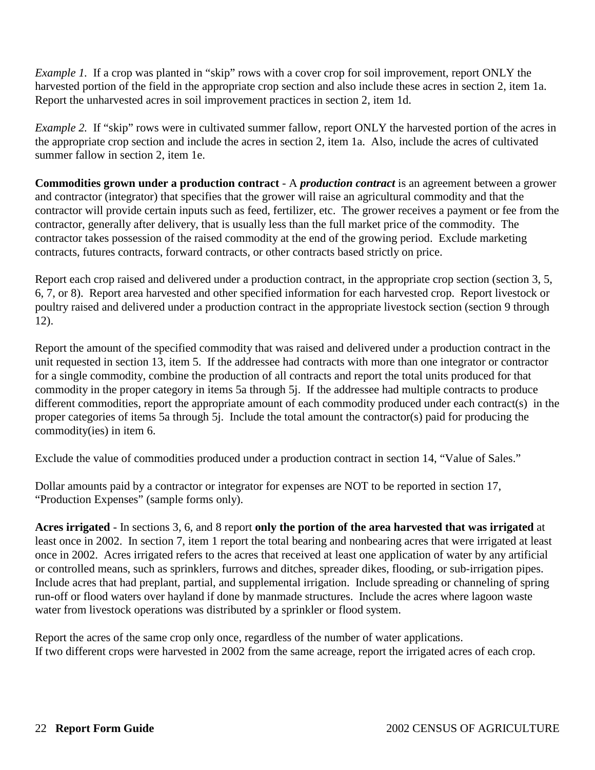*Example 1.* If a crop was planted in “skip” rows with a cover crop for soil improvement, report ONLY the harvested portion of the field in the appropriate crop section and also include these acres in section 2, item 1a. Report the unharvested acres in soil improvement practices in section 2, item 1d.

*Example 2.* If “skip” rows were in cultivated summer fallow, report ONLY the harvested portion of the acres in the appropriate crop section and include the acres in section 2, item 1a. Also, include the acres of cultivated summer fallow in section 2, item 1e.

**Commodities grown under a production contract** - A ***production contract*** is an agreement between a grower and contractor (integrator) that specifies that the grower will raise an agricultural commodity and that the contractor will provide certain inputs such as feed, fertilizer, etc. The grower receives a payment or fee from the contractor, generally after delivery, that is usually less than the full market price of the commodity. The contractor takes possession of the raised commodity at the end of the growing period. Exclude marketing contracts, futures contracts, forward contracts, or other contracts based strictly on price.

Report each crop raised and delivered under a production contract, in the appropriate crop section (section 3, 5, 6, 7, or 8). Report area harvested and other specified information for each harvested crop. Report livestock or poultry raised and delivered under a production contract in the appropriate livestock section (section 9 through 12).

Report the amount of the specified commodity that was raised and delivered under a production contract in the unit requested in section 13, item 5. If the addressee had contracts with more than one integrator or contractor for a single commodity, combine the production of all contracts and report the total units produced for that commodity in the proper category in items 5a through 5j. If the addressee had multiple contracts to produce different commodities, report the appropriate amount of each commodity produced under each contract(s) in the proper categories of items 5a through 5j. Include the total amount the contractor(s) paid for producing the commodity(ies) in item 6.

Exclude the value of commodities produced under a production contract in section 14, “Value of Sales.”

Dollar amounts paid by a contractor or integrator for expenses are NOT to be reported in section 17, “Production Expenses” (sample forms only).

**Acres irrigated** - In sections 3, 6, and 8 report **only the portion of the area harvested that was irrigated** at least once in 2002. In section 7, item 1 report the total bearing and nonbearing acres that were irrigated at least once in 2002. Acres irrigated refers to the acres that received at least one application of water by any artificial or controlled means, such as sprinklers, furrows and ditches, spreader dikes, flooding, or sub-irrigation pipes. Include acres that had preplant, partial, and supplemental irrigation. Include spreading or channeling of spring run-off or flood waters over hayland if done by manmade structures. Include the acres where lagoon waste water from livestock operations was distributed by a sprinkler or flood system.

Report the acres of the same crop only once, regardless of the number of water applications.
If two different crops were harvested in 2002 from the same acreage, report the irrigated acres of each crop.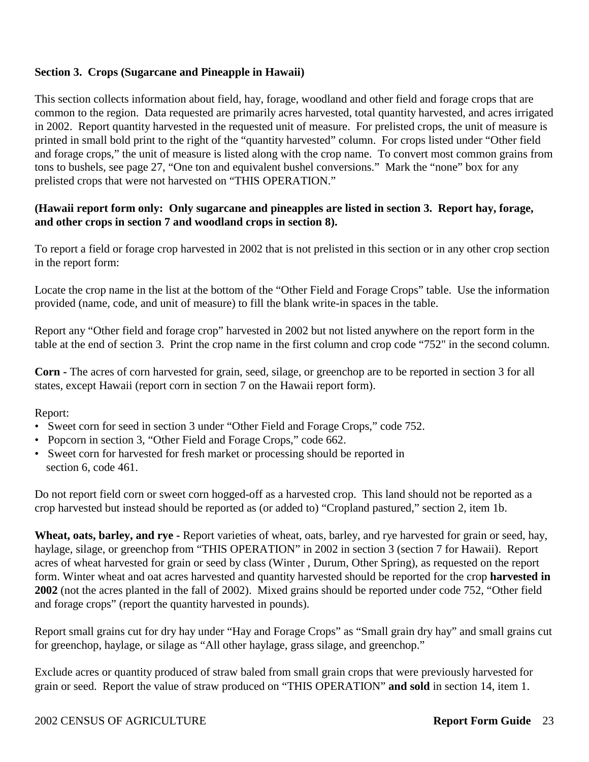**Section 3. Crops (Sugarcane and Pineapple in Hawaii)**

This section collects information about field, hay, forage, woodland and other field and forage crops that are common to the region. Data requested are primarily acres harvested, total quantity harvested, and acres irrigated in 2002. Report quantity harvested in the requested unit of measure. For prelisted crops, the unit of measure is printed in small bold print to the right of the "quantity harvested" column. For crops listed under "Other field and forage crops," the unit of measure is listed along with the crop name. To convert most common grains from tons to bushels, see page 27, "One ton and equivalent bushel conversions." Mark the "none" box for any prelisted crops that were not harvested on "THIS OPERATION."

**(Hawaii report form only: Only sugarcane and pineapples are listed in section 3. Report hay, forage, and other crops in section 7 and woodland crops in section 8).**

To report a field or forage crop harvested in 2002 that is not prelisted in this section or in any other crop section in the report form:

Locate the crop name in the list at the bottom of the "Other Field and Forage Crops" table. Use the information provided (name, code, and unit of measure) to fill the blank write-in spaces in the table.

Report any "Other field and forage crop" harvested in 2002 but not listed anywhere on the report form in the table at the end of section 3. Print the crop name in the first column and crop code "752" in the second column.

**Corn -** The acres of corn harvested for grain, seed, silage, or greenchop are to be reported in section 3 for all states, except Hawaii (report corn in section 7 on the Hawaii report form).

Report:
- Sweet corn for seed in section 3 under "Other Field and Forage Crops," code 752.
- Popcorn in section 3, "Other Field and Forage Crops," code 662.
- Sweet corn for harvested for fresh market or processing should be reported in section 6, code 461.

Do not report field corn or sweet corn hogged-off as a harvested crop. This land should not be reported as a crop harvested but instead should be reported as (or added to) "Cropland pastured," section 2, item 1b.

**Wheat, oats, barley, and rye -** Report varieties of wheat, oats, barley, and rye harvested for grain or seed, hay, haylage, silage, or greenchop from "THIS OPERATION" in 2002 in section 3 (section 7 for Hawaii). Report acres of wheat harvested for grain or seed by class (Winter , Durum, Other Spring), as requested on the report form. Winter wheat and oat acres harvested and quantity harvested should be reported for the crop **harvested in 2002** (not the acres planted in the fall of 2002). Mixed grains should be reported under code 752, "Other field and forage crops" (report the quantity harvested in pounds).

Report small grains cut for dry hay under "Hay and Forage Crops" as "Small grain dry hay" and small grains cut for greenchop, haylage, or silage as "All other haylage, grass silage, and greenchop."

Exclude acres or quantity produced of straw baled from small grain crops that were previously harvested for grain or seed. Report the value of straw produced on "THIS OPERATION" **and sold** in section 14, item 1.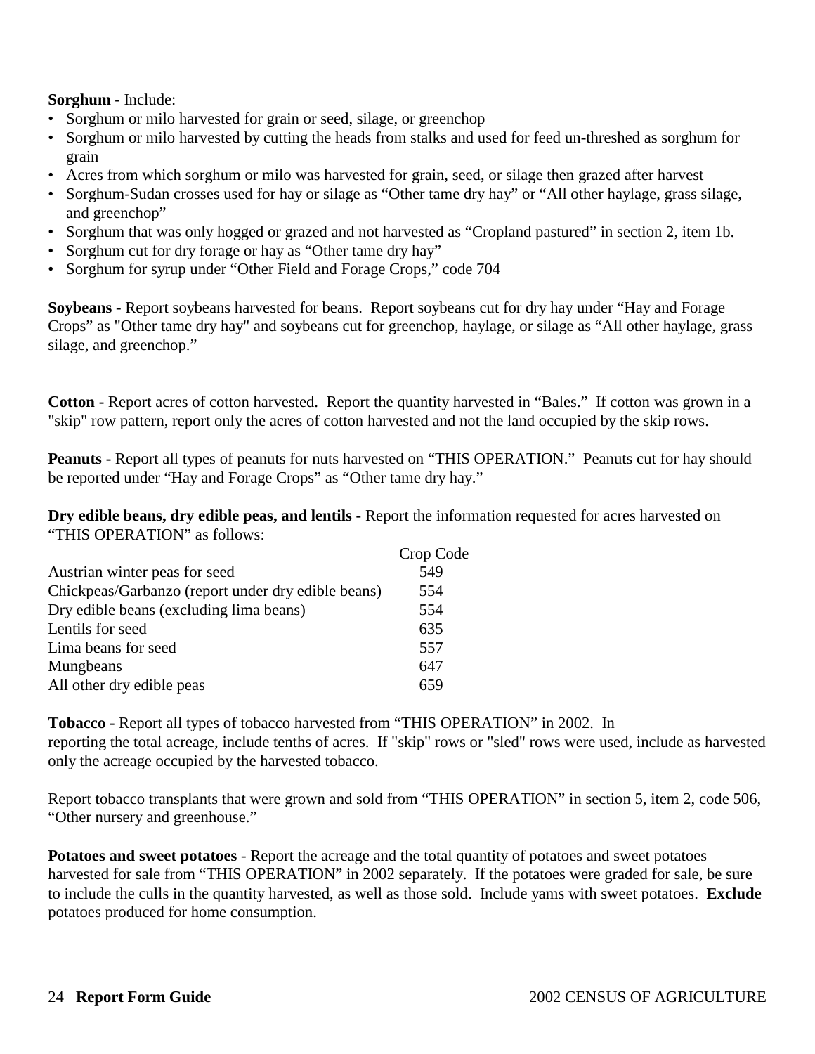**Sorghum** - Include:

- Sorghum or milo harvested for grain or seed, silage, or greenchop
- Sorghum or milo harvested by cutting the heads from stalks and used for feed un-threshed as sorghum for grain
- Acres from which sorghum or milo was harvested for grain, seed, or silage then grazed after harvest
- Sorghum-Sudan crosses used for hay or silage as “Other tame dry hay” or “All other haylage, grass silage, and greenchop”
- Sorghum that was only hogged or grazed and not harvested as “Cropland pastured” in section 2, item 1b.
- Sorghum cut for dry forage or hay as “Other tame dry hay”
- Sorghum for syrup under “Other Field and Forage Crops,” code 704

**Soybeans** - Report soybeans harvested for beans. Report soybeans cut for dry hay under “Hay and Forage Crops” as "Other tame dry hay" and soybeans cut for greenchop, haylage, or silage as “All other haylage, grass silage, and greenchop.”

**Cotton -** Report acres of cotton harvested. Report the quantity harvested in “Bales.” If cotton was grown in a "skip" row pattern, report only the acres of cotton harvested and not the land occupied by the skip rows.

**Peanuts -** Report all types of peanuts for nuts harvested on “THIS OPERATION.” Peanuts cut for hay should be reported under “Hay and Forage Crops” as “Other tame dry hay.”

**Dry edible beans, dry edible peas, and lentils -** Report the information requested for acres harvested on “THIS OPERATION” as follows:

| | Crop Code |
|---|---|
| Austrian winter peas for seed | 549 |
| Chickpeas/Garbanzo (report under dry edible beans) | 554 |
| Dry edible beans (excluding lima beans) | 554 |
| Lentils for seed | 635 |
| Lima beans for seed | 557 |
| Mungbeans | 647 |
| All other dry edible peas | 659 |

**Tobacco -** Report all types of tobacco harvested from “THIS OPERATION” in 2002. In reporting the total acreage, include tenths of acres. If "skip" rows or "sled" rows were used, include as harvested only the acreage occupied by the harvested tobacco.

Report tobacco transplants that were grown and sold from “THIS OPERATION” in section 5, item 2, code 506, “Other nursery and greenhouse.”

**Potatoes and sweet potatoes** - Report the acreage and the total quantity of potatoes and sweet potatoes harvested for sale from “THIS OPERATION” in 2002 separately. If the potatoes were graded for sale, be sure to include the culls in the quantity harvested, as well as those sold. Include yams with sweet potatoes. **Exclude** potatoes produced for home consumption.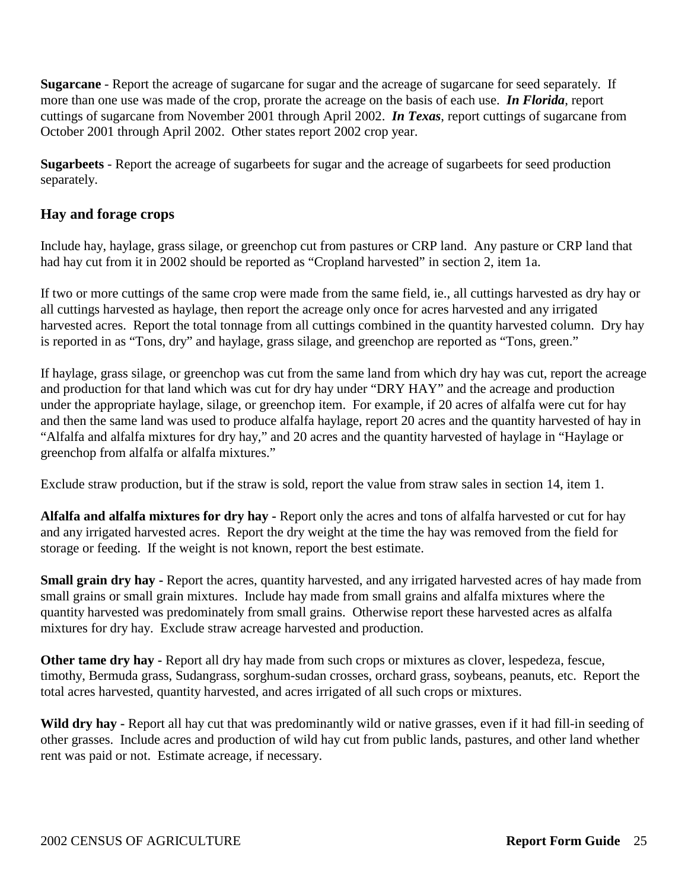**Sugarcane** - Report the acreage of sugarcane for sugar and the acreage of sugarcane for seed separately. If more than one use was made of the crop, prorate the acreage on the basis of each use. ***In Florida***, report cuttings of sugarcane from November 2001 through April 2002. ***In Texas***, report cuttings of sugarcane from October 2001 through April 2002. Other states report 2002 crop year.

**Sugarbeets** - Report the acreage of sugarbeets for sugar and the acreage of sugarbeets for seed production separately.

## Hay and forage crops

Include hay, haylage, grass silage, or greenchop cut from pastures or CRP land. Any pasture or CRP land that had hay cut from it in 2002 should be reported as "Cropland harvested" in section 2, item 1a.

If two or more cuttings of the same crop were made from the same field, ie., all cuttings harvested as dry hay or all cuttings harvested as haylage, then report the acreage only once for acres harvested and any irrigated harvested acres. Report the total tonnage from all cuttings combined in the quantity harvested column. Dry hay is reported in as "Tons, dry" and haylage, grass silage, and greenchop are reported as "Tons, green."

If haylage, grass silage, or greenchop was cut from the same land from which dry hay was cut, report the acreage and production for that land which was cut for dry hay under "DRY HAY" and the acreage and production under the appropriate haylage, silage, or greenchop item. For example, if 20 acres of alfalfa were cut for hay and then the same land was used to produce alfalfa haylage, report 20 acres and the quantity harvested of hay in "Alfalfa and alfalfa mixtures for dry hay," and 20 acres and the quantity harvested of haylage in "Haylage or greenchop from alfalfa or alfalfa mixtures."

Exclude straw production, but if the straw is sold, report the value from straw sales in section 14, item 1.

**Alfalfa and alfalfa mixtures for dry hay -** Report only the acres and tons of alfalfa harvested or cut for hay and any irrigated harvested acres. Report the dry weight at the time the hay was removed from the field for storage or feeding. If the weight is not known, report the best estimate.

**Small grain dry hay -** Report the acres, quantity harvested, and any irrigated harvested acres of hay made from small grains or small grain mixtures. Include hay made from small grains and alfalfa mixtures where the quantity harvested was predominately from small grains. Otherwise report these harvested acres as alfalfa mixtures for dry hay. Exclude straw acreage harvested and production.

**Other tame dry hay -** Report all dry hay made from such crops or mixtures as clover, lespedeza, fescue, timothy, Bermuda grass, Sudangrass, sorghum-sudan crosses, orchard grass, soybeans, peanuts, etc. Report the total acres harvested, quantity harvested, and acres irrigated of all such crops or mixtures.

**Wild dry hay -** Report all hay cut that was predominantly wild or native grasses, even if it had fill-in seeding of other grasses. Include acres and production of wild hay cut from public lands, pastures, and other land whether rent was paid or not. Estimate acreage, if necessary.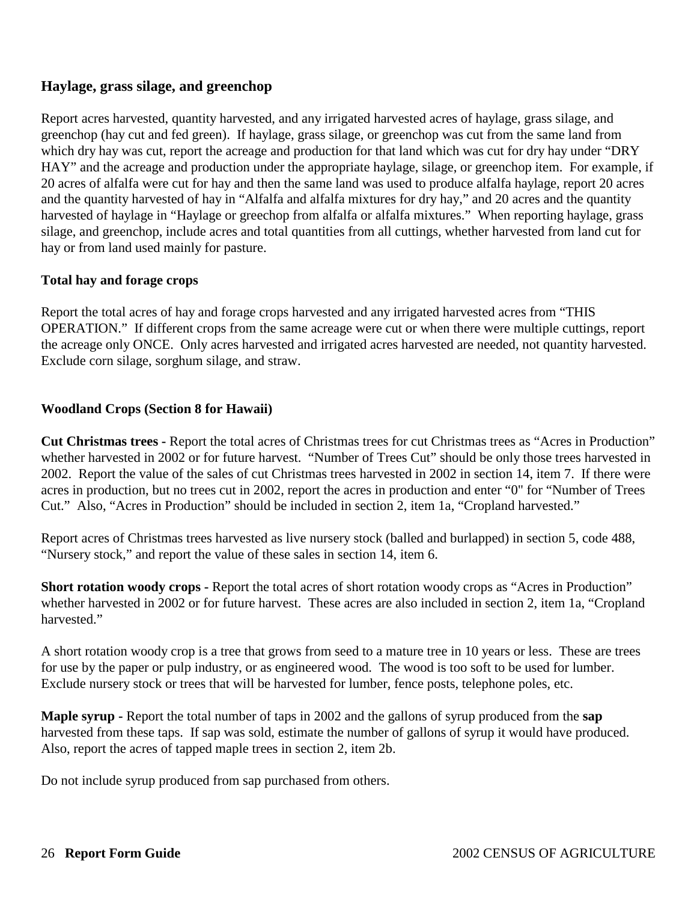### Haylage, grass silage, and greenchop

Report acres harvested, quantity harvested, and any irrigated harvested acres of haylage, grass silage, and greenchop (hay cut and fed green). If haylage, grass silage, or greenchop was cut from the same land from which dry hay was cut, report the acreage and production for that land which was cut for dry hay under "DRY HAY" and the acreage and production under the appropriate haylage, silage, or greenchop item. For example, if 20 acres of alfalfa were cut for hay and then the same land was used to produce alfalfa haylage, report 20 acres and the quantity harvested of hay in "Alfalfa and alfalfa mixtures for dry hay," and 20 acres and the quantity harvested of haylage in "Haylage or greechop from alfalfa or alfalfa mixtures." When reporting haylage, grass silage, and greenchop, include acres and total quantities from all cuttings, whether harvested from land cut for hay or from land used mainly for pasture.

#### Total hay and forage crops

Report the total acres of hay and forage crops harvested and any irrigated harvested acres from "THIS OPERATION." If different crops from the same acreage were cut or when there were multiple cuttings, report the acreage only ONCE. Only acres harvested and irrigated acres harvested are needed, not quantity harvested. Exclude corn silage, sorghum silage, and straw.

### Woodland Crops (Section 8 for Hawaii)

**Cut Christmas trees -** Report the total acres of Christmas trees for cut Christmas trees as "Acres in Production" whether harvested in 2002 or for future harvest. "Number of Trees Cut" should be only those trees harvested in 2002. Report the value of the sales of cut Christmas trees harvested in 2002 in section 14, item 7. If there were acres in production, but no trees cut in 2002, report the acres in production and enter "0" for "Number of Trees Cut." Also, "Acres in Production" should be included in section 2, item 1a, "Cropland harvested."

Report acres of Christmas trees harvested as live nursery stock (balled and burlapped) in section 5, code 488, "Nursery stock," and report the value of these sales in section 14, item 6.

**Short rotation woody crops -** Report the total acres of short rotation woody crops as "Acres in Production" whether harvested in 2002 or for future harvest. These acres are also included in section 2, item 1a, "Cropland harvested."

A short rotation woody crop is a tree that grows from seed to a mature tree in 10 years or less. These are trees for use by the paper or pulp industry, or as engineered wood. The wood is too soft to be used for lumber. Exclude nursery stock or trees that will be harvested for lumber, fence posts, telephone poles, etc.

**Maple syrup -** Report the total number of taps in 2002 and the gallons of syrup produced from the **sap** harvested from these taps. If sap was sold, estimate the number of gallons of syrup it would have produced. Also, report the acres of tapped maple trees in section 2, item 2b.

Do not include syrup produced from sap purchased from others.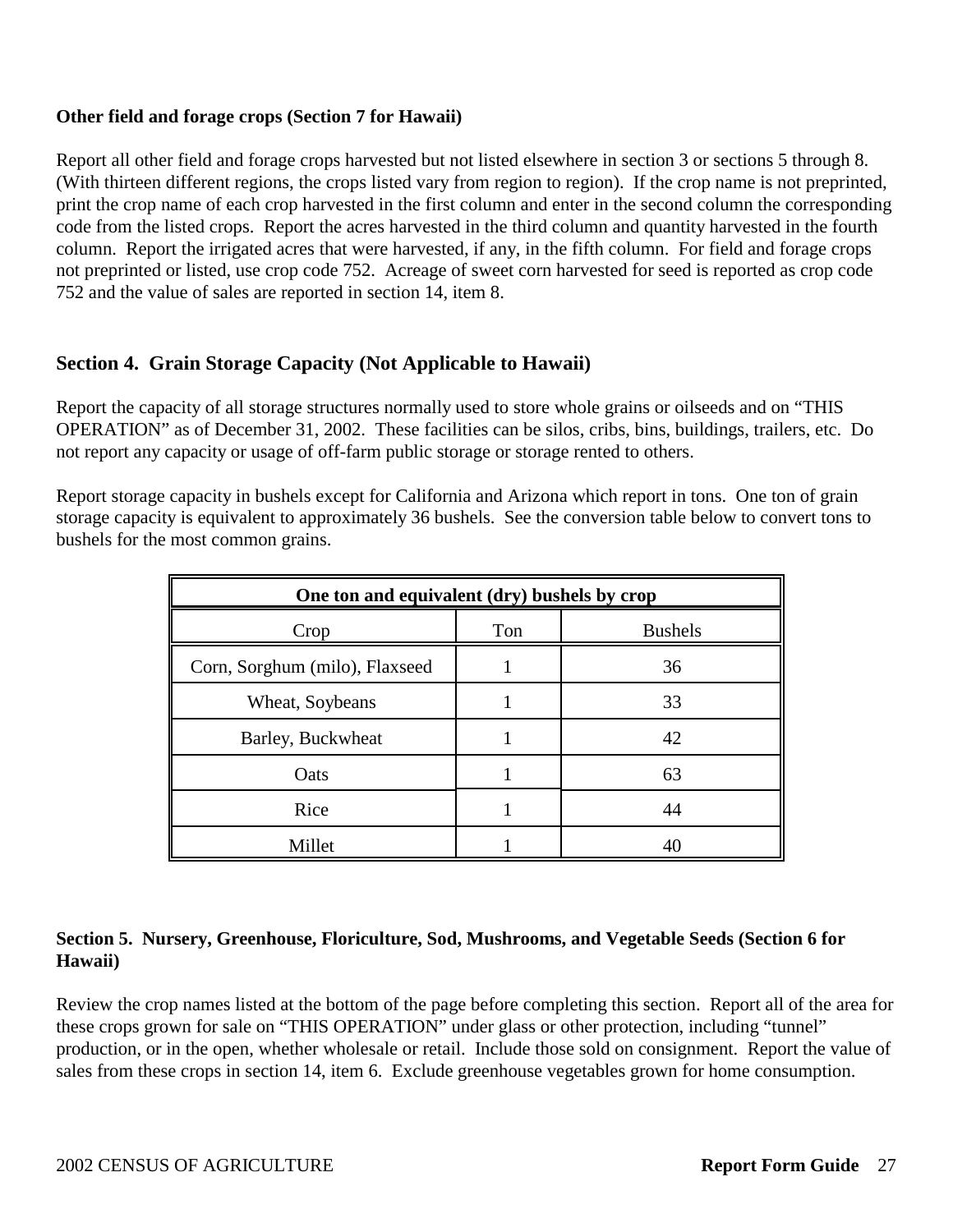### Other field and forage crops (Section 7 for Hawaii)

Report all other field and forage crops harvested but not listed elsewhere in section 3 or sections 5 through 8. (With thirteen different regions, the crops listed vary from region to region). If the crop name is not preprinted, print the crop name of each crop harvested in the first column and enter in the second column the corresponding code from the listed crops. Report the acres harvested in the third column and quantity harvested in the fourth column. Report the irrigated acres that were harvested, if any, in the fifth column. For field and forage crops not preprinted or listed, use crop code 752. Acreage of sweet corn harvested for seed is reported as crop code 752 and the value of sales are reported in section 14, item 8.

## Section 4. Grain Storage Capacity (Not Applicable to Hawaii)

Report the capacity of all storage structures normally used to store whole grains or oilseeds and on "THIS OPERATION" as of December 31, 2002. These facilities can be silos, cribs, bins, buildings, trailers, etc. Do not report any capacity or usage of off-farm public storage or storage rented to others.

Report storage capacity in bushels except for California and Arizona which report in tons. One ton of grain storage capacity is equivalent to approximately 36 bushels. See the conversion table below to convert tons to bushels for the most common grains.

**One ton and equivalent (dry) bushels by crop**

| Crop | Ton | Bushels |
|---|---|---|
| Corn, Sorghum (milo), Flaxseed | 1 | 36 |
| Wheat, Soybeans | 1 | 33 |
| Barley, Buckwheat | 1 | 42 |
| Oats | 1 | 63 |
| Rice | 1 | 44 |
| Millet | 1 | 40 |

### Section 5. Nursery, Greenhouse, Floriculture, Sod, Mushrooms, and Vegetable Seeds (Section 6 for Hawaii)

Review the crop names listed at the bottom of the page before completing this section. Report all of the area for these crops grown for sale on "THIS OPERATION" under glass or other protection, including "tunnel" production, or in the open, whether wholesale or retail. Include those sold on consignment. Report the value of sales from these crops in section 14, item 6. Exclude greenhouse vegetables grown for home consumption.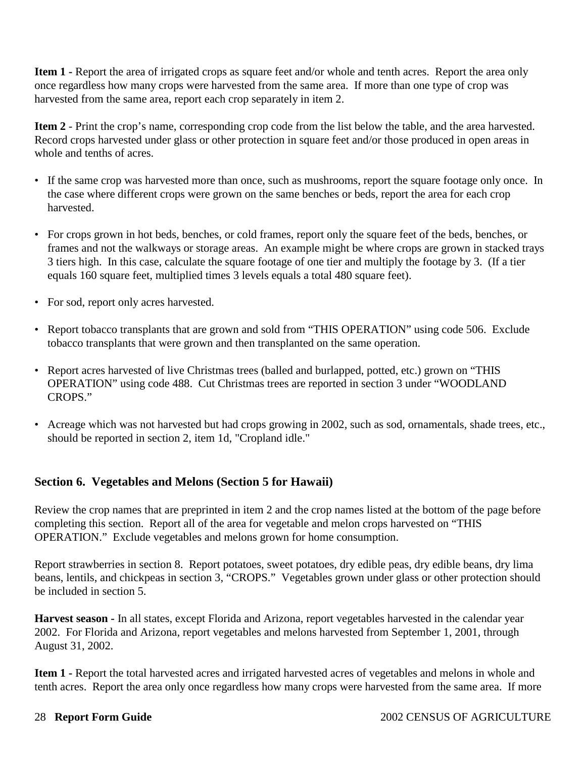**Item 1 -** Report the area of irrigated crops as square feet and/or whole and tenth acres. Report the area only once regardless how many crops were harvested from the same area. If more than one type of crop was harvested from the same area, report each crop separately in item 2.

**Item 2** - Print the crop's name, corresponding crop code from the list below the table, and the area harvested. Record crops harvested under glass or other protection in square feet and/or those produced in open areas in whole and tenths of acres.

- If the same crop was harvested more than once, such as mushrooms, report the square footage only once. In the case where different crops were grown on the same benches or beds, report the area for each crop harvested.
- For crops grown in hot beds, benches, or cold frames, report only the square feet of the beds, benches, or frames and not the walkways or storage areas. An example might be where crops are grown in stacked trays 3 tiers high. In this case, calculate the square footage of one tier and multiply the footage by 3. (If a tier equals 160 square feet, multiplied times 3 levels equals a total 480 square feet).
- For sod, report only acres harvested.
- Report tobacco transplants that are grown and sold from "THIS OPERATION" using code 506. Exclude tobacco transplants that were grown and then transplanted on the same operation.
- Report acres harvested of live Christmas trees (balled and burlapped, potted, etc.) grown on "THIS OPERATION" using code 488. Cut Christmas trees are reported in section 3 under "WOODLAND CROPS."
- Acreage which was not harvested but had crops growing in 2002, such as sod, ornamentals, shade trees, etc., should be reported in section 2, item 1d, "Cropland idle."

## Section 6. Vegetables and Melons (Section 5 for Hawaii)

Review the crop names that are preprinted in item 2 and the crop names listed at the bottom of the page before completing this section. Report all of the area for vegetable and melon crops harvested on "THIS OPERATION." Exclude vegetables and melons grown for home consumption.

Report strawberries in section 8. Report potatoes, sweet potatoes, dry edible peas, dry edible beans, dry lima beans, lentils, and chickpeas in section 3, "CROPS." Vegetables grown under glass or other protection should be included in section 5.

**Harvest season -** In all states, except Florida and Arizona, report vegetables harvested in the calendar year 2002. For Florida and Arizona, report vegetables and melons harvested from September 1, 2001, through August 31, 2002.

**Item 1 -** Report the total harvested acres and irrigated harvested acres of vegetables and melons in whole and tenth acres. Report the area only once regardless how many crops were harvested from the same area. If more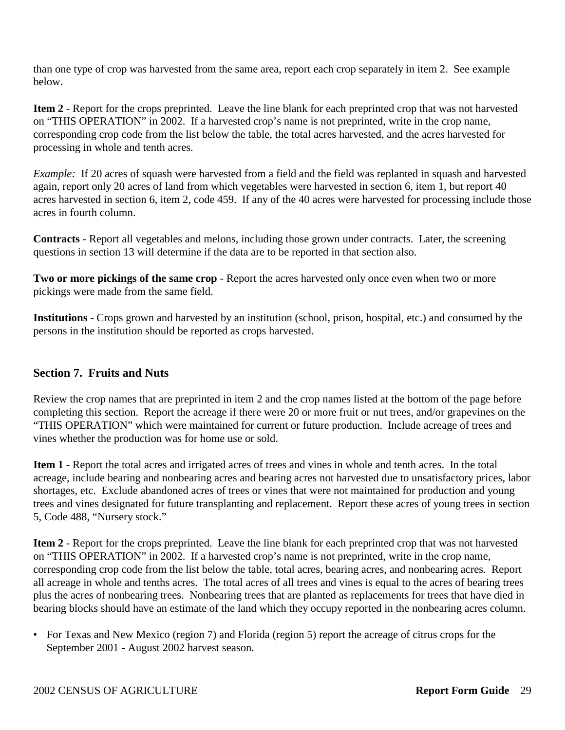than one type of crop was harvested from the same area, report each crop separately in item 2. See example below.

**Item 2** - Report for the crops preprinted. Leave the line blank for each preprinted crop that was not harvested on "THIS OPERATION" in 2002. If a harvested crop's name is not preprinted, write in the crop name, corresponding crop code from the list below the table, the total acres harvested, and the acres harvested for processing in whole and tenth acres.

*Example:* If 20 acres of squash were harvested from a field and the field was replanted in squash and harvested again, report only 20 acres of land from which vegetables were harvested in section 6, item 1, but report 40 acres harvested in section 6, item 2, code 459. If any of the 40 acres were harvested for processing include those acres in fourth column.

**Contracts** - Report all vegetables and melons, including those grown under contracts. Later, the screening questions in section 13 will determine if the data are to be reported in that section also.

**Two or more pickings of the same crop** - Report the acres harvested only once even when two or more pickings were made from the same field.

**Institutions -** Crops grown and harvested by an institution (school, prison, hospital, etc.) and consumed by the persons in the institution should be reported as crops harvested.

### Section 7. Fruits and Nuts

Review the crop names that are preprinted in item 2 and the crop names listed at the bottom of the page before completing this section. Report the acreage if there were 20 or more fruit or nut trees, and/or grapevines on the "THIS OPERATION" which were maintained for current or future production. Include acreage of trees and vines whether the production was for home use or sold.

**Item 1 -** Report the total acres and irrigated acres of trees and vines in whole and tenth acres. In the total acreage, include bearing and nonbearing acres and bearing acres not harvested due to unsatisfactory prices, labor shortages, etc. Exclude abandoned acres of trees or vines that were not maintained for production and young trees and vines designated for future transplanting and replacement. Report these acres of young trees in section 5, Code 488, "Nursery stock."

**Item 2** - Report for the crops preprinted. Leave the line blank for each preprinted crop that was not harvested on "THIS OPERATION" in 2002. If a harvested crop's name is not preprinted, write in the crop name, corresponding crop code from the list below the table, total acres, bearing acres, and nonbearing acres. Report all acreage in whole and tenths acres. The total acres of all trees and vines is equal to the acres of bearing trees plus the acres of nonbearing trees. Nonbearing trees that are planted as replacements for trees that have died in bearing blocks should have an estimate of the land which they occupy reported in the nonbearing acres column.

- For Texas and New Mexico (region 7) and Florida (region 5) report the acreage of citrus crops for the September 2001 - August 2002 harvest season.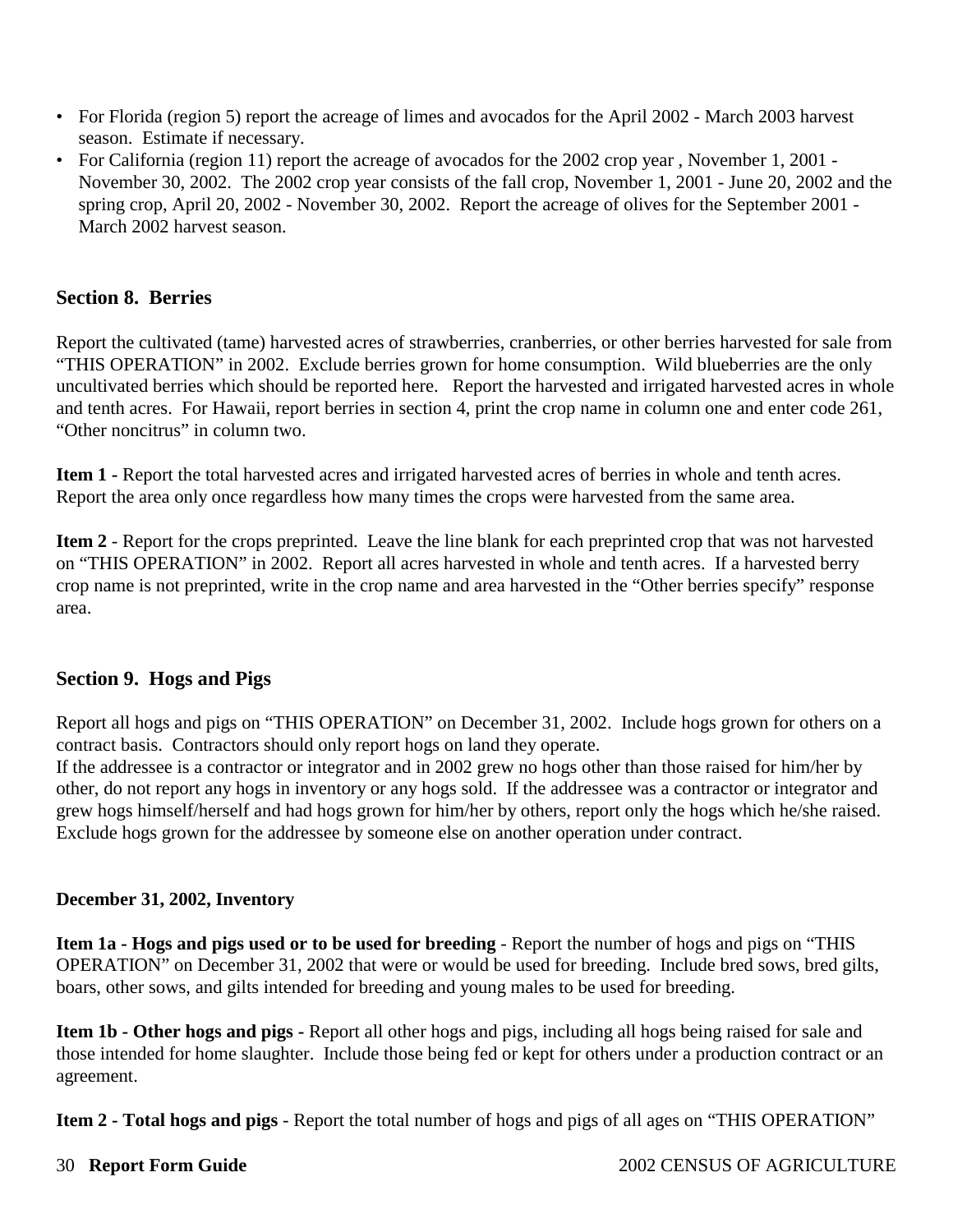- For Florida (region 5) report the acreage of limes and avocados for the April 2002 - March 2003 harvest season. Estimate if necessary.
- For California (region 11) report the acreage of avocados for the 2002 crop year , November 1, 2001 - November 30, 2002. The 2002 crop year consists of the fall crop, November 1, 2001 - June 20, 2002 and the spring crop, April 20, 2002 - November 30, 2002. Report the acreage of olives for the September 2001 - March 2002 harvest season.

## Section 8. Berries

Report the cultivated (tame) harvested acres of strawberries, cranberries, or other berries harvested for sale from "THIS OPERATION" in 2002. Exclude berries grown for home consumption. Wild blueberries are the only uncultivated berries which should be reported here. Report the harvested and irrigated harvested acres in whole and tenth acres. For Hawaii, report berries in section 4, print the crop name in column one and enter code 261, "Other noncitrus" in column two.

**Item 1 -** Report the total harvested acres and irrigated harvested acres of berries in whole and tenth acres. Report the area only once regardless how many times the crops were harvested from the same area.

**Item 2** - Report for the crops preprinted. Leave the line blank for each preprinted crop that was not harvested on "THIS OPERATION" in 2002. Report all acres harvested in whole and tenth acres. If a harvested berry crop name is not preprinted, write in the crop name and area harvested in the "Other berries specify" response area.

## Section 9. Hogs and Pigs

Report all hogs and pigs on "THIS OPERATION" on December 31, 2002. Include hogs grown for others on a contract basis. Contractors should only report hogs on land they operate.
If the addressee is a contractor or integrator and in 2002 grew no hogs other than those raised for him/her by other, do not report any hogs in inventory or any hogs sold. If the addressee was a contractor or integrator and grew hogs himself/herself and had hogs grown for him/her by others, report only the hogs which he/she raised. Exclude hogs grown for the addressee by someone else on another operation under contract.

### December 31, 2002, Inventory

**Item 1a - Hogs and pigs used or to be used for breeding** - Report the number of hogs and pigs on "THIS OPERATION" on December 31, 2002 that were or would be used for breeding. Include bred sows, bred gilts, boars, other sows, and gilts intended for breeding and young males to be used for breeding.

**Item 1b - Other hogs and pigs** - Report all other hogs and pigs, including all hogs being raised for sale and those intended for home slaughter. Include those being fed or kept for others under a production contract or an agreement.

**Item 2 - Total hogs and pigs** - Report the total number of hogs and pigs of all ages on "THIS OPERATION"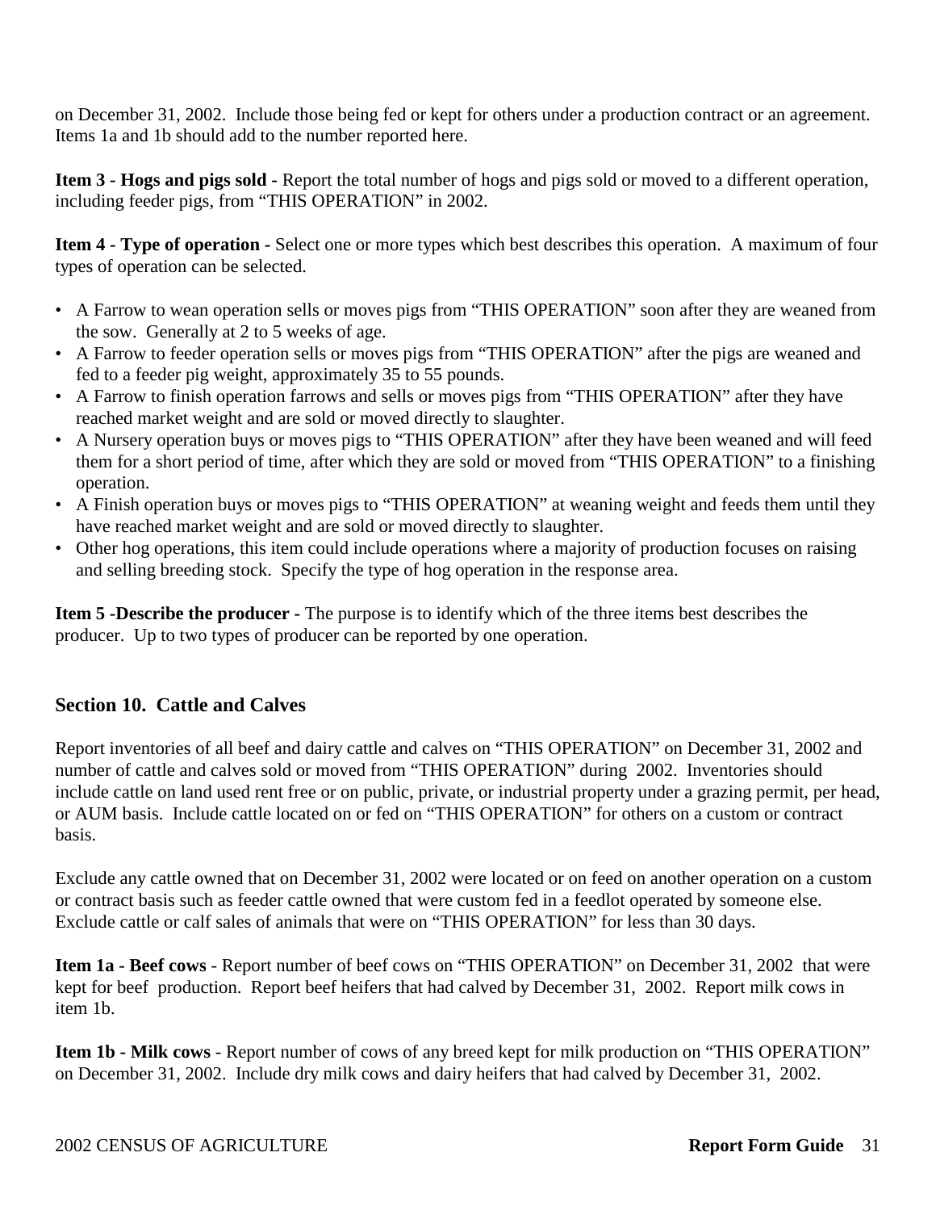on December 31, 2002. Include those being fed or kept for others under a production contract or an agreement. Items 1a and 1b should add to the number reported here.

**Item 3 - Hogs and pigs sold -** Report the total number of hogs and pigs sold or moved to a different operation, including feeder pigs, from "THIS OPERATION" in 2002.

**Item 4 - Type of operation -** Select one or more types which best describes this operation. A maximum of four types of operation can be selected.

- A Farrow to wean operation sells or moves pigs from "THIS OPERATION" soon after they are weaned from the sow. Generally at 2 to 5 weeks of age.
- A Farrow to feeder operation sells or moves pigs from "THIS OPERATION" after the pigs are weaned and fed to a feeder pig weight, approximately 35 to 55 pounds.
- A Farrow to finish operation farrows and sells or moves pigs from "THIS OPERATION" after they have reached market weight and are sold or moved directly to slaughter.
- A Nursery operation buys or moves pigs to "THIS OPERATION" after they have been weaned and will feed them for a short period of time, after which they are sold or moved from "THIS OPERATION" to a finishing operation.
- A Finish operation buys or moves pigs to "THIS OPERATION" at weaning weight and feeds them until they have reached market weight and are sold or moved directly to slaughter.
- Other hog operations, this item could include operations where a majority of production focuses on raising and selling breeding stock. Specify the type of hog operation in the response area.

**Item 5 -Describe the producer -** The purpose is to identify which of the three items best describes the producer. Up to two types of producer can be reported by one operation.

## Section 10. Cattle and Calves

Report inventories of all beef and dairy cattle and calves on "THIS OPERATION" on December 31, 2002 and number of cattle and calves sold or moved from "THIS OPERATION" during 2002. Inventories should include cattle on land used rent free or on public, private, or industrial property under a grazing permit, per head, or AUM basis. Include cattle located on or fed on "THIS OPERATION" for others on a custom or contract basis.

Exclude any cattle owned that on December 31, 2002 were located or on feed on another operation on a custom or contract basis such as feeder cattle owned that were custom fed in a feedlot operated by someone else. Exclude cattle or calf sales of animals that were on "THIS OPERATION" for less than 30 days.

**Item 1a - Beef cows** - Report number of beef cows on "THIS OPERATION" on December 31, 2002 that were kept for beef production. Report beef heifers that had calved by December 31, 2002. Report milk cows in item 1b.

**Item 1b - Milk cows** - Report number of cows of any breed kept for milk production on "THIS OPERATION" on December 31, 2002. Include dry milk cows and dairy heifers that had calved by December 31, 2002.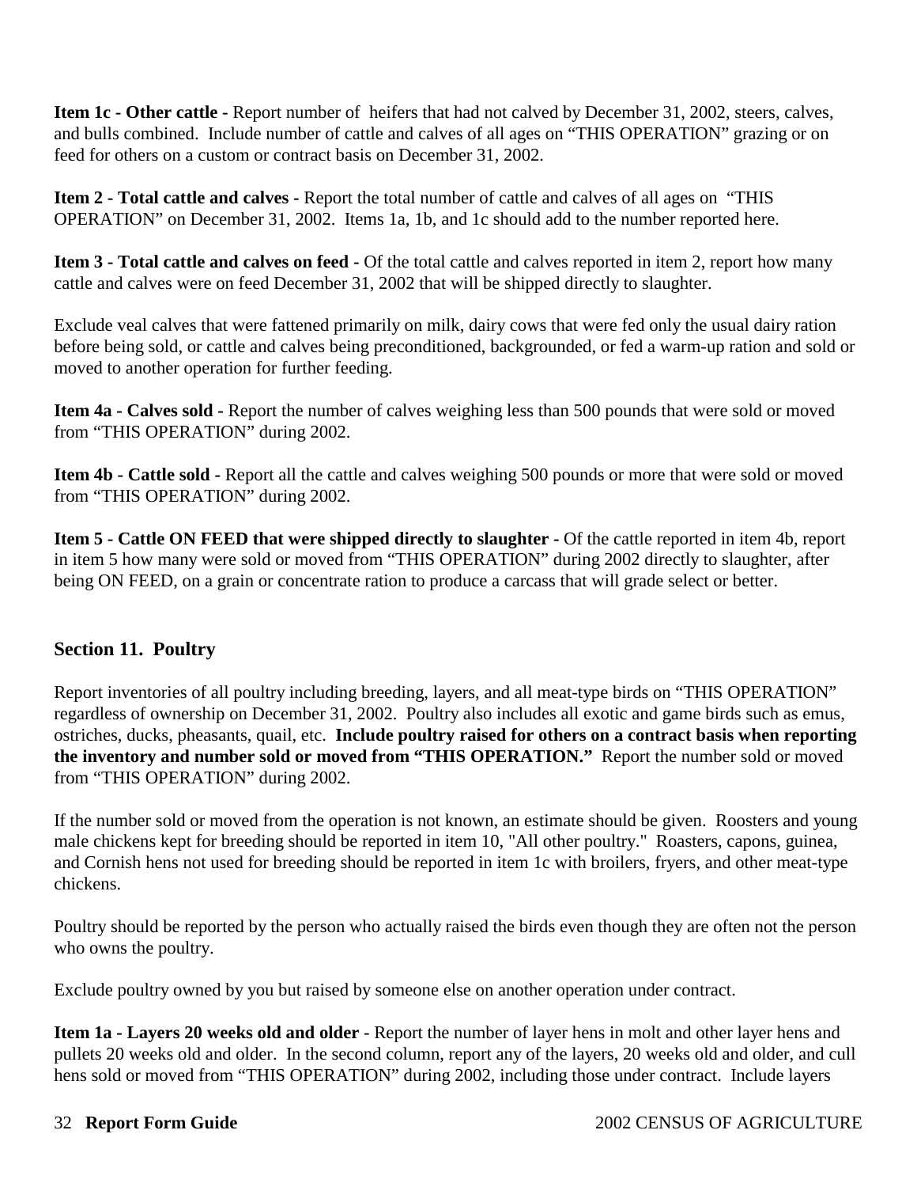**Item 1c - Other cattle -** Report number of heifers that had not calved by December 31, 2002, steers, calves, and bulls combined. Include number of cattle and calves of all ages on "THIS OPERATION" grazing or on feed for others on a custom or contract basis on December 31, 2002.

**Item 2 - Total cattle and calves -** Report the total number of cattle and calves of all ages on "THIS OPERATION" on December 31, 2002. Items 1a, 1b, and 1c should add to the number reported here.

**Item 3 - Total cattle and calves on feed -** Of the total cattle and calves reported in item 2, report how many cattle and calves were on feed December 31, 2002 that will be shipped directly to slaughter.

Exclude veal calves that were fattened primarily on milk, dairy cows that were fed only the usual dairy ration before being sold, or cattle and calves being preconditioned, backgrounded, or fed a warm-up ration and sold or moved to another operation for further feeding.

**Item 4a - Calves sold -** Report the number of calves weighing less than 500 pounds that were sold or moved from "THIS OPERATION" during 2002.

**Item 4b - Cattle sold -** Report all the cattle and calves weighing 500 pounds or more that were sold or moved from "THIS OPERATION" during 2002.

**Item 5 - Cattle ON FEED that were shipped directly to slaughter -** Of the cattle reported in item 4b, report in item 5 how many were sold or moved from "THIS OPERATION" during 2002 directly to slaughter, after being ON FEED, on a grain or concentrate ration to produce a carcass that will grade select or better.

## Section 11. Poultry

Report inventories of all poultry including breeding, layers, and all meat-type birds on "THIS OPERATION" regardless of ownership on December 31, 2002. Poultry also includes all exotic and game birds such as emus, ostriches, ducks, pheasants, quail, etc. **Include poultry raised for others on a contract basis when reporting the inventory and number sold or moved from "THIS OPERATION."** Report the number sold or moved from "THIS OPERATION" during 2002.

If the number sold or moved from the operation is not known, an estimate should be given. Roosters and young male chickens kept for breeding should be reported in item 10, "All other poultry." Roasters, capons, guinea, and Cornish hens not used for breeding should be reported in item 1c with broilers, fryers, and other meat-type chickens.

Poultry should be reported by the person who actually raised the birds even though they are often not the person who owns the poultry.

Exclude poultry owned by you but raised by someone else on another operation under contract.

**Item 1a - Layers 20 weeks old and older** - Report the number of layer hens in molt and other layer hens and pullets 20 weeks old and older. In the second column, report any of the layers, 20 weeks old and older, and cull hens sold or moved from "THIS OPERATION" during 2002, including those under contract. Include layers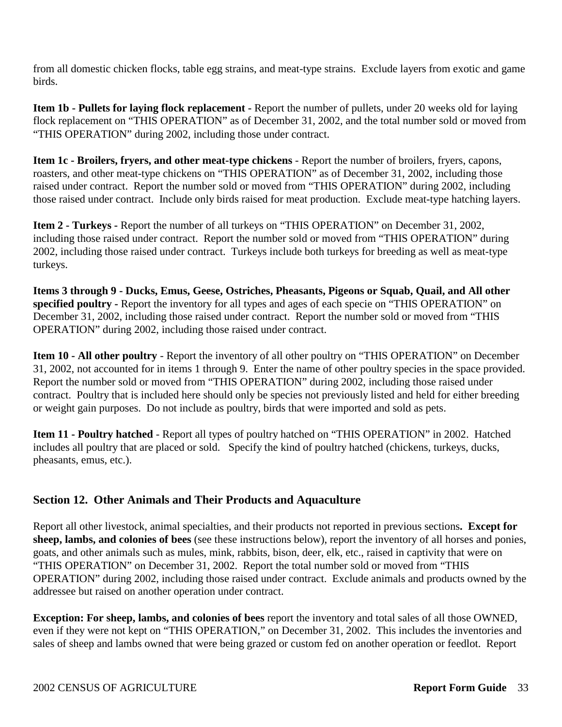from all domestic chicken flocks, table egg strains, and meat-type strains.  Exclude layers from exotic and game birds.

**Item 1b - Pullets for laying flock replacement** - Report the number of pullets, under 20 weeks old for laying flock replacement on "THIS OPERATION" as of December 31, 2002, and the total number sold or moved from "THIS OPERATION" during 2002, including those under contract.

**Item 1c - Broilers, fryers, and other meat-type chickens** - Report the number of broilers, fryers, capons, roasters, and other meat-type chickens on "THIS OPERATION" as of December 31, 2002, including those raised under contract.  Report the number sold or moved from "THIS OPERATION" during 2002, including those raised under contract.  Include only birds raised for meat production.  Exclude meat-type hatching layers.

**Item 2 - Turkeys -** Report the number of all turkeys on "THIS OPERATION" on December 31, 2002, including those raised under contract.  Report the number sold or moved from "THIS OPERATION" during 2002, including those raised under contract.  Turkeys include both turkeys for breeding as well as meat-type turkeys.

**Items 3 through 9 - Ducks, Emus, Geese, Ostriches, Pheasants, Pigeons or Squab, Quail, and All other specified poultry** - Report the inventory for all types and ages of each specie on "THIS OPERATION" on December 31, 2002, including those raised under contract.  Report the number sold or moved from "THIS OPERATION" during 2002, including those raised under contract.

**Item 10 - All other poultry** - Report the inventory of all other poultry on "THIS OPERATION" on December 31, 2002, not accounted for in items 1 through 9.  Enter the name of other poultry species in the space provided.  Report the number sold or moved from "THIS OPERATION" during 2002, including those raised under contract.  Poultry that is included here should only be species not previously listed and held for either breeding or weight gain purposes.  Do not include as poultry, birds that were imported and sold as pets.

**Item 11 - Poultry hatched** - Report all types of poultry hatched on "THIS OPERATION" in 2002.  Hatched includes all poultry that are placed or sold.   Specify the kind of poultry hatched (chickens, turkeys, ducks, pheasants, emus, etc.).

## Section 12.  Other Animals and Their Products and Aquaculture

Report all other livestock, animal specialties, and their products not reported in previous sections**.  Except for sheep, lambs, and colonies of bees** (see these instructions below), report the inventory of all horses and ponies, goats, and other animals such as mules, mink, rabbits, bison, deer, elk, etc., raised in captivity that were on "THIS OPERATION" on December 31, 2002.  Report the total number sold or moved from "THIS OPERATION" during 2002, including those raised under contract.  Exclude animals and products owned by the addressee but raised on another operation under contract.

**Exception: For sheep, lambs, and colonies of bees** report the inventory and total sales of all those OWNED, even if they were not kept on "THIS OPERATION," on December 31, 2002.  This includes the inventories and sales of sheep and lambs owned that were being grazed or custom fed on another operation or feedlot.  Report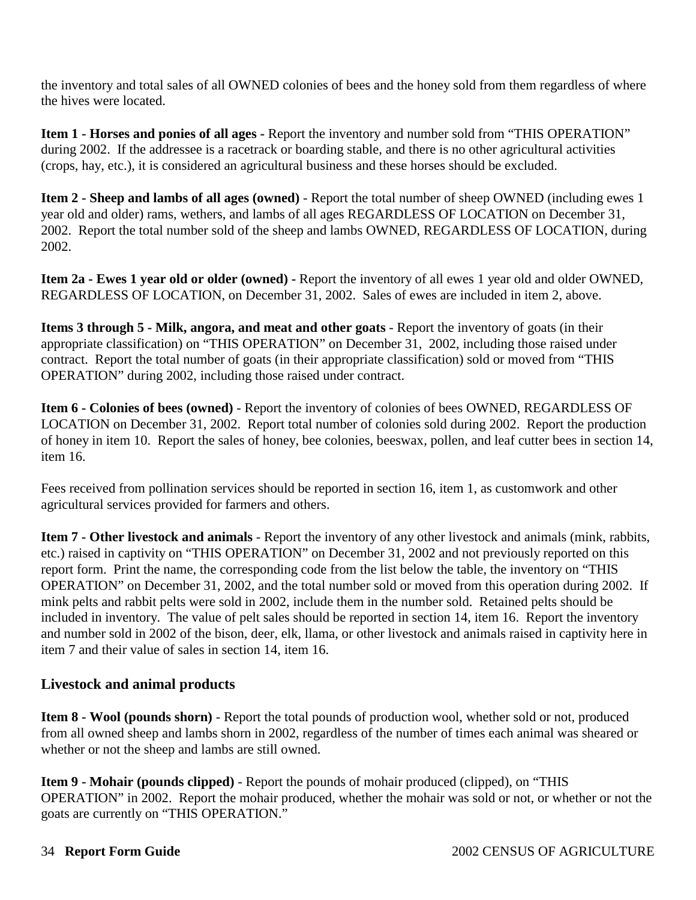the inventory and total sales of all OWNED colonies of bees and the honey sold from them regardless of where the hives were located.

**Item 1 - Horses and ponies of all ages -** Report the inventory and number sold from “THIS OPERATION” during 2002. If the addressee is a racetrack or boarding stable, and there is no other agricultural activities (crops, hay, etc.), it is considered an agricultural business and these horses should be excluded.

**Item 2 - Sheep and lambs of all ages (owned)** - Report the total number of sheep OWNED (including ewes 1 year old and older) rams, wethers, and lambs of all ages REGARDLESS OF LOCATION on December 31, 2002. Report the total number sold of the sheep and lambs OWNED, REGARDLESS OF LOCATION, during 2002.

**Item 2a - Ewes 1 year old or older (owned) -** Report the inventory of all ewes 1 year old and older OWNED, REGARDLESS OF LOCATION, on December 31, 2002. Sales of ewes are included in item 2, above.

**Items 3 through 5 - Milk, angora, and meat and other goats** - Report the inventory of goats (in their appropriate classification) on “THIS OPERATION” on December 31, 2002, including those raised under contract. Report the total number of goats (in their appropriate classification) sold or moved from “THIS OPERATION” during 2002, including those raised under contract.

**Item 6 - Colonies of bees (owned)** - Report the inventory of colonies of bees OWNED, REGARDLESS OF LOCATION on December 31, 2002. Report total number of colonies sold during 2002. Report the production of honey in item 10. Report the sales of honey, bee colonies, beeswax, pollen, and leaf cutter bees in section 14, item 16.

Fees received from pollination services should be reported in section 16, item 1, as customwork and other agricultural services provided for farmers and others.

**Item 7 - Other livestock and animals** - Report the inventory of any other livestock and animals (mink, rabbits, etc.) raised in captivity on “THIS OPERATION” on December 31, 2002 and not previously reported on this report form. Print the name, the corresponding code from the list below the table, the inventory on “THIS OPERATION” on December 31, 2002, and the total number sold or moved from this operation during 2002. If mink pelts and rabbit pelts were sold in 2002, include them in the number sold. Retained pelts should be included in inventory. The value of pelt sales should be reported in section 14, item 16. Report the inventory and number sold in 2002 of the bison, deer, elk, llama, or other livestock and animals raised in captivity here in item 7 and their value of sales in section 14, item 16.

## Livestock and animal products

**Item 8 - Wool (pounds shorn)** - Report the total pounds of production wool, whether sold or not, produced from all owned sheep and lambs shorn in 2002, regardless of the number of times each animal was sheared or whether or not the sheep and lambs are still owned.

**Item 9 - Mohair (pounds clipped)** - Report the pounds of mohair produced (clipped), on “THIS OPERATION” in 2002. Report the mohair produced, whether the mohair was sold or not, or whether or not the goats are currently on “THIS OPERATION.”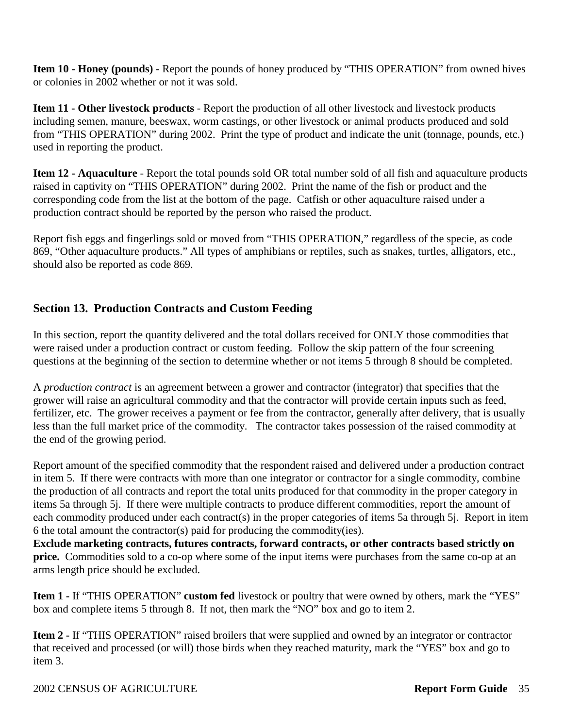**Item 10 - Honey (pounds)** - Report the pounds of honey produced by “THIS OPERATION” from owned hives or colonies in 2002 whether or not it was sold.

**Item 11 - Other livestock products** - Report the production of all other livestock and livestock products including semen, manure, beeswax, worm castings, or other livestock or animal products produced and sold from “THIS OPERATION” during 2002. Print the type of product and indicate the unit (tonnage, pounds, etc.) used in reporting the product.

**Item 12 - Aquaculture** - Report the total pounds sold OR total number sold of all fish and aquaculture products raised in captivity on “THIS OPERATION” during 2002. Print the name of the fish or product and the corresponding code from the list at the bottom of the page. Catfish or other aquaculture raised under a production contract should be reported by the person who raised the product.

Report fish eggs and fingerlings sold or moved from “THIS OPERATION,” regardless of the specie, as code 869, “Other aquaculture products.” All types of amphibians or reptiles, such as snakes, turtles, alligators, etc., should also be reported as code 869.

## Section 13. Production Contracts and Custom Feeding

In this section, report the quantity delivered and the total dollars received for ONLY those commodities that were raised under a production contract or custom feeding. Follow the skip pattern of the four screening questions at the beginning of the section to determine whether or not items 5 through 8 should be completed.

A *production contract* is an agreement between a grower and contractor (integrator) that specifies that the grower will raise an agricultural commodity and that the contractor will provide certain inputs such as feed, fertilizer, etc. The grower receives a payment or fee from the contractor, generally after delivery, that is usually less than the full market price of the commodity. The contractor takes possession of the raised commodity at the end of the growing period.

Report amount of the specified commodity that the respondent raised and delivered under a production contract in item 5. If there were contracts with more than one integrator or contractor for a single commodity, combine the production of all contracts and report the total units produced for that commodity in the proper category in items 5a through 5j. If there were multiple contracts to produce different commodities, report the amount of each commodity produced under each contract(s) in the proper categories of items 5a through 5j. Report in item 6 the total amount the contractor(s) paid for producing the commodity(ies).
**Exclude marketing contracts, futures contracts, forward contracts, or other contracts based strictly on price.** Commodities sold to a co-op where some of the input items were purchases from the same co-op at an arms length price should be excluded.

**Item 1 -** If “THIS OPERATION” **custom fed** livestock or poultry that were owned by others, mark the “YES” box and complete items 5 through 8. If not, then mark the “NO” box and go to item 2.

**Item 2 -** If “THIS OPERATION” raised broilers that were supplied and owned by an integrator or contractor that received and processed (or will) those birds when they reached maturity, mark the “YES” box and go to item 3.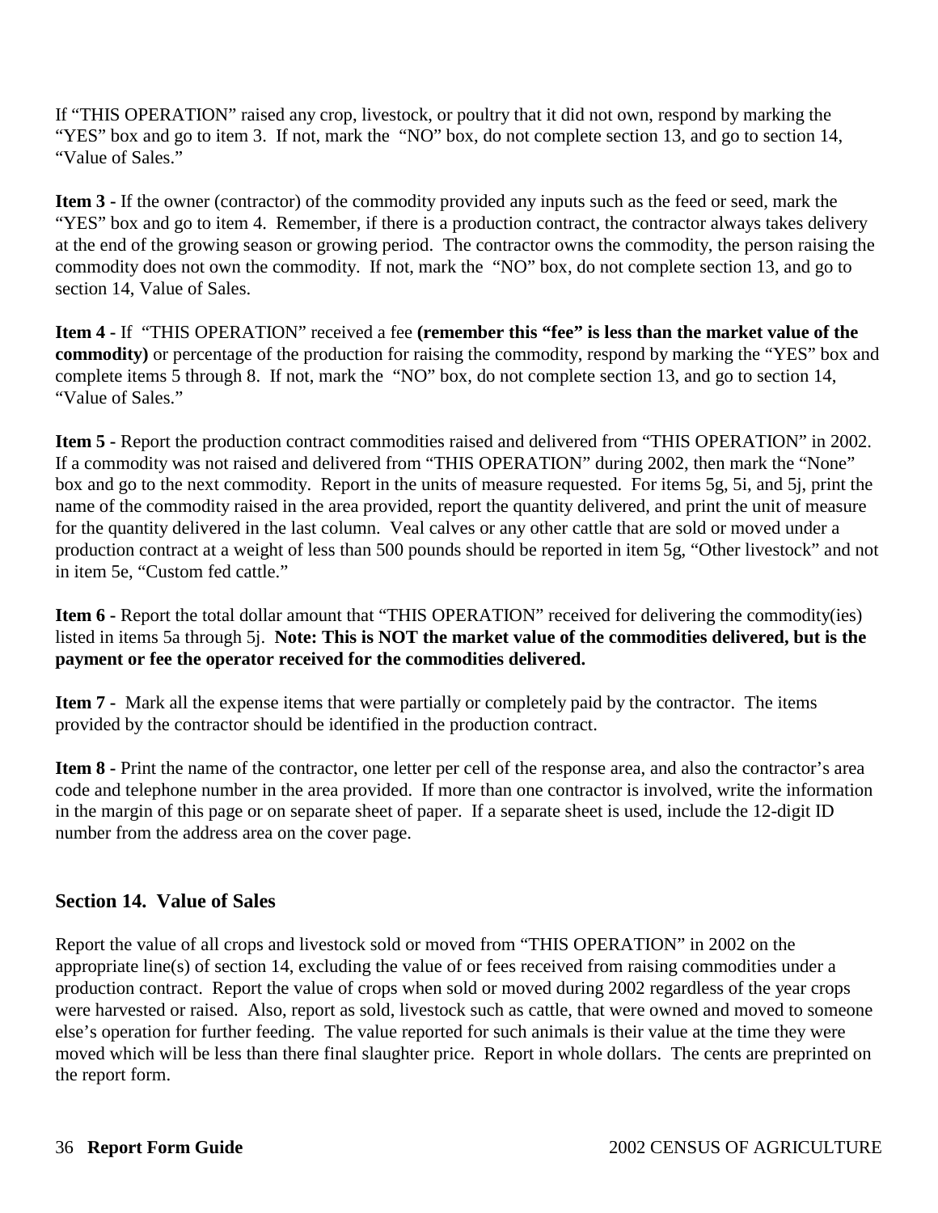If “THIS OPERATION” raised any crop, livestock, or poultry that it did not own, respond by marking the “YES” box and go to item 3. If not, mark the “NO” box, do not complete section 13, and go to section 14, “Value of Sales.”

**Item 3 -** If the owner (contractor) of the commodity provided any inputs such as the feed or seed, mark the “YES” box and go to item 4. Remember, if there is a production contract, the contractor always takes delivery at the end of the growing season or growing period. The contractor owns the commodity, the person raising the commodity does not own the commodity. If not, mark the “NO” box, do not complete section 13, and go to section 14, Value of Sales.

**Item 4 -** If “THIS OPERATION” received a fee **(remember this “fee” is less than the market value of the commodity)** or percentage of the production for raising the commodity, respond by marking the “YES” box and complete items 5 through 8. If not, mark the “NO” box, do not complete section 13, and go to section 14, “Value of Sales.”

**Item 5 -** Report the production contract commodities raised and delivered from “THIS OPERATION” in 2002. If a commodity was not raised and delivered from “THIS OPERATION” during 2002, then mark the “None” box and go to the next commodity. Report in the units of measure requested. For items 5g, 5i, and 5j, print the name of the commodity raised in the area provided, report the quantity delivered, and print the unit of measure for the quantity delivered in the last column. Veal calves or any other cattle that are sold or moved under a production contract at a weight of less than 500 pounds should be reported in item 5g, “Other livestock” and not in item 5e, “Custom fed cattle.”

**Item 6 -** Report the total dollar amount that “THIS OPERATION” received for delivering the commodity(ies) listed in items 5a through 5j. **Note: This is NOT the market value of the commodities delivered, but is the payment or fee the operator received for the commodities delivered.**

**Item 7 -** Mark all the expense items that were partially or completely paid by the contractor. The items provided by the contractor should be identified in the production contract.

**Item 8 -** Print the name of the contractor, one letter per cell of the response area, and also the contractor’s area code and telephone number in the area provided. If more than one contractor is involved, write the information in the margin of this page or on separate sheet of paper. If a separate sheet is used, include the 12-digit ID number from the address area on the cover page.

### Section 14. Value of Sales

Report the value of all crops and livestock sold or moved from “THIS OPERATION” in 2002 on the appropriate line(s) of section 14, excluding the value of or fees received from raising commodities under a production contract. Report the value of crops when sold or moved during 2002 regardless of the year crops were harvested or raised. Also, report as sold, livestock such as cattle, that were owned and moved to someone else’s operation for further feeding. The value reported for such animals is their value at the time they were moved which will be less than there final slaughter price. Report in whole dollars. The cents are preprinted on the report form.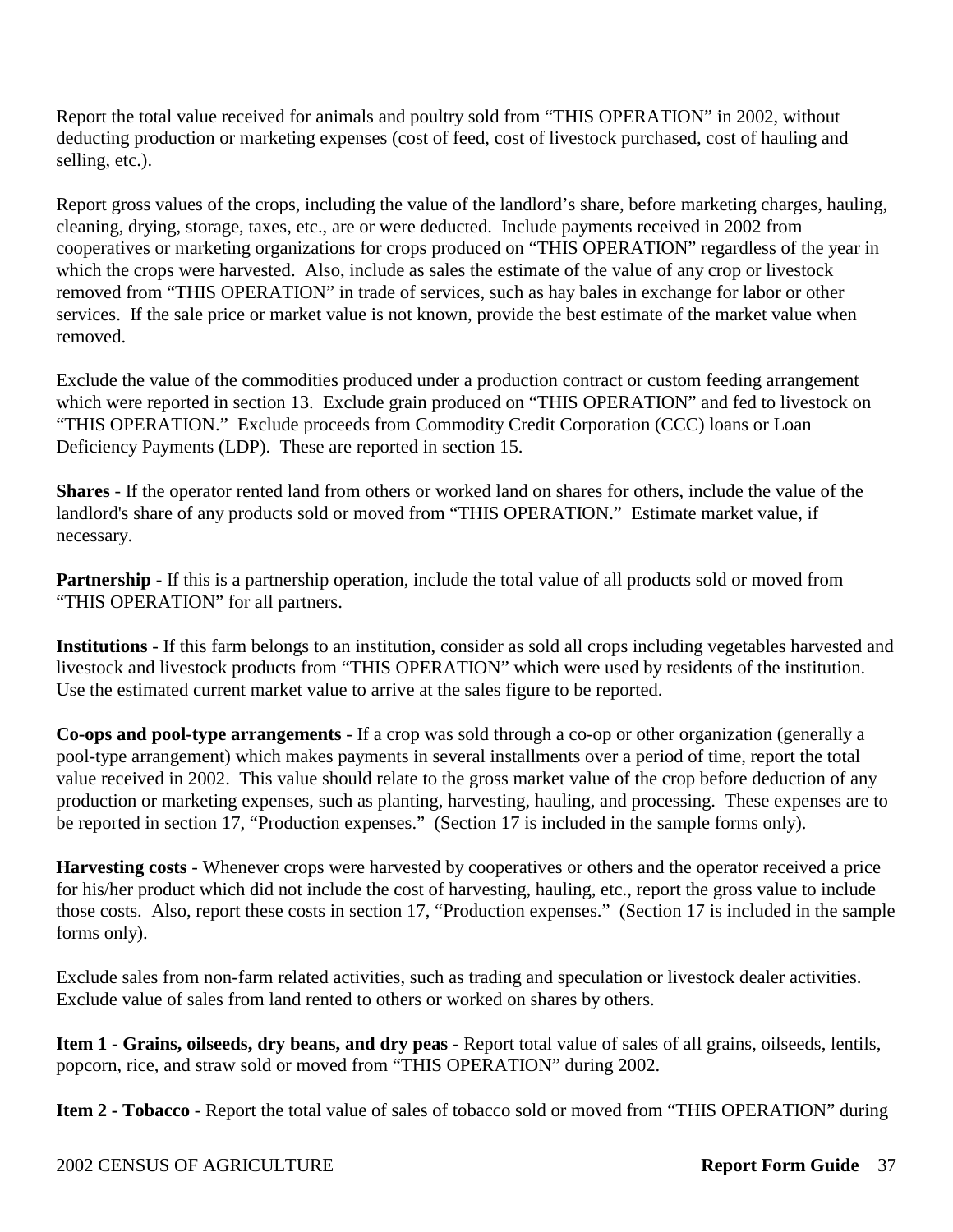Report the total value received for animals and poultry sold from “THIS OPERATION” in 2002, without deducting production or marketing expenses (cost of feed, cost of livestock purchased, cost of hauling and selling, etc.).

Report gross values of the crops, including the value of the landlord’s share, before marketing charges, hauling, cleaning, drying, storage, taxes, etc., are or were deducted. Include payments received in 2002 from cooperatives or marketing organizations for crops produced on “THIS OPERATION” regardless of the year in which the crops were harvested. Also, include as sales the estimate of the value of any crop or livestock removed from “THIS OPERATION” in trade of services, such as hay bales in exchange for labor or other services. If the sale price or market value is not known, provide the best estimate of the market value when removed.

Exclude the value of the commodities produced under a production contract or custom feeding arrangement which were reported in section 13. Exclude grain produced on “THIS OPERATION” and fed to livestock on “THIS OPERATION.” Exclude proceeds from Commodity Credit Corporation (CCC) loans or Loan Deficiency Payments (LDP). These are reported in section 15.

**Shares** - If the operator rented land from others or worked land on shares for others, include the value of the landlord's share of any products sold or moved from “THIS OPERATION.” Estimate market value, if necessary.

**Partnership -** If this is a partnership operation, include the total value of all products sold or moved from “THIS OPERATION” for all partners.

**Institutions** - If this farm belongs to an institution, consider as sold all crops including vegetables harvested and livestock and livestock products from “THIS OPERATION” which were used by residents of the institution. Use the estimated current market value to arrive at the sales figure to be reported.

**Co-ops and pool-type arrangements** - If a crop was sold through a co-op or other organization (generally a pool-type arrangement) which makes payments in several installments over a period of time, report the total value received in 2002. This value should relate to the gross market value of the crop before deduction of any production or marketing expenses, such as planting, harvesting, hauling, and processing. These expenses are to be reported in section 17, “Production expenses.” (Section 17 is included in the sample forms only).

**Harvesting costs** - Whenever crops were harvested by cooperatives or others and the operator received a price for his/her product which did not include the cost of harvesting, hauling, etc., report the gross value to include those costs. Also, report these costs in section 17, “Production expenses.” (Section 17 is included in the sample forms only).

Exclude sales from non-farm related activities, such as trading and speculation or livestock dealer activities. Exclude value of sales from land rented to others or worked on shares by others.

**Item 1 - Grains, oilseeds, dry beans, and dry peas** - Report total value of sales of all grains, oilseeds, lentils, popcorn, rice, and straw sold or moved from “THIS OPERATION” during 2002.

**Item 2 - Tobacco** - Report the total value of sales of tobacco sold or moved from “THIS OPERATION” during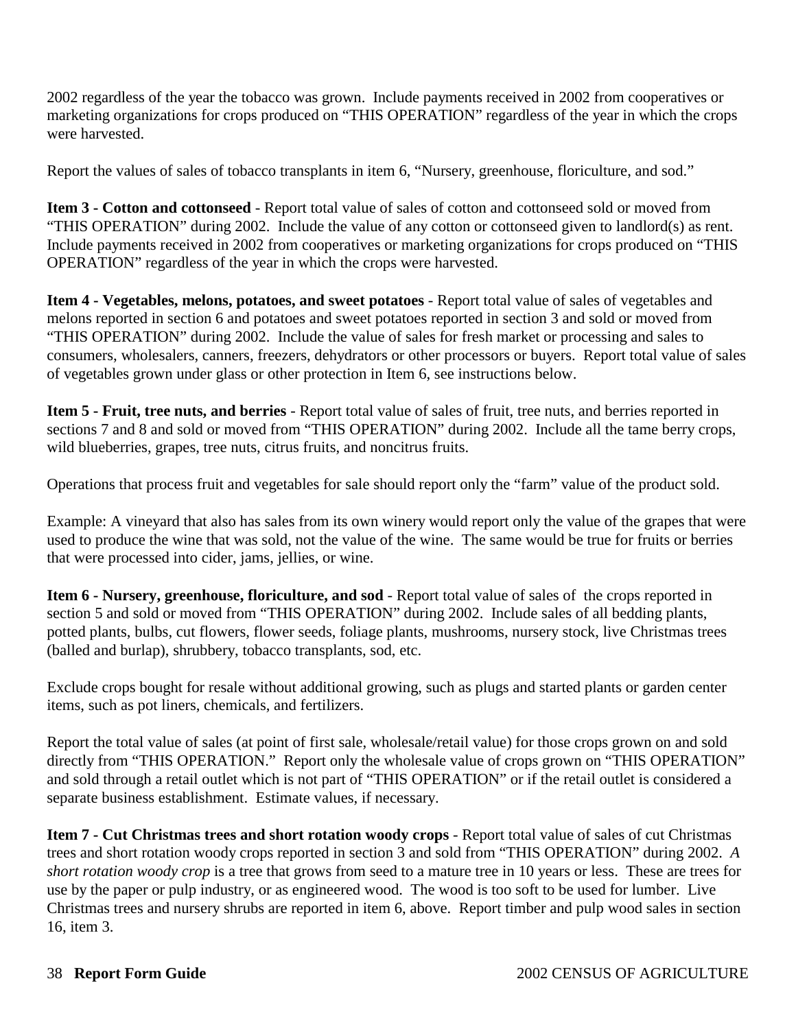2002 regardless of the year the tobacco was grown. Include payments received in 2002 from cooperatives or marketing organizations for crops produced on "THIS OPERATION" regardless of the year in which the crops were harvested.

Report the values of sales of tobacco transplants in item 6, "Nursery, greenhouse, floriculture, and sod."

**Item 3 - Cotton and cottonseed** - Report total value of sales of cotton and cottonseed sold or moved from "THIS OPERATION" during 2002. Include the value of any cotton or cottonseed given to landlord(s) as rent. Include payments received in 2002 from cooperatives or marketing organizations for crops produced on "THIS OPERATION" regardless of the year in which the crops were harvested.

**Item 4 - Vegetables, melons, potatoes, and sweet potatoes** - Report total value of sales of vegetables and melons reported in section 6 and potatoes and sweet potatoes reported in section 3 and sold or moved from "THIS OPERATION" during 2002. Include the value of sales for fresh market or processing and sales to consumers, wholesalers, canners, freezers, dehydrators or other processors or buyers. Report total value of sales of vegetables grown under glass or other protection in Item 6, see instructions below.

**Item 5 - Fruit, tree nuts, and berries** - Report total value of sales of fruit, tree nuts, and berries reported in sections 7 and 8 and sold or moved from "THIS OPERATION" during 2002. Include all the tame berry crops, wild blueberries, grapes, tree nuts, citrus fruits, and noncitrus fruits.

Operations that process fruit and vegetables for sale should report only the "farm" value of the product sold.

Example: A vineyard that also has sales from its own winery would report only the value of the grapes that were used to produce the wine that was sold, not the value of the wine. The same would be true for fruits or berries that were processed into cider, jams, jellies, or wine.

**Item 6 - Nursery, greenhouse, floriculture, and sod** - Report total value of sales of the crops reported in section 5 and sold or moved from "THIS OPERATION" during 2002. Include sales of all bedding plants, potted plants, bulbs, cut flowers, flower seeds, foliage plants, mushrooms, nursery stock, live Christmas trees (balled and burlap), shrubbery, tobacco transplants, sod, etc.

Exclude crops bought for resale without additional growing, such as plugs and started plants or garden center items, such as pot liners, chemicals, and fertilizers.

Report the total value of sales (at point of first sale, wholesale/retail value) for those crops grown on and sold directly from "THIS OPERATION." Report only the wholesale value of crops grown on "THIS OPERATION" and sold through a retail outlet which is not part of "THIS OPERATION" or if the retail outlet is considered a separate business establishment. Estimate values, if necessary.

**Item 7 - Cut Christmas trees and short rotation woody crops** - Report total value of sales of cut Christmas trees and short rotation woody crops reported in section 3 and sold from "THIS OPERATION" during 2002. *A short rotation woody crop* is a tree that grows from seed to a mature tree in 10 years or less. These are trees for use by the paper or pulp industry, or as engineered wood. The wood is too soft to be used for lumber. Live Christmas trees and nursery shrubs are reported in item 6, above. Report timber and pulp wood sales in section 16, item 3.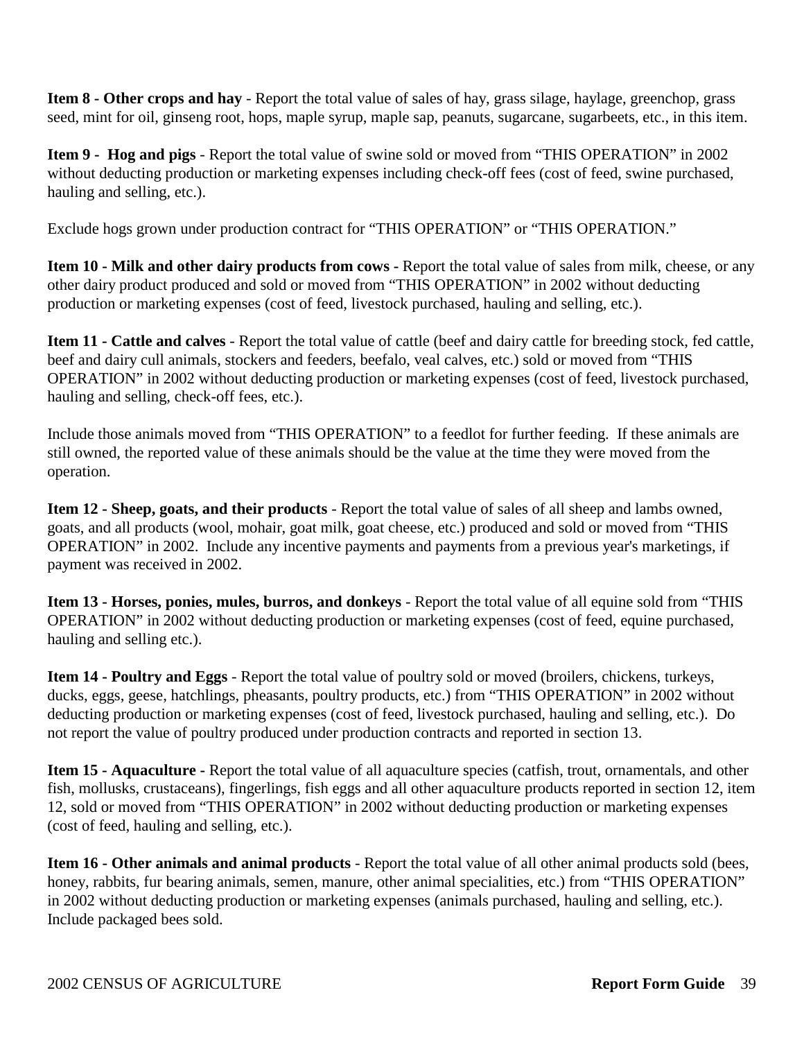**Item 8 - Other crops and hay** - Report the total value of sales of hay, grass silage, haylage, greenchop, grass seed, mint for oil, ginseng root, hops, maple syrup, maple sap, peanuts, sugarcane, sugarbeets, etc., in this item.

**Item 9 - Hog and pigs** - Report the total value of swine sold or moved from "THIS OPERATION" in 2002 without deducting production or marketing expenses including check-off fees (cost of feed, swine purchased, hauling and selling, etc.).

Exclude hogs grown under production contract for "THIS OPERATION" or "THIS OPERATION."

**Item 10 - Milk and other dairy products from cows -** Report the total value of sales from milk, cheese, or any other dairy product produced and sold or moved from "THIS OPERATION" in 2002 without deducting production or marketing expenses (cost of feed, livestock purchased, hauling and selling, etc.).

**Item 11 - Cattle and calves** - Report the total value of cattle (beef and dairy cattle for breeding stock, fed cattle, beef and dairy cull animals, stockers and feeders, beefalo, veal calves, etc.) sold or moved from "THIS OPERATION" in 2002 without deducting production or marketing expenses (cost of feed, livestock purchased, hauling and selling, check-off fees, etc.).

Include those animals moved from "THIS OPERATION" to a feedlot for further feeding. If these animals are still owned, the reported value of these animals should be the value at the time they were moved from the operation.

**Item 12 - Sheep, goats, and their products** - Report the total value of sales of all sheep and lambs owned, goats, and all products (wool, mohair, goat milk, goat cheese, etc.) produced and sold or moved from "THIS OPERATION" in 2002. Include any incentive payments and payments from a previous year's marketings, if payment was received in 2002.

**Item 13 - Horses, ponies, mules, burros, and donkeys** - Report the total value of all equine sold from "THIS OPERATION" in 2002 without deducting production or marketing expenses (cost of feed, equine purchased, hauling and selling etc.).

**Item 14 - Poultry and Eggs** - Report the total value of poultry sold or moved (broilers, chickens, turkeys, ducks, eggs, geese, hatchlings, pheasants, poultry products, etc.) from "THIS OPERATION" in 2002 without deducting production or marketing expenses (cost of feed, livestock purchased, hauling and selling, etc.). Do not report the value of poultry produced under production contracts and reported in section 13.

**Item 15 - Aquaculture -** Report the total value of all aquaculture species (catfish, trout, ornamentals, and other fish, mollusks, crustaceans), fingerlings, fish eggs and all other aquaculture products reported in section 12, item 12, sold or moved from "THIS OPERATION" in 2002 without deducting production or marketing expenses (cost of feed, hauling and selling, etc.).

**Item 16 - Other animals and animal products** - Report the total value of all other animal products sold (bees, honey, rabbits, fur bearing animals, semen, manure, other animal specialities, etc.) from "THIS OPERATION" in 2002 without deducting production or marketing expenses (animals purchased, hauling and selling, etc.). Include packaged bees sold.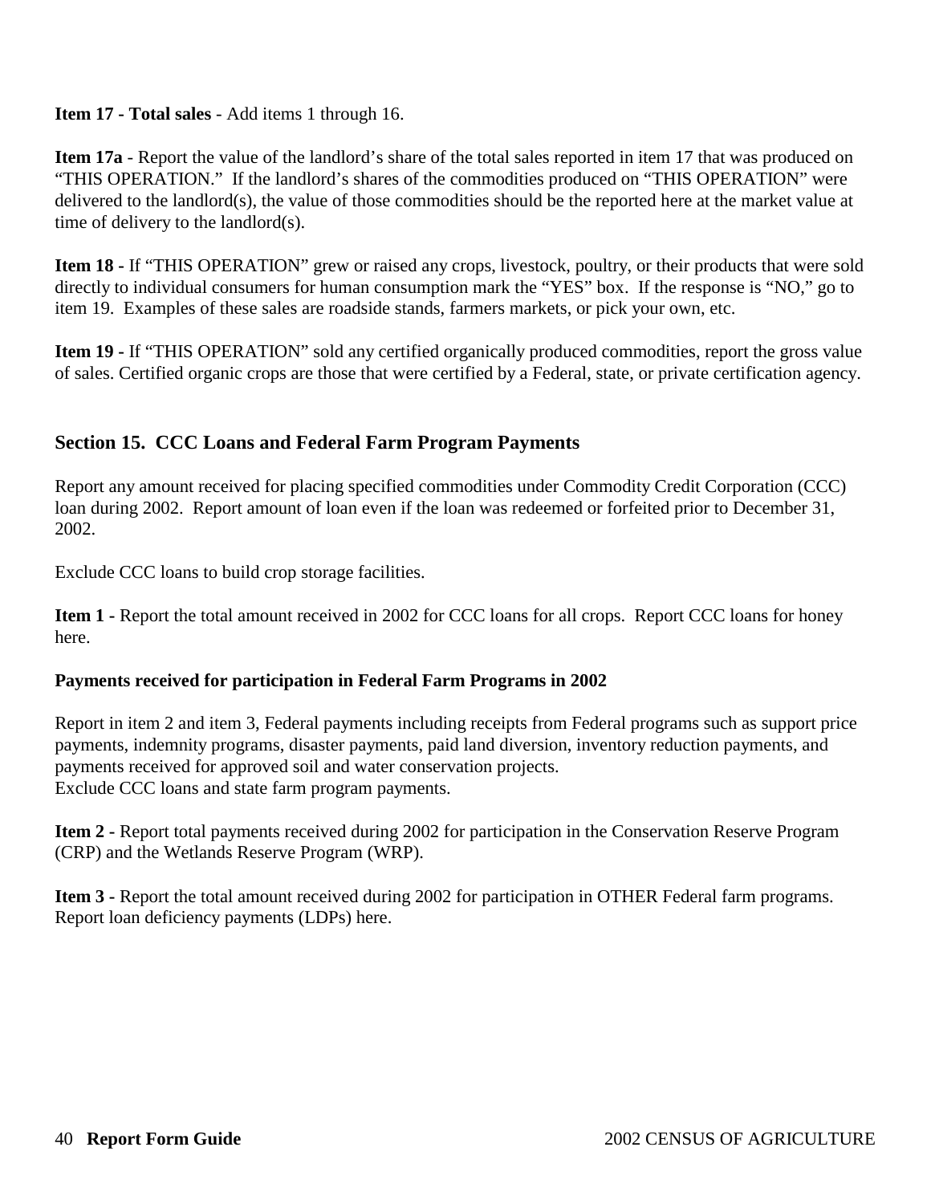**Item 17 - Total sales** - Add items 1 through 16.

**Item 17a** - Report the value of the landlord's share of the total sales reported in item 17 that was produced on "THIS OPERATION." If the landlord's shares of the commodities produced on "THIS OPERATION" were delivered to the landlord(s), the value of those commodities should be the reported here at the market value at time of delivery to the landlord(s).

**Item 18 -** If "THIS OPERATION" grew or raised any crops, livestock, poultry, or their products that were sold directly to individual consumers for human consumption mark the "YES" box. If the response is "NO," go to item 19. Examples of these sales are roadside stands, farmers markets, or pick your own, etc.

**Item 19 -** If "THIS OPERATION" sold any certified organically produced commodities, report the gross value of sales. Certified organic crops are those that were certified by a Federal, state, or private certification agency.

## Section 15. CCC Loans and Federal Farm Program Payments

Report any amount received for placing specified commodities under Commodity Credit Corporation (CCC) loan during 2002. Report amount of loan even if the loan was redeemed or forfeited prior to December 31, 2002.

Exclude CCC loans to build crop storage facilities.

**Item 1 -** Report the total amount received in 2002 for CCC loans for all crops. Report CCC loans for honey here.

### Payments received for participation in Federal Farm Programs in 2002

Report in item 2 and item 3, Federal payments including receipts from Federal programs such as support price payments, indemnity programs, disaster payments, paid land diversion, inventory reduction payments, and payments received for approved soil and water conservation projects.
Exclude CCC loans and state farm program payments.

**Item 2 -** Report total payments received during 2002 for participation in the Conservation Reserve Program (CRP) and the Wetlands Reserve Program (WRP).

**Item 3 -** Report the total amount received during 2002 for participation in OTHER Federal farm programs. Report loan deficiency payments (LDPs) here.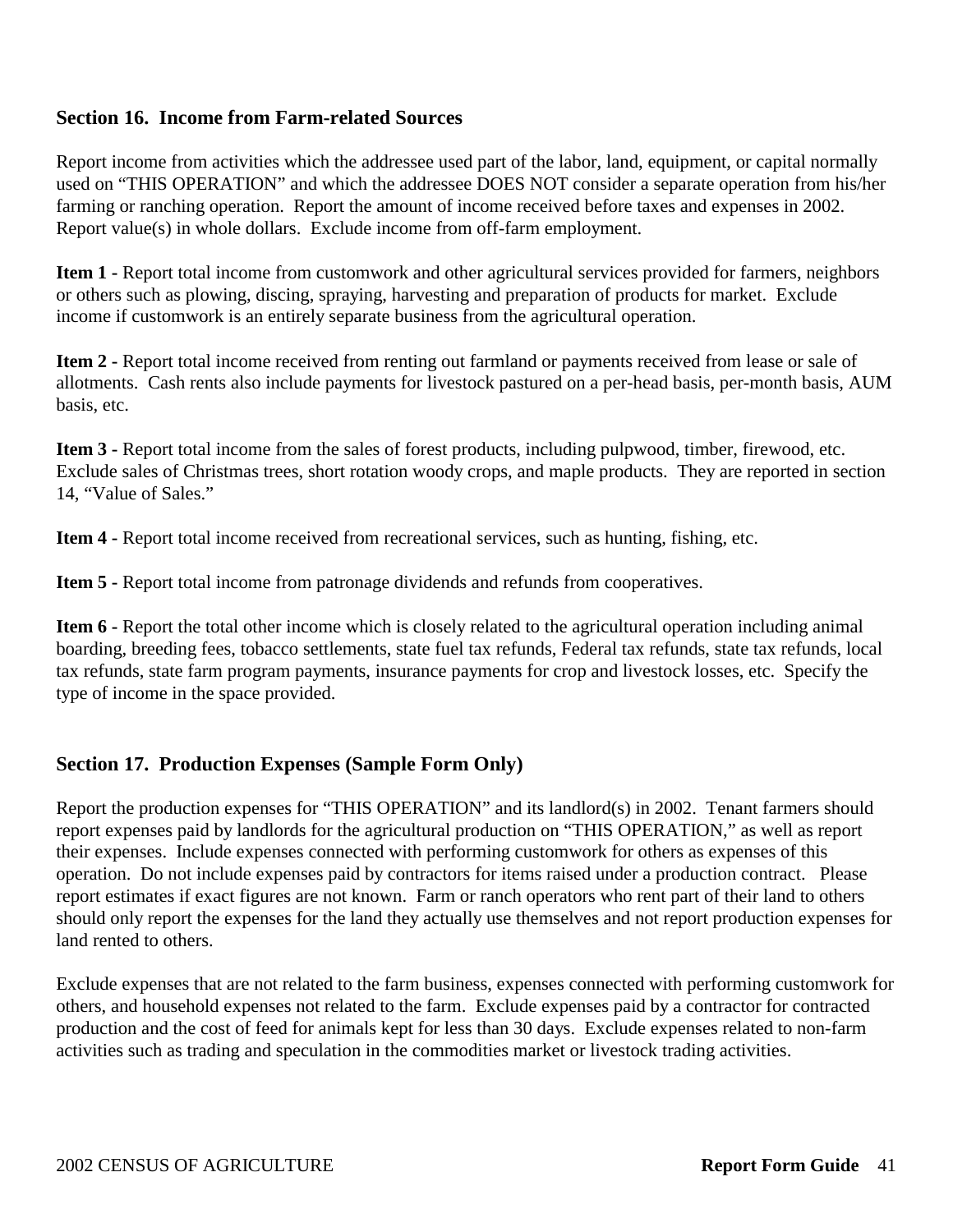## Section 16. Income from Farm-related Sources

Report income from activities which the addressee used part of the labor, land, equipment, or capital normally used on "THIS OPERATION" and which the addressee DOES NOT consider a separate operation from his/her farming or ranching operation. Report the amount of income received before taxes and expenses in 2002. Report value(s) in whole dollars. Exclude income from off-farm employment.

**Item 1 -** Report total income from customwork and other agricultural services provided for farmers, neighbors or others such as plowing, discing, spraying, harvesting and preparation of products for market. Exclude income if customwork is an entirely separate business from the agricultural operation.

**Item 2 -** Report total income received from renting out farmland or payments received from lease or sale of allotments. Cash rents also include payments for livestock pastured on a per-head basis, per-month basis, AUM basis, etc.

**Item 3 -** Report total income from the sales of forest products, including pulpwood, timber, firewood, etc. Exclude sales of Christmas trees, short rotation woody crops, and maple products. They are reported in section 14, "Value of Sales."

**Item 4 -** Report total income received from recreational services, such as hunting, fishing, etc.

**Item 5 -** Report total income from patronage dividends and refunds from cooperatives.

**Item 6 -** Report the total other income which is closely related to the agricultural operation including animal boarding, breeding fees, tobacco settlements, state fuel tax refunds, Federal tax refunds, state tax refunds, local tax refunds, state farm program payments, insurance payments for crop and livestock losses, etc. Specify the type of income in the space provided.

## Section 17. Production Expenses (Sample Form Only)

Report the production expenses for "THIS OPERATION" and its landlord(s) in 2002. Tenant farmers should report expenses paid by landlords for the agricultural production on "THIS OPERATION," as well as report their expenses. Include expenses connected with performing customwork for others as expenses of this operation. Do not include expenses paid by contractors for items raised under a production contract. Please report estimates if exact figures are not known. Farm or ranch operators who rent part of their land to others should only report the expenses for the land they actually use themselves and not report production expenses for land rented to others.

Exclude expenses that are not related to the farm business, expenses connected with performing customwork for others, and household expenses not related to the farm. Exclude expenses paid by a contractor for contracted production and the cost of feed for animals kept for less than 30 days. Exclude expenses related to non-farm activities such as trading and speculation in the commodities market or livestock trading activities.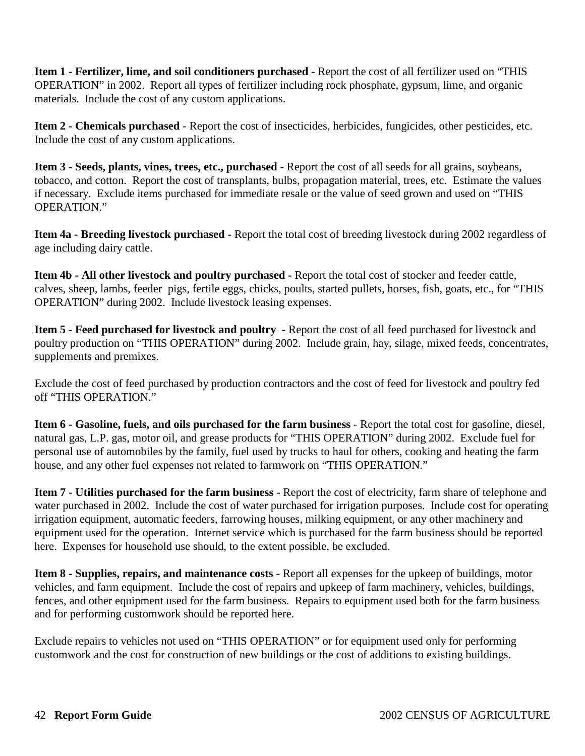**Item 1 - Fertilizer, lime, and soil conditioners purchased** - Report the cost of all fertilizer used on "THIS OPERATION" in 2002. Report all types of fertilizer including rock phosphate, gypsum, lime, and organic materials. Include the cost of any custom applications.

**Item 2 - Chemicals purchased** - Report the cost of insecticides, herbicides, fungicides, other pesticides, etc. Include the cost of any custom applications.

**Item 3 - Seeds, plants, vines, trees, etc., purchased -** Report the cost of all seeds for all grains, soybeans, tobacco, and cotton. Report the cost of transplants, bulbs, propagation material, trees, etc. Estimate the values if necessary. Exclude items purchased for immediate resale or the value of seed grown and used on "THIS OPERATION."

**Item 4a - Breeding livestock purchased -** Report the total cost of breeding livestock during 2002 regardless of age including dairy cattle.

**Item 4b - All other livestock and poultry purchased -** Report the total cost of stocker and feeder cattle, calves, sheep, lambs, feeder pigs, fertile eggs, chicks, poults, started pullets, horses, fish, goats, etc., for "THIS OPERATION" during 2002. Include livestock leasing expenses.

**Item 5 - Feed purchased for livestock and poultry -** Report the cost of all feed purchased for livestock and poultry production on "THIS OPERATION" during 2002. Include grain, hay, silage, mixed feeds, concentrates, supplements and premixes.

Exclude the cost of feed purchased by production contractors and the cost of feed for livestock and poultry fed off "THIS OPERATION."

**Item 6 - Gasoline, fuels, and oils purchased for the farm business** - Report the total cost for gasoline, diesel, natural gas, L.P. gas, motor oil, and grease products for "THIS OPERATION" during 2002. Exclude fuel for personal use of automobiles by the family, fuel used by trucks to haul for others, cooking and heating the farm house, and any other fuel expenses not related to farmwork on "THIS OPERATION."

**Item 7 - Utilities purchased for the farm business** - Report the cost of electricity, farm share of telephone and water purchased in 2002. Include the cost of water purchased for irrigation purposes. Include cost for operating irrigation equipment, automatic feeders, farrowing houses, milking equipment, or any other machinery and equipment used for the operation. Internet service which is purchased for the farm business should be reported here. Expenses for household use should, to the extent possible, be excluded.

**Item 8 - Supplies, repairs, and maintenance costs** - Report all expenses for the upkeep of buildings, motor vehicles, and farm equipment. Include the cost of repairs and upkeep of farm machinery, vehicles, buildings, fences, and other equipment used for the farm business. Repairs to equipment used both for the farm business and for performing customwork should be reported here.

Exclude repairs to vehicles not used on "THIS OPERATION" or for equipment used only for performing customwork and the cost for construction of new buildings or the cost of additions to existing buildings.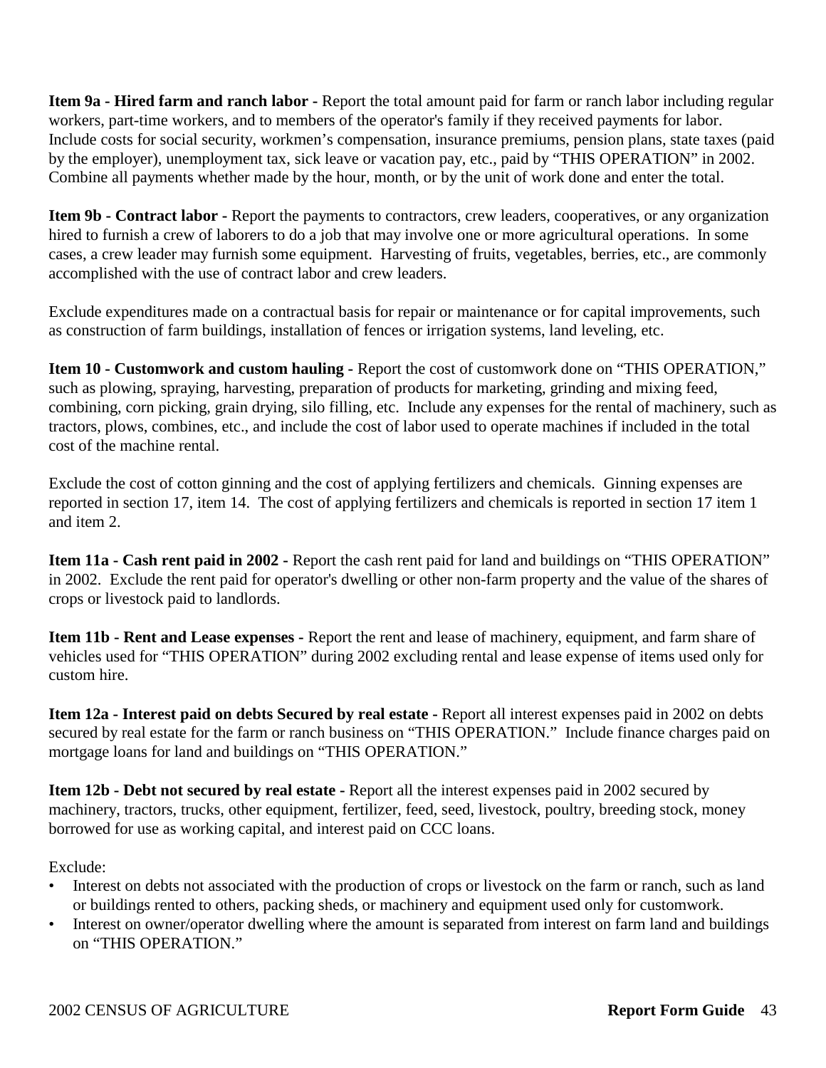**Item 9a - Hired farm and ranch labor -** Report the total amount paid for farm or ranch labor including regular workers, part-time workers, and to members of the operator's family if they received payments for labor. Include costs for social security, workmen's compensation, insurance premiums, pension plans, state taxes (paid by the employer), unemployment tax, sick leave or vacation pay, etc., paid by "THIS OPERATION" in 2002. Combine all payments whether made by the hour, month, or by the unit of work done and enter the total.

**Item 9b - Contract labor -** Report the payments to contractors, crew leaders, cooperatives, or any organization hired to furnish a crew of laborers to do a job that may involve one or more agricultural operations. In some cases, a crew leader may furnish some equipment. Harvesting of fruits, vegetables, berries, etc., are commonly accomplished with the use of contract labor and crew leaders.

Exclude expenditures made on a contractual basis for repair or maintenance or for capital improvements, such as construction of farm buildings, installation of fences or irrigation systems, land leveling, etc.

**Item 10 - Customwork and custom hauling -** Report the cost of customwork done on "THIS OPERATION," such as plowing, spraying, harvesting, preparation of products for marketing, grinding and mixing feed, combining, corn picking, grain drying, silo filling, etc. Include any expenses for the rental of machinery, such as tractors, plows, combines, etc., and include the cost of labor used to operate machines if included in the total cost of the machine rental.

Exclude the cost of cotton ginning and the cost of applying fertilizers and chemicals. Ginning expenses are reported in section 17, item 14. The cost of applying fertilizers and chemicals is reported in section 17 item 1 and item 2.

**Item 11a - Cash rent paid in 2002 -** Report the cash rent paid for land and buildings on "THIS OPERATION" in 2002. Exclude the rent paid for operator's dwelling or other non-farm property and the value of the shares of crops or livestock paid to landlords.

**Item 11b - Rent and Lease expenses -** Report the rent and lease of machinery, equipment, and farm share of vehicles used for "THIS OPERATION" during 2002 excluding rental and lease expense of items used only for custom hire.

**Item 12a - Interest paid on debts Secured by real estate -** Report all interest expenses paid in 2002 on debts secured by real estate for the farm or ranch business on "THIS OPERATION." Include finance charges paid on mortgage loans for land and buildings on "THIS OPERATION."

**Item 12b - Debt not secured by real estate -** Report all the interest expenses paid in 2002 secured by machinery, tractors, trucks, other equipment, fertilizer, feed, seed, livestock, poultry, breeding stock, money borrowed for use as working capital, and interest paid on CCC loans.

Exclude:

- Interest on debts not associated with the production of crops or livestock on the farm or ranch, such as land or buildings rented to others, packing sheds, or machinery and equipment used only for customwork.
- Interest on owner/operator dwelling where the amount is separated from interest on farm land and buildings on "THIS OPERATION."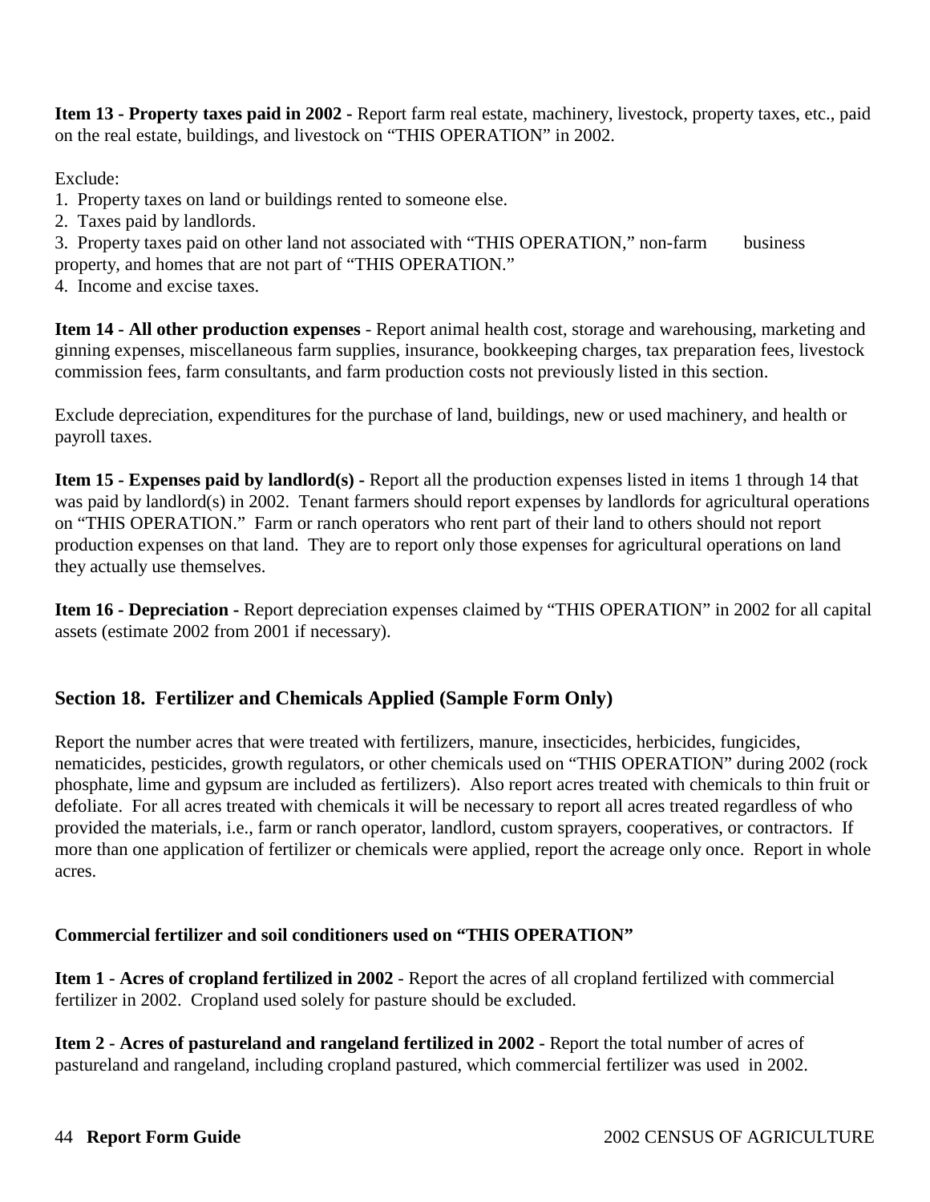**Item 13 - Property taxes paid in 2002** - Report farm real estate, machinery, livestock, property taxes, etc., paid on the real estate, buildings, and livestock on “THIS OPERATION” in 2002.

Exclude:
1. Property taxes on land or buildings rented to someone else.
2. Taxes paid by landlords.
3. Property taxes paid on other land not associated with “THIS OPERATION,” non-farm business property, and homes that are not part of “THIS OPERATION.”
4. Income and excise taxes.

**Item 14 - All other production expenses** - Report animal health cost, storage and warehousing, marketing and ginning expenses, miscellaneous farm supplies, insurance, bookkeeping charges, tax preparation fees, livestock commission fees, farm consultants, and farm production costs not previously listed in this section.

Exclude depreciation, expenditures for the purchase of land, buildings, new or used machinery, and health or payroll taxes.

**Item 15 - Expenses paid by landlord(s) -** Report all the production expenses listed in items 1 through 14 that was paid by landlord(s) in 2002. Tenant farmers should report expenses by landlords for agricultural operations on “THIS OPERATION.” Farm or ranch operators who rent part of their land to others should not report production expenses on that land. They are to report only those expenses for agricultural operations on land they actually use themselves.

**Item 16 - Depreciation -** Report depreciation expenses claimed by “THIS OPERATION” in 2002 for all capital assets (estimate 2002 from 2001 if necessary).

## Section 18. Fertilizer and Chemicals Applied (Sample Form Only)

Report the number acres that were treated with fertilizers, manure, insecticides, herbicides, fungicides, nematicides, pesticides, growth regulators, or other chemicals used on “THIS OPERATION” during 2002 (rock phosphate, lime and gypsum are included as fertilizers). Also report acres treated with chemicals to thin fruit or defoliate. For all acres treated with chemicals it will be necessary to report all acres treated regardless of who provided the materials, i.e., farm or ranch operator, landlord, custom sprayers, cooperatives, or contractors. If more than one application of fertilizer or chemicals were applied, report the acreage only once. Report in whole acres.

### Commercial fertilizer and soil conditioners used on “THIS OPERATION”

**Item 1 - Acres of cropland fertilized in 2002** - Report the acres of all cropland fertilized with commercial fertilizer in 2002. Cropland used solely for pasture should be excluded.

**Item 2 - Acres of pastureland and rangeland fertilized in 2002 -** Report the total number of acres of pastureland and rangeland, including cropland pastured, which commercial fertilizer was used in 2002.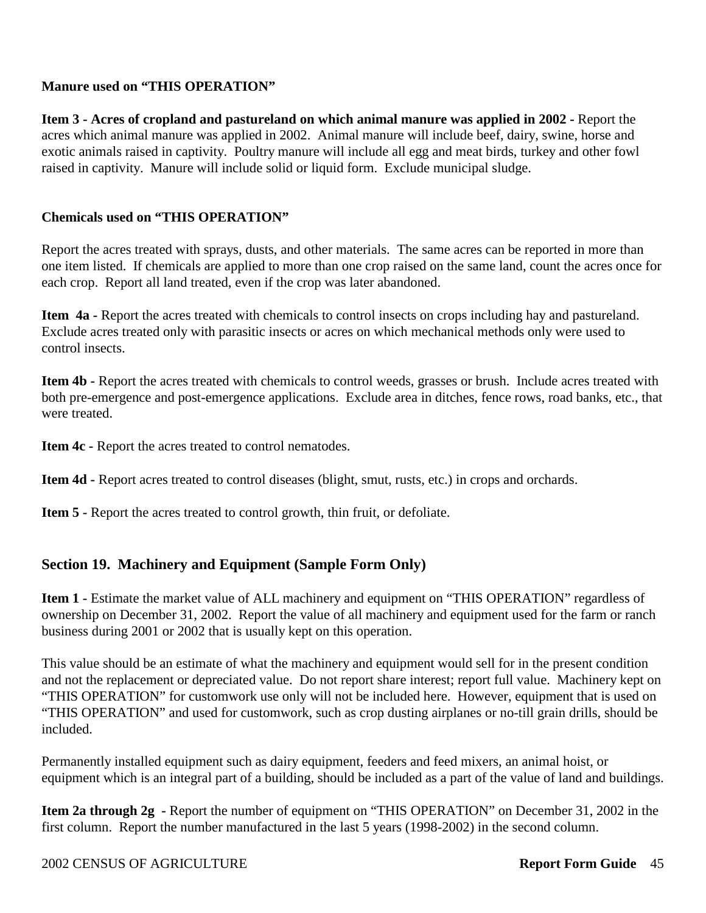**Manure used on "THIS OPERATION"**

**Item 3 - Acres of cropland and pastureland on which animal manure was applied in 2002** - Report the acres which animal manure was applied in 2002. Animal manure will include beef, dairy, swine, horse and exotic animals raised in captivity. Poultry manure will include all egg and meat birds, turkey and other fowl raised in captivity. Manure will include solid or liquid form. Exclude municipal sludge.

**Chemicals used on "THIS OPERATION"**

Report the acres treated with sprays, dusts, and other materials. The same acres can be reported in more than one item listed. If chemicals are applied to more than one crop raised on the same land, count the acres once for each crop. Report all land treated, even if the crop was later abandoned.

**Item 4a** - Report the acres treated with chemicals to control insects on crops including hay and pastureland. Exclude acres treated only with parasitic insects or acres on which mechanical methods only were used to control insects.

**Item 4b** - Report the acres treated with chemicals to control weeds, grasses or brush. Include acres treated with both pre-emergence and post-emergence applications. Exclude area in ditches, fence rows, road banks, etc., that were treated.

**Item 4c** - Report the acres treated to control nematodes.

**Item 4d** - Report acres treated to control diseases (blight, smut, rusts, etc.) in crops and orchards.

**Item 5** - Report the acres treated to control growth, thin fruit, or defoliate.

## Section 19. Machinery and Equipment (Sample Form Only)

**Item 1** - Estimate the market value of ALL machinery and equipment on "THIS OPERATION" regardless of ownership on December 31, 2002. Report the value of all machinery and equipment used for the farm or ranch business during 2001 or 2002 that is usually kept on this operation.

This value should be an estimate of what the machinery and equipment would sell for in the present condition and not the replacement or depreciated value. Do not report share interest; report full value. Machinery kept on "THIS OPERATION" for customwork use only will not be included here. However, equipment that is used on "THIS OPERATION" and used for customwork, such as crop dusting airplanes or no-till grain drills, should be included.

Permanently installed equipment such as dairy equipment, feeders and feed mixers, an animal hoist, or equipment which is an integral part of a building, should be included as a part of the value of land and buildings.

**Item 2a through 2g** - Report the number of equipment on "THIS OPERATION" on December 31, 2002 in the first column. Report the number manufactured in the last 5 years (1998-2002) in the second column.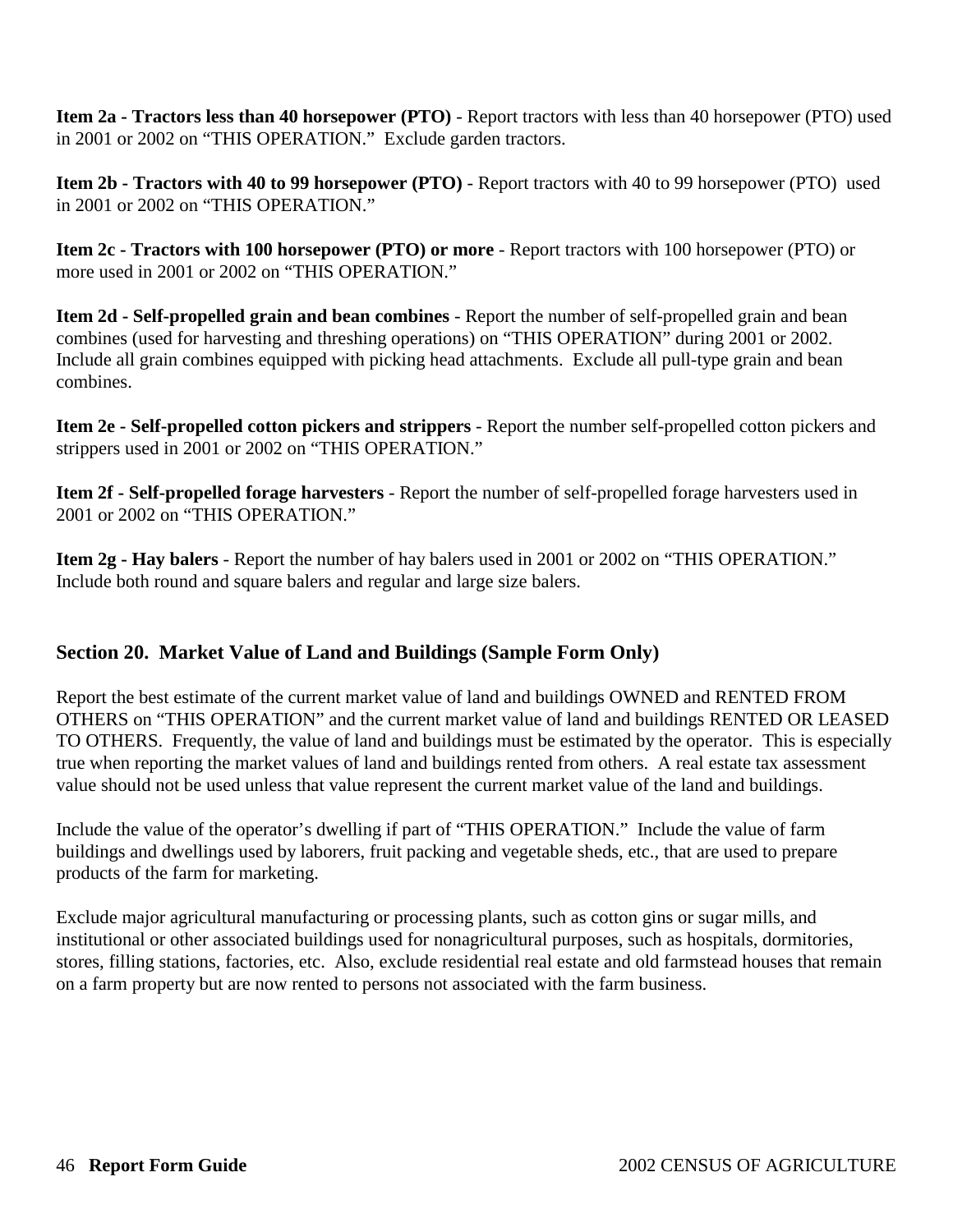**Item 2a - Tractors less than 40 horsepower (PTO)** - Report tractors with less than 40 horsepower (PTO) used in 2001 or 2002 on “THIS OPERATION.” Exclude garden tractors.

**Item 2b - Tractors with 40 to 99 horsepower (PTO)** - Report tractors with 40 to 99 horsepower (PTO) used in 2001 or 2002 on “THIS OPERATION.”

**Item 2c - Tractors with 100 horsepower (PTO) or more** - Report tractors with 100 horsepower (PTO) or more used in 2001 or 2002 on “THIS OPERATION.”

**Item 2d - Self-propelled grain and bean combines** - Report the number of self-propelled grain and bean combines (used for harvesting and threshing operations) on “THIS OPERATION” during 2001 or 2002. Include all grain combines equipped with picking head attachments. Exclude all pull-type grain and bean combines.

**Item 2e - Self-propelled cotton pickers and strippers** - Report the number self-propelled cotton pickers and strippers used in 2001 or 2002 on “THIS OPERATION.”

**Item 2f - Self-propelled forage harvesters** - Report the number of self-propelled forage harvesters used in 2001 or 2002 on “THIS OPERATION.”

**Item 2g - Hay balers** - Report the number of hay balers used in 2001 or 2002 on “THIS OPERATION.” Include both round and square balers and regular and large size balers.

## Section 20. Market Value of Land and Buildings (Sample Form Only)

Report the best estimate of the current market value of land and buildings OWNED and RENTED FROM OTHERS on “THIS OPERATION” and the current market value of land and buildings RENTED OR LEASED TO OTHERS. Frequently, the value of land and buildings must be estimated by the operator. This is especially true when reporting the market values of land and buildings rented from others. A real estate tax assessment value should not be used unless that value represent the current market value of the land and buildings.

Include the value of the operator’s dwelling if part of “THIS OPERATION.” Include the value of farm buildings and dwellings used by laborers, fruit packing and vegetable sheds, etc., that are used to prepare products of the farm for marketing.

Exclude major agricultural manufacturing or processing plants, such as cotton gins or sugar mills, and institutional or other associated buildings used for nonagricultural purposes, such as hospitals, dormitories, stores, filling stations, factories, etc. Also, exclude residential real estate and old farmstead houses that remain on a farm property but are now rented to persons not associated with the farm business.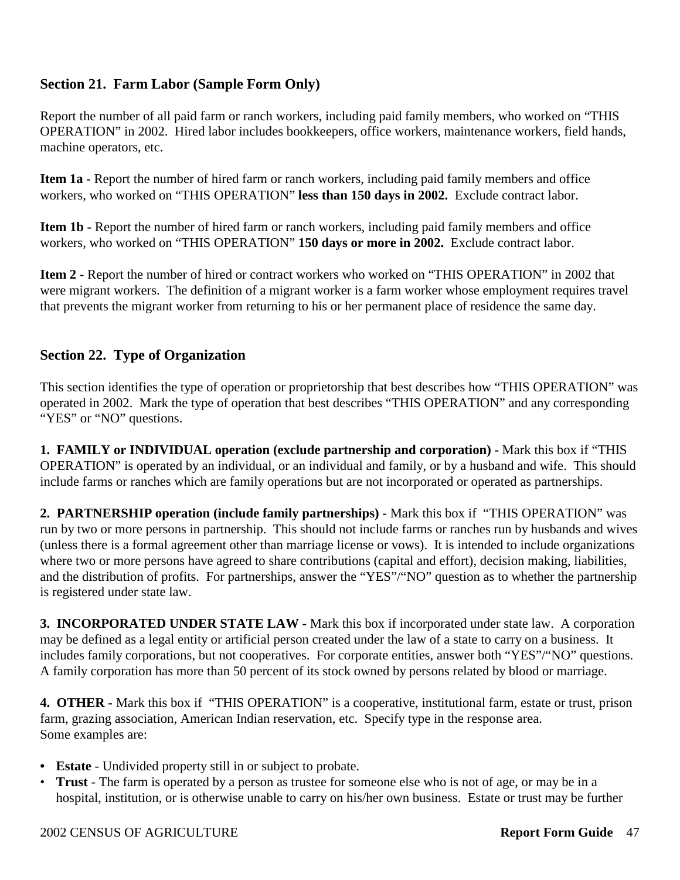## Section 21. Farm Labor (Sample Form Only)

Report the number of all paid farm or ranch workers, including paid family members, who worked on "THIS OPERATION" in 2002. Hired labor includes bookkeepers, office workers, maintenance workers, field hands, machine operators, etc.

**Item 1a -** Report the number of hired farm or ranch workers, including paid family members and office workers, who worked on "THIS OPERATION" **less than 150 days in 2002.** Exclude contract labor.

**Item 1b -** Report the number of hired farm or ranch workers, including paid family members and office workers, who worked on "THIS OPERATION" **150 days or more in 2002.** Exclude contract labor.

**Item 2 -** Report the number of hired or contract workers who worked on "THIS OPERATION" in 2002 that were migrant workers. The definition of a migrant worker is a farm worker whose employment requires travel that prevents the migrant worker from returning to his or her permanent place of residence the same day.

## Section 22. Type of Organization

This section identifies the type of operation or proprietorship that best describes how "THIS OPERATION" was operated in 2002. Mark the type of operation that best describes "THIS OPERATION" and any corresponding "YES" or "NO" questions.

**1. FAMILY or INDIVIDUAL operation (exclude partnership and corporation) -** Mark this box if "THIS OPERATION" is operated by an individual, or an individual and family, or by a husband and wife. This should include farms or ranches which are family operations but are not incorporated or operated as partnerships.

**2. PARTNERSHIP operation (include family partnerships) -** Mark this box if "THIS OPERATION" was run by two or more persons in partnership. This should not include farms or ranches run by husbands and wives (unless there is a formal agreement other than marriage license or vows). It is intended to include organizations where two or more persons have agreed to share contributions (capital and effort), decision making, liabilities, and the distribution of profits. For partnerships, answer the "YES"/"NO" question as to whether the partnership is registered under state law.

**3. INCORPORATED UNDER STATE LAW -** Mark this box if incorporated under state law. A corporation may be defined as a legal entity or artificial person created under the law of a state to carry on a business. It includes family corporations, but not cooperatives. For corporate entities, answer both "YES"/"NO" questions. A family corporation has more than 50 percent of its stock owned by persons related by blood or marriage.

**4. OTHER -** Mark this box if "THIS OPERATION" is a cooperative, institutional farm, estate or trust, prison farm, grazing association, American Indian reservation, etc. Specify type in the response area.
Some examples are:

- **Estate** - Undivided property still in or subject to probate.
- **Trust** - The farm is operated by a person as trustee for someone else who is not of age, or may be in a hospital, institution, or is otherwise unable to carry on his/her own business. Estate or trust may be further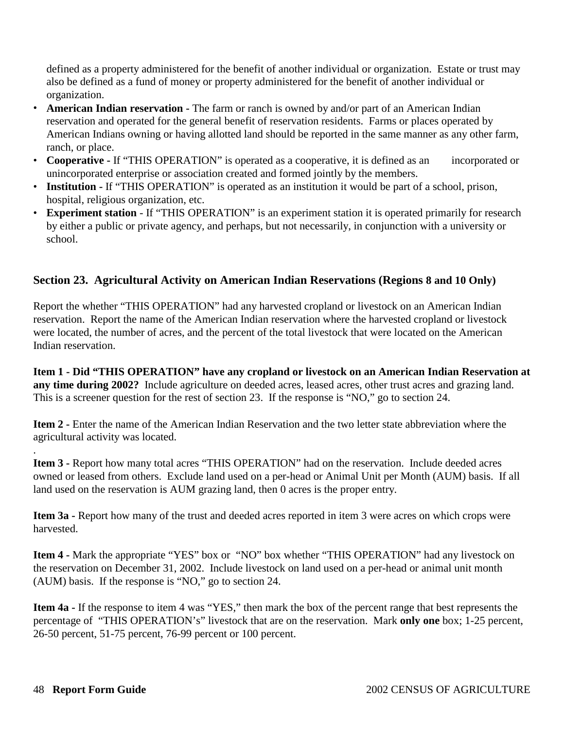defined as a property administered for the benefit of another individual or organization. Estate or trust may also be defined as a fund of money or property administered for the benefit of another individual or organization.

- **American Indian reservation -** The farm or ranch is owned by and/or part of an American Indian reservation and operated for the general benefit of reservation residents. Farms or places operated by American Indians owning or having allotted land should be reported in the same manner as any other farm, ranch, or place.
- **Cooperative -** If "THIS OPERATION" is operated as a cooperative, it is defined as an incorporated or unincorporated enterprise or association created and formed jointly by the members.
- **Institution -** If "THIS OPERATION" is operated as an institution it would be part of a school, prison, hospital, religious organization, etc.
- **Experiment station** - If "THIS OPERATION" is an experiment station it is operated primarily for research by either a public or private agency, and perhaps, but not necessarily, in conjunction with a university or school.

## Section 23. Agricultural Activity on American Indian Reservations (Regions 8 and 10 Only)

Report the whether "THIS OPERATION" had any harvested cropland or livestock on an American Indian reservation. Report the name of the American Indian reservation where the harvested cropland or livestock were located, the number of acres, and the percent of the total livestock that were located on the American Indian reservation.

**Item 1 - Did "THIS OPERATION" have any cropland or livestock on an American Indian Reservation at any time during 2002?** Include agriculture on deeded acres, leased acres, other trust acres and grazing land. This is a screener question for the rest of section 23. If the response is "NO," go to section 24.

**Item 2 -** Enter the name of the American Indian Reservation and the two letter state abbreviation where the agricultural activity was located.

.

**Item 3 -** Report how many total acres "THIS OPERATION" had on the reservation. Include deeded acres owned or leased from others. Exclude land used on a per-head or Animal Unit per Month (AUM) basis. If all land used on the reservation is AUM grazing land, then 0 acres is the proper entry.

**Item 3a -** Report how many of the trust and deeded acres reported in item 3 were acres on which crops were harvested.

**Item 4 -** Mark the appropriate "YES" box or "NO" box whether "THIS OPERATION" had any livestock on the reservation on December 31, 2002. Include livestock on land used on a per-head or animal unit month (AUM) basis. If the response is "NO," go to section 24.

**Item 4a -** If the response to item 4 was "YES," then mark the box of the percent range that best represents the percentage of "THIS OPERATION's" livestock that are on the reservation. Mark **only one** box; 1-25 percent, 26-50 percent, 51-75 percent, 76-99 percent or 100 percent.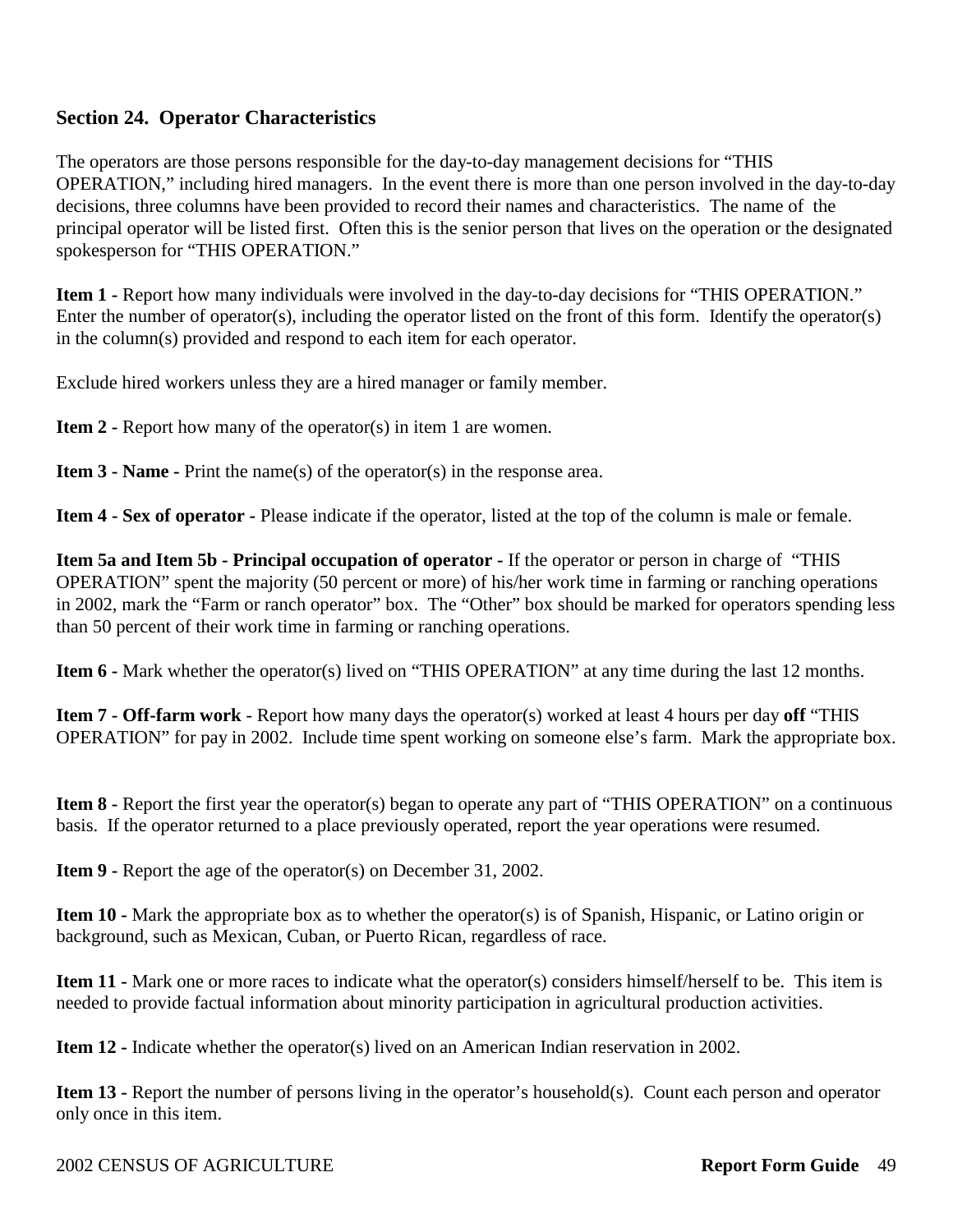## Section 24. Operator Characteristics

The operators are those persons responsible for the day-to-day management decisions for "THIS OPERATION," including hired managers. In the event there is more than one person involved in the day-to-day decisions, three columns have been provided to record their names and characteristics. The name of the principal operator will be listed first. Often this is the senior person that lives on the operation or the designated spokesperson for "THIS OPERATION."

**Item 1 -** Report how many individuals were involved in the day-to-day decisions for "THIS OPERATION." Enter the number of operator(s), including the operator listed on the front of this form. Identify the operator(s) in the column(s) provided and respond to each item for each operator.

Exclude hired workers unless they are a hired manager or family member.

**Item 2 -** Report how many of the operator(s) in item 1 are women.

**Item 3 - Name -** Print the name(s) of the operator(s) in the response area.

**Item 4 - Sex of operator -** Please indicate if the operator, listed at the top of the column is male or female.

**Item 5a and Item 5b - Principal occupation of operator -** If the operator or person in charge of "THIS OPERATION" spent the majority (50 percent or more) of his/her work time in farming or ranching operations in 2002, mark the "Farm or ranch operator" box. The "Other" box should be marked for operators spending less than 50 percent of their work time in farming or ranching operations.

**Item 6 -** Mark whether the operator(s) lived on "THIS OPERATION" at any time during the last 12 months.

**Item 7 - Off-farm work** - Report how many days the operator(s) worked at least 4 hours per day **off** "THIS OPERATION" for pay in 2002. Include time spent working on someone else's farm. Mark the appropriate box.

**Item 8 -** Report the first year the operator(s) began to operate any part of "THIS OPERATION" on a continuous basis. If the operator returned to a place previously operated, report the year operations were resumed.

**Item 9 -** Report the age of the operator(s) on December 31, 2002.

**Item 10 -** Mark the appropriate box as to whether the operator(s) is of Spanish, Hispanic, or Latino origin or background, such as Mexican, Cuban, or Puerto Rican, regardless of race.

**Item 11 -** Mark one or more races to indicate what the operator(s) considers himself/herself to be. This item is needed to provide factual information about minority participation in agricultural production activities.

**Item 12 -** Indicate whether the operator(s) lived on an American Indian reservation in 2002.

**Item 13 -** Report the number of persons living in the operator's household(s). Count each person and operator only once in this item.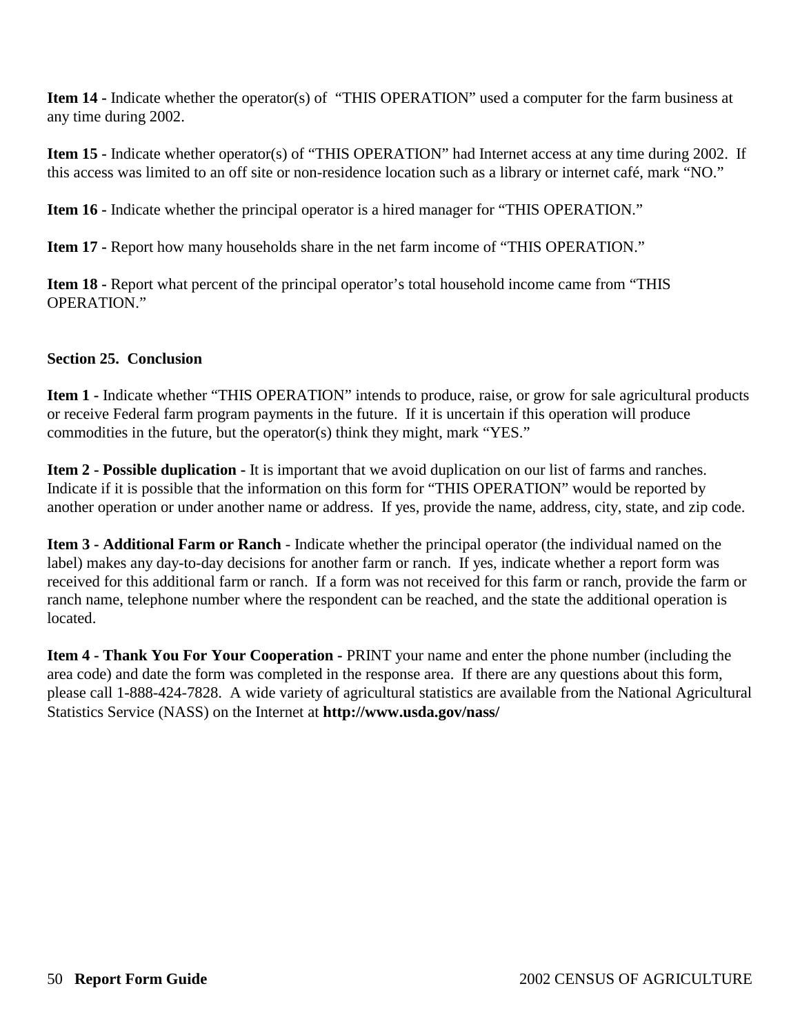**Item 14 -** Indicate whether the operator(s) of "THIS OPERATION" used a computer for the farm business at any time during 2002.

**Item 15 -** Indicate whether operator(s) of "THIS OPERATION" had Internet access at any time during 2002. If this access was limited to an off site or non-residence location such as a library or internet café, mark "NO."

**Item 16 -** Indicate whether the principal operator is a hired manager for "THIS OPERATION."

**Item 17 -** Report how many households share in the net farm income of "THIS OPERATION."

**Item 18 -** Report what percent of the principal operator's total household income came from "THIS OPERATION."

**Section 25. Conclusion**

**Item 1 -** Indicate whether "THIS OPERATION" intends to produce, raise, or grow for sale agricultural products or receive Federal farm program payments in the future. If it is uncertain if this operation will produce commodities in the future, but the operator(s) think they might, mark "YES."

**Item 2 - Possible duplication -** It is important that we avoid duplication on our list of farms and ranches. Indicate if it is possible that the information on this form for "THIS OPERATION" would be reported by another operation or under another name or address. If yes, provide the name, address, city, state, and zip code.

**Item 3 - Additional Farm or Ranch** - Indicate whether the principal operator (the individual named on the label) makes any day-to-day decisions for another farm or ranch. If yes, indicate whether a report form was received for this additional farm or ranch. If a form was not received for this farm or ranch, provide the farm or ranch name, telephone number where the respondent can be reached, and the state the additional operation is located.

**Item 4 - Thank You For Your Cooperation -** PRINT your name and enter the phone number (including the area code) and date the form was completed in the response area. If there are any questions about this form, please call 1-888-424-7828. A wide variety of agricultural statistics are available from the National Agricultural Statistics Service (NASS) on the Internet at **http://www.usda.gov/nass/**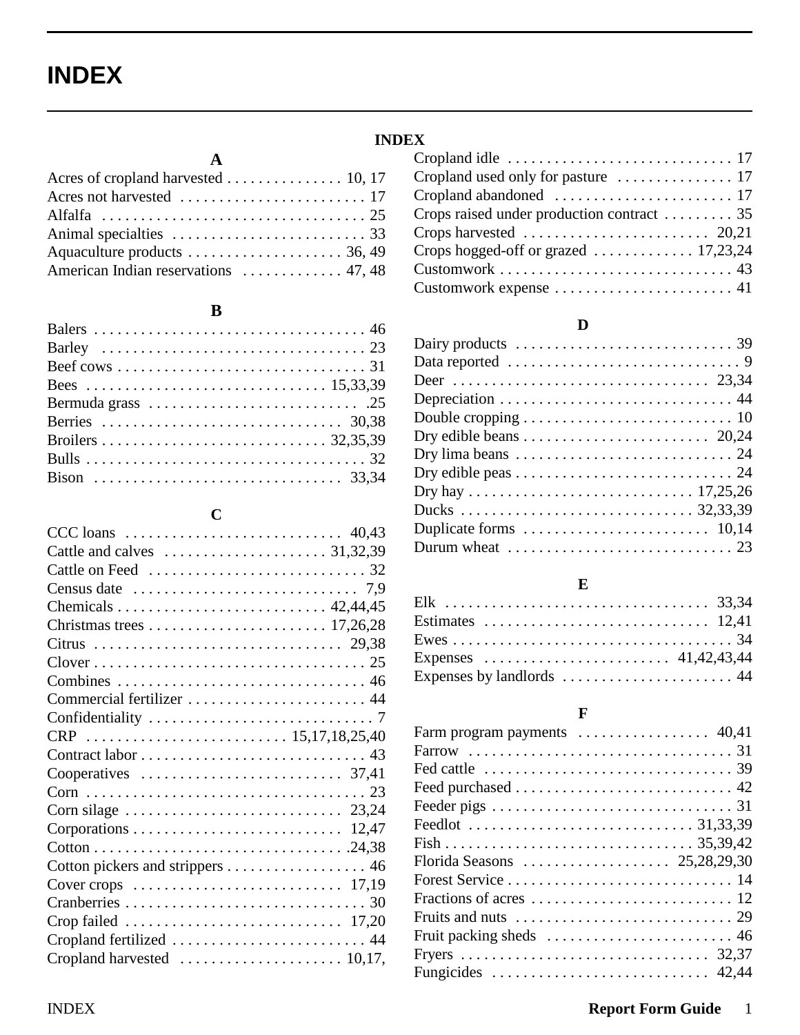# INDEX

## INDEX

### A

Acres of cropland harvested . . . . . . . . . . . . . . . 10, 17
Acres not harvested . . . . . . . . . . . . . . . . . . . . . . . . 17
Alfalfa . . . . . . . . . . . . . . . . . . . . . . . . . . . . . . . . . . 25
Animal specialties . . . . . . . . . . . . . . . . . . . . . . . . . 33
Aquaculture products . . . . . . . . . . . . . . . . . . . . 36, 49
American Indian reservations . . . . . . . . . . . . . 47, 48

### B

Balers . . . . . . . . . . . . . . . . . . . . . . . . . . . . . . . . . . 46
Barley . . . . . . . . . . . . . . . . . . . . . . . . . . . . . . . . . . 23
Beef cows . . . . . . . . . . . . . . . . . . . . . . . . . . . . . . . 31
Bees . . . . . . . . . . . . . . . . . . . . . . . . . . . . . . . 15,33,39
Bermuda grass . . . . . . . . . . . . . . . . . . . . . . . . . . . .25
Berries . . . . . . . . . . . . . . . . . . . . . . . . . . . . . . . 30,38
Broilers . . . . . . . . . . . . . . . . . . . . . . . . . . . . . 32,35,39
Bulls . . . . . . . . . . . . . . . . . . . . . . . . . . . . . . . . . . . 32
Bison . . . . . . . . . . . . . . . . . . . . . . . . . . . . . . . . 33,34

### C

CCC loans . . . . . . . . . . . . . . . . . . . . . . . . . . . . 40,43
Cattle and calves . . . . . . . . . . . . . . . . . . . . . . 31,32,39
Cattle on Feed . . . . . . . . . . . . . . . . . . . . . . . . . . . . 32
Census date . . . . . . . . . . . . . . . . . . . . . . . . . . . . . 7,9
Chemicals . . . . . . . . . . . . . . . . . . . . . . . . . . . 42,44,45
Christmas trees . . . . . . . . . . . . . . . . . . . . . . . 17,26,28
Citrus . . . . . . . . . . . . . . . . . . . . . . . . . . . . . . . . 29,38
Clover . . . . . . . . . . . . . . . . . . . . . . . . . . . . . . . . . . 25
Combines . . . . . . . . . . . . . . . . . . . . . . . . . . . . . . . 46
Commercial fertilizer . . . . . . . . . . . . . . . . . . . . . . . 44
Confidentiality . . . . . . . . . . . . . . . . . . . . . . . . . . . . . 7
CRP . . . . . . . . . . . . . . . . . . . . . . . . . . . 15,17,18,25,40
Contract labor . . . . . . . . . . . . . . . . . . . . . . . . . . . . 43
Cooperatives . . . . . . . . . . . . . . . . . . . . . . . . . . . 37,41
Corn . . . . . . . . . . . . . . . . . . . . . . . . . . . . . . . . . . . 23
Corn silage . . . . . . . . . . . . . . . . . . . . . . . . . . . . 23,24
Corporations . . . . . . . . . . . . . . . . . . . . . . . . . . . 12,47
Cotton . . . . . . . . . . . . . . . . . . . . . . . . . . . . . . . . .24,38
Cotton pickers and strippers . . . . . . . . . . . . . . . . . . 46
Cover crops . . . . . . . . . . . . . . . . . . . . . . . . . . . . 17,19
Cranberries . . . . . . . . . . . . . . . . . . . . . . . . . . . . . . 30
Crop failed . . . . . . . . . . . . . . . . . . . . . . . . . . . . 17,20
Cropland fertilized . . . . . . . . . . . . . . . . . . . . . . . . . 44
Cropland harvested . . . . . . . . . . . . . . . . . . . . . . 10,17,
Cropland idle . . . . . . . . . . . . . . . . . . . . . . . . . . . . 17
Cropland used only for pasture . . . . . . . . . . . . . . . 17
Cropland abandoned . . . . . . . . . . . . . . . . . . . . . . . 17
Crops raised under production contract . . . . . . . . . 35
Crops harvested . . . . . . . . . . . . . . . . . . . . . . . . 20,21
Crops hogged-off or grazed . . . . . . . . . . . . . 17,23,24
Customwork . . . . . . . . . . . . . . . . . . . . . . . . . . . . . 43
Customwork expense . . . . . . . . . . . . . . . . . . . . . . . 41

### D

Dairy products . . . . . . . . . . . . . . . . . . . . . . . . . . . . 39
Data reported . . . . . . . . . . . . . . . . . . . . . . . . . . . . . 9
Deer . . . . . . . . . . . . . . . . . . . . . . . . . . . . . . . . . 23,34
Depreciation . . . . . . . . . . . . . . . . . . . . . . . . . . . . . 44
Double cropping . . . . . . . . . . . . . . . . . . . . . . . . . . 10
Dry edible beans . . . . . . . . . . . . . . . . . . . . . . . . 20,24
Dry lima beans . . . . . . . . . . . . . . . . . . . . . . . . . . . 24
Dry edible peas . . . . . . . . . . . . . . . . . . . . . . . . . . . 24
Dry hay . . . . . . . . . . . . . . . . . . . . . . . . . . . . . 17,25,26
Ducks . . . . . . . . . . . . . . . . . . . . . . . . . . . . . . 32,33,39
Duplicate forms . . . . . . . . . . . . . . . . . . . . . . . . 10,14
Durum wheat . . . . . . . . . . . . . . . . . . . . . . . . . . . . 23

### E

Elk . . . . . . . . . . . . . . . . . . . . . . . . . . . . . . . . . . 33,34
Estimates . . . . . . . . . . . . . . . . . . . . . . . . . . . . . 12,41
Ewes . . . . . . . . . . . . . . . . . . . . . . . . . . . . . . . . . . . 34
Expenses . . . . . . . . . . . . . . . . . . . . . . . . . 41,42,43,44
Expenses by landlords . . . . . . . . . . . . . . . . . . . . . . 44

### F

Farm program payments . . . . . . . . . . . . . . . . . . 40,41
Farrow . . . . . . . . . . . . . . . . . . . . . . . . . . . . . . . . . 31
Fed cattle . . . . . . . . . . . . . . . . . . . . . . . . . . . . . . . 39
Feed purchased . . . . . . . . . . . . . . . . . . . . . . . . . . . 42
Feeder pigs . . . . . . . . . . . . . . . . . . . . . . . . . . . . . . 31
Feedlot . . . . . . . . . . . . . . . . . . . . . . . . . . . . . 31,33,39
Fish . . . . . . . . . . . . . . . . . . . . . . . . . . . . . . . 35,39,42
Florida Seasons . . . . . . . . . . . . . . . . . . . . 25,28,29,30
Forest Service . . . . . . . . . . . . . . . . . . . . . . . . . . . . 14
Fractions of acres . . . . . . . . . . . . . . . . . . . . . . . . . 12
Fruits and nuts . . . . . . . . . . . . . . . . . . . . . . . . . . . 29
Fruit packing sheds . . . . . . . . . . . . . . . . . . . . . . . . 46
Fryers . . . . . . . . . . . . . . . . . . . . . . . . . . . . . . . 32,37
Fungicides . . . . . . . . . . . . . . . . . . . . . . . . . . . . 42,44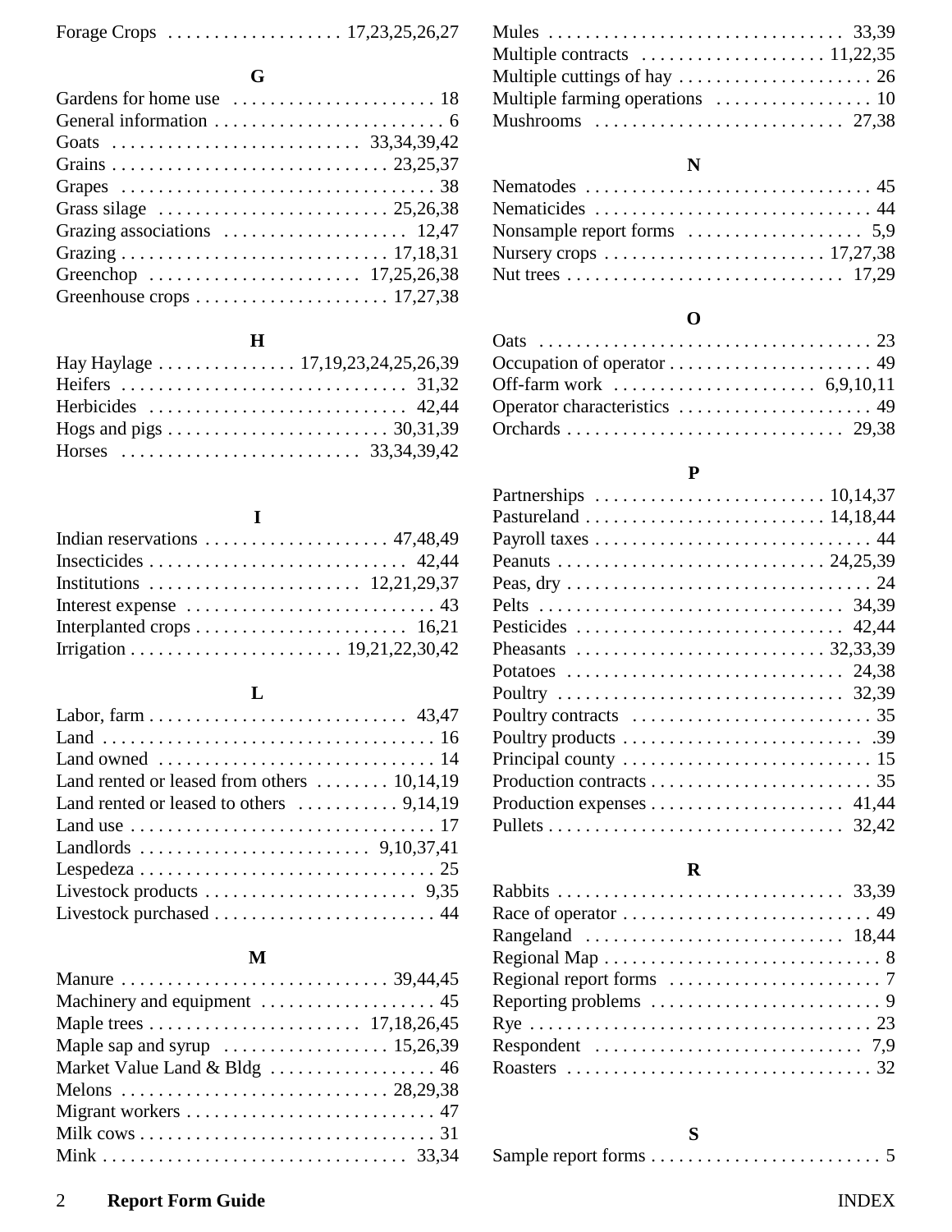Forage Crops . . . . . . . . . . . . . . . . . . 17,23,25,26,27

**G**

Gardens for home use . . . . . . . . . . . . . . . . . . . . . . 18
General information . . . . . . . . . . . . . . . . . . . . . . . . . 6
Goats . . . . . . . . . . . . . . . . . . . . . . . . . . 33,34,39,42
Grains . . . . . . . . . . . . . . . . . . . . . . . . . . . . . 23,25,37
Grapes . . . . . . . . . . . . . . . . . . . . . . . . . . . . . . . . . 38
Grass silage . . . . . . . . . . . . . . . . . . . . . . . . 25,26,38
Grazing associations . . . . . . . . . . . . . . . . . . . . 12,47
Grazing . . . . . . . . . . . . . . . . . . . . . . . . . . . . 17,18,31
Greenchop . . . . . . . . . . . . . . . . . . . . . . . 17,25,26,38
Greenhouse crops . . . . . . . . . . . . . . . . . . . . . 17,27,38

**H**

Hay Haylage . . . . . . . . . . . . . . . 17,19,23,24,25,26,39
Heifers . . . . . . . . . . . . . . . . . . . . . . . . . . . . . . 31,32
Herbicides . . . . . . . . . . . . . . . . . . . . . . . . . . . 42,44
Hogs and pigs . . . . . . . . . . . . . . . . . . . . . . . . 30,31,39
Horses . . . . . . . . . . . . . . . . . . . . . . . . . 33,34,39,42

**I**

Indian reservations . . . . . . . . . . . . . . . . . . . . 47,48,49
Insecticides . . . . . . . . . . . . . . . . . . . . . . . . . . . 42,44
Institutions . . . . . . . . . . . . . . . . . . . . . . . 12,21,29,37
Interest expense . . . . . . . . . . . . . . . . . . . . . . . . . . . 43
Interplanted crops . . . . . . . . . . . . . . . . . . . . . . . 16,21
Irrigation . . . . . . . . . . . . . . . . . . . . . . . 19,21,22,30,42

**L**

Labor, farm . . . . . . . . . . . . . . . . . . . . . . . . . . . . 43,47
Land . . . . . . . . . . . . . . . . . . . . . . . . . . . . . . . . . . . 16
Land owned . . . . . . . . . . . . . . . . . . . . . . . . . . . . . . 14
Land rented or leased from others . . . . . . . . 10,14,19
Land rented or leased to others . . . . . . . . . . . 9,14,19
Land use . . . . . . . . . . . . . . . . . . . . . . . . . . . . . . . . 17
Landlords . . . . . . . . . . . . . . . . . . . . . . . . . 9,10,37,41
Lespedeza . . . . . . . . . . . . . . . . . . . . . . . . . . . . . . . 25
Livestock products . . . . . . . . . . . . . . . . . . . . . . . 9,35
Livestock purchased . . . . . . . . . . . . . . . . . . . . . . . . 44

**M**

Manure . . . . . . . . . . . . . . . . . . . . . . . . . . . . 39,44,45
Machinery and equipment . . . . . . . . . . . . . . . . . . . 45
Maple trees . . . . . . . . . . . . . . . . . . . . . . . 17,18,26,45
Maple sap and syrup . . . . . . . . . . . . . . . . . . 15,26,39
Market Value Land & Bldg . . . . . . . . . . . . . . . . . . 46
Melons . . . . . . . . . . . . . . . . . . . . . . . . . . . . 28,29,38
Migrant workers . . . . . . . . . . . . . . . . . . . . . . . . . . . 47
Milk cows . . . . . . . . . . . . . . . . . . . . . . . . . . . . . . . . 31
Mink . . . . . . . . . . . . . . . . . . . . . . . . . . . . . . . . . 33,34
Mules . . . . . . . . . . . . . . . . . . . . . . . . . . . . . . . . 33,39
Multiple contracts . . . . . . . . . . . . . . . . . . . . 11,22,35
Multiple cuttings of hay . . . . . . . . . . . . . . . . . . . . . 26
Multiple farming operations . . . . . . . . . . . . . . . . . 10
Mushrooms . . . . . . . . . . . . . . . . . . . . . . . . . . . . 27,38

**N**

Nematodes . . . . . . . . . . . . . . . . . . . . . . . . . . . . . . . 45
Nematicides . . . . . . . . . . . . . . . . . . . . . . . . . . . . . . 44
Nonsample report forms . . . . . . . . . . . . . . . . . . . . 5,9
Nursery crops . . . . . . . . . . . . . . . . . . . . . . . . . 17,27,38
Nut trees . . . . . . . . . . . . . . . . . . . . . . . . . . . . . . 17,29

**O**

Oats . . . . . . . . . . . . . . . . . . . . . . . . . . . . . . . . . . . . 23
Occupation of operator . . . . . . . . . . . . . . . . . . . . . . 49
Off-farm work . . . . . . . . . . . . . . . . . . . . . . . 6,9,10,11
Operator characteristics . . . . . . . . . . . . . . . . . . . . . 49
Orchards . . . . . . . . . . . . . . . . . . . . . . . . . . . . . . 29,38

**P**

Partnerships . . . . . . . . . . . . . . . . . . . . . . . . . 10,14,37
Pastureland . . . . . . . . . . . . . . . . . . . . . . . . . . 14,18,44
Payroll taxes . . . . . . . . . . . . . . . . . . . . . . . . . . . . . . 44
Peanuts . . . . . . . . . . . . . . . . . . . . . . . . . . . . . 24,25,39
Peas, dry . . . . . . . . . . . . . . . . . . . . . . . . . . . . . . . . . 24
Pelts . . . . . . . . . . . . . . . . . . . . . . . . . . . . . . . . . 34,39
Pesticides . . . . . . . . . . . . . . . . . . . . . . . . . . . . . 42,44
Pheasants . . . . . . . . . . . . . . . . . . . . . . . . . . . 32,33,39
Potatoes . . . . . . . . . . . . . . . . . . . . . . . . . . . . . . 24,38
Poultry . . . . . . . . . . . . . . . . . . . . . . . . . . . . . . . 32,39
Poultry contracts . . . . . . . . . . . . . . . . . . . . . . . . . . 35
Poultry products . . . . . . . . . . . . . . . . . . . . . . . . . . .39
Principal county . . . . . . . . . . . . . . . . . . . . . . . . . . . 15
Production contracts . . . . . . . . . . . . . . . . . . . . . . . . 35
Production expenses . . . . . . . . . . . . . . . . . . . . . . 41,44
Pullets . . . . . . . . . . . . . . . . . . . . . . . . . . . . . . . . 32,42

**R**

Rabbits . . . . . . . . . . . . . . . . . . . . . . . . . . . . . . . 33,39
Race of operator . . . . . . . . . . . . . . . . . . . . . . . . . . . 49
Rangeland . . . . . . . . . . . . . . . . . . . . . . . . . . . . . 18,44
Regional Map . . . . . . . . . . . . . . . . . . . . . . . . . . . . . . 8
Regional report forms . . . . . . . . . . . . . . . . . . . . . . . 7
Reporting problems . . . . . . . . . . . . . . . . . . . . . . . . . 9
Rye . . . . . . . . . . . . . . . . . . . . . . . . . . . . . . . . . . . . . 23
Respondent . . . . . . . . . . . . . . . . . . . . . . . . . . . . . . 7,9
Roasters . . . . . . . . . . . . . . . . . . . . . . . . . . . . . . . . . 32

**S**

Sample report forms . . . . . . . . . . . . . . . . . . . . . . . . . 5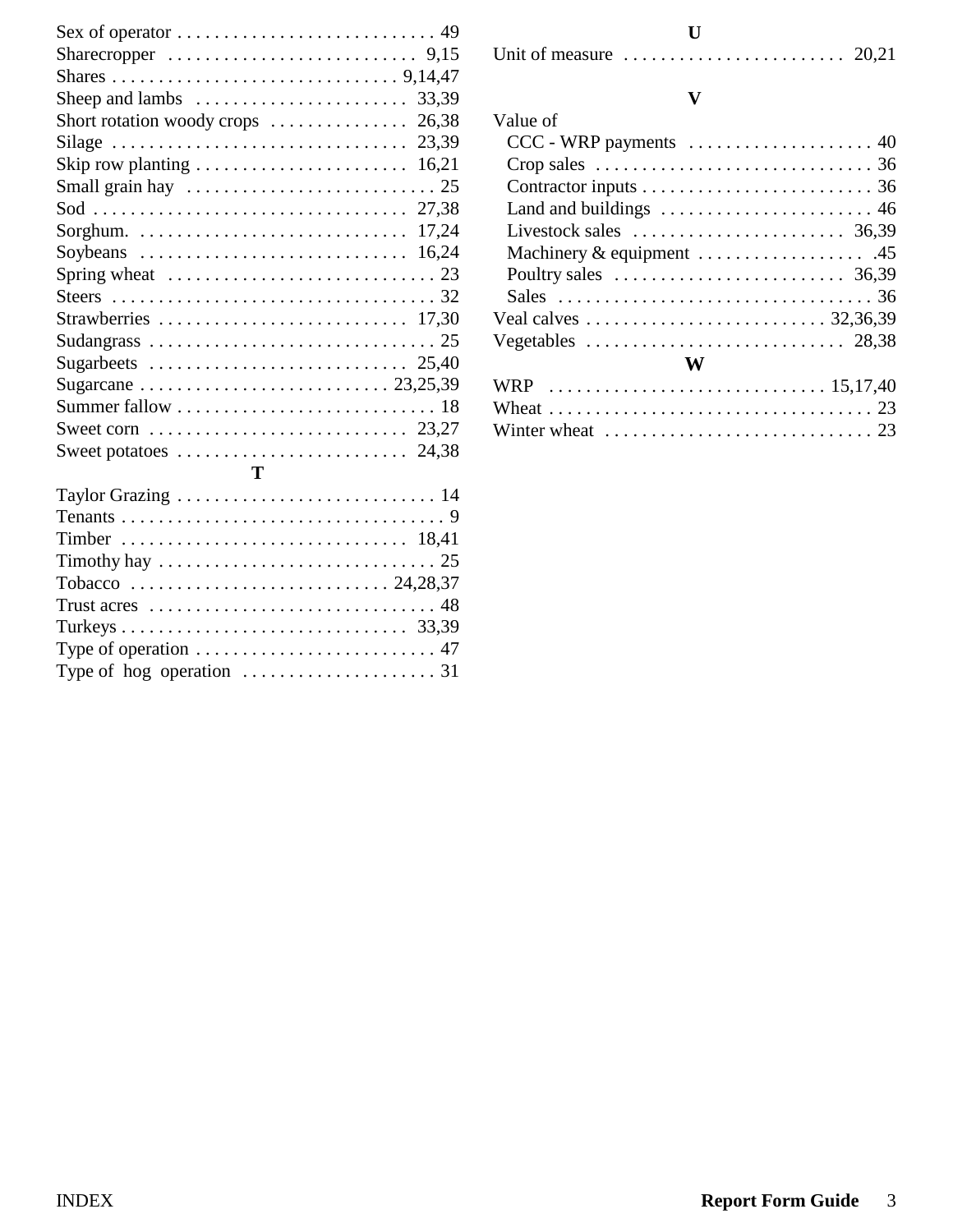Sex of operator . . . . . . . . . . . . . . . . . . . . . . . . . . . . 49
Sharecropper . . . . . . . . . . . . . . . . . . . . . . . . . . . 9,15
Shares . . . . . . . . . . . . . . . . . . . . . . . . . . . . . . . 9,14,47
Sheep and lambs . . . . . . . . . . . . . . . . . . . . . . . 33,39
Short rotation woody crops . . . . . . . . . . . . . . . 26,38
Silage . . . . . . . . . . . . . . . . . . . . . . . . . . . . . . . . 23,39
Skip row planting . . . . . . . . . . . . . . . . . . . . . . . 16,21
Small grain hay . . . . . . . . . . . . . . . . . . . . . . . . . . 25
Sod . . . . . . . . . . . . . . . . . . . . . . . . . . . . . . . . . . 27,38
Sorghum. . . . . . . . . . . . . . . . . . . . . . . . . . . . . . 17,24
Soybeans . . . . . . . . . . . . . . . . . . . . . . . . . . . . . 16,24
Spring wheat . . . . . . . . . . . . . . . . . . . . . . . . . . . . 23
Steers . . . . . . . . . . . . . . . . . . . . . . . . . . . . . . . . . . 32
Strawberries . . . . . . . . . . . . . . . . . . . . . . . . . . . 17,30
Sudangrass . . . . . . . . . . . . . . . . . . . . . . . . . . . . . . 25
Sugarbeets . . . . . . . . . . . . . . . . . . . . . . . . . . . . 25,40
Sugarcane . . . . . . . . . . . . . . . . . . . . . . . . . . . 23,25,39
Summer fallow . . . . . . . . . . . . . . . . . . . . . . . . . . . . 18
Sweet corn . . . . . . . . . . . . . . . . . . . . . . . . . . . . 23,27
Sweet potatoes . . . . . . . . . . . . . . . . . . . . . . . . . 24,38

**T**

Taylor Grazing . . . . . . . . . . . . . . . . . . . . . . . . . . . . 14
Tenants . . . . . . . . . . . . . . . . . . . . . . . . . . . . . . . . . . . 9
Timber . . . . . . . . . . . . . . . . . . . . . . . . . . . . . . . 18,41
Timothy hay . . . . . . . . . . . . . . . . . . . . . . . . . . . . . . 25
Tobacco . . . . . . . . . . . . . . . . . . . . . . . . . . . . 24,28,37
Trust acres . . . . . . . . . . . . . . . . . . . . . . . . . . . . . . . 48
Turkeys . . . . . . . . . . . . . . . . . . . . . . . . . . . . . . . 33,39
Type of operation . . . . . . . . . . . . . . . . . . . . . . . . . . 47
Type of hog operation . . . . . . . . . . . . . . . . . . . . . 31

**U**

Unit of measure . . . . . . . . . . . . . . . . . . . . . . . . 20,21

**V**

Value of
  CCC - WRP payments . . . . . . . . . . . . . . . . . . . . 40
  Crop sales . . . . . . . . . . . . . . . . . . . . . . . . . . . . . . 36
  Contractor inputs . . . . . . . . . . . . . . . . . . . . . . . . . 36
  Land and buildings . . . . . . . . . . . . . . . . . . . . . . . 46
  Livestock sales . . . . . . . . . . . . . . . . . . . . . . . 36,39
  Machinery & equipment . . . . . . . . . . . . . . . . . . .45
  Poultry sales . . . . . . . . . . . . . . . . . . . . . . . . . 36,39
  Sales . . . . . . . . . . . . . . . . . . . . . . . . . . . . . . . . . . 36
Veal calves . . . . . . . . . . . . . . . . . . . . . . . . . . 32,36,39
Vegetables . . . . . . . . . . . . . . . . . . . . . . . . . . . . 28,38

**W**

WRP . . . . . . . . . . . . . . . . . . . . . . . . . . . . . . 15,17,40
Wheat . . . . . . . . . . . . . . . . . . . . . . . . . . . . . . . . . . . 23
Winter wheat . . . . . . . . . . . . . . . . . . . . . . . . . . . . . 23